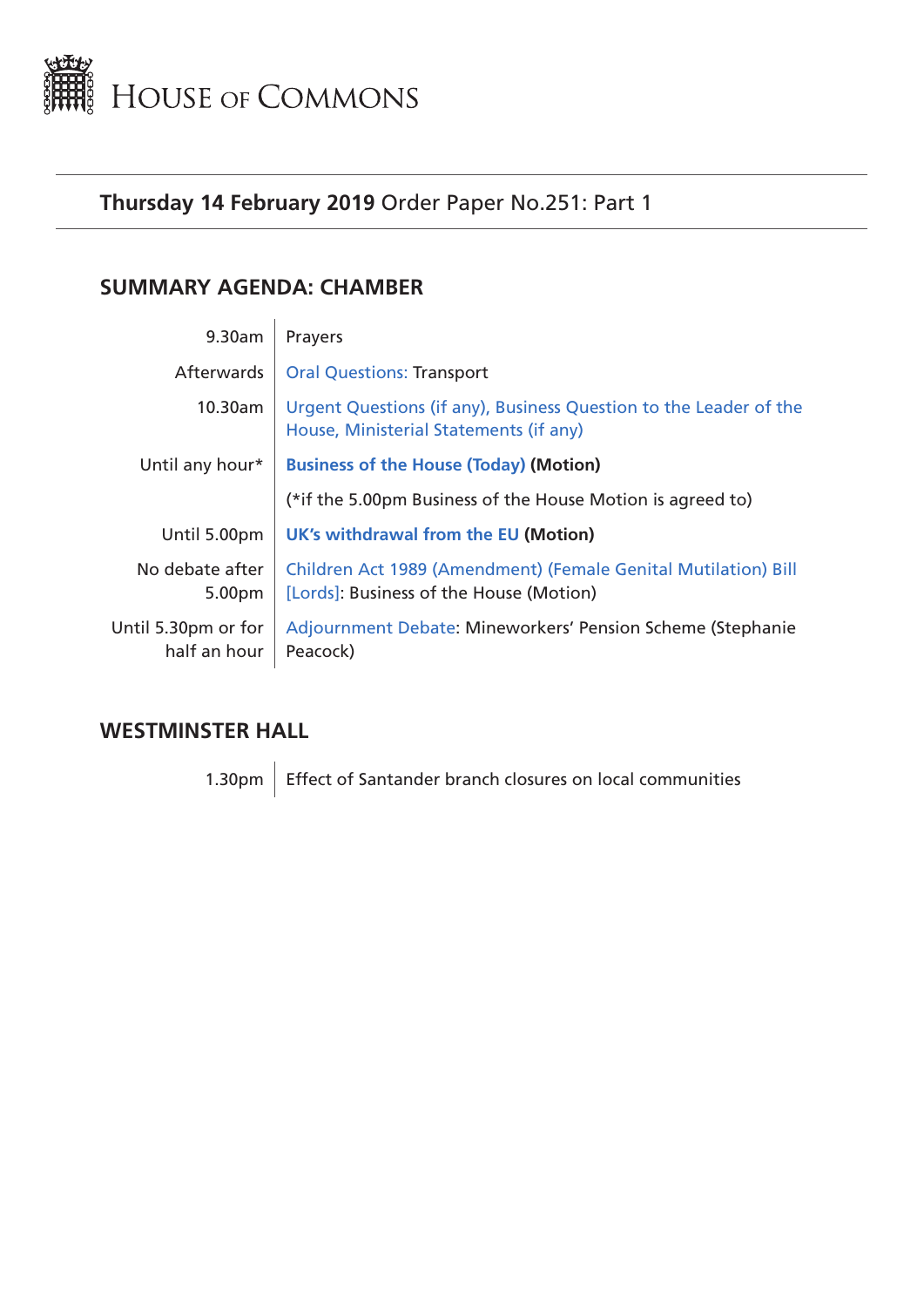# House of Commons

## **Thursday 14 February 2019** Order Paper No.251: Part 1

## SUMMARY AGENDA: CHAMBER

| | |
|---|---|
| 9.30am | Prayers |
| Afterwards | Oral Questions: Transport |
| 10.30am | Urgent Questions (if any), Business Question to the Leader of the House, Ministerial Statements (if any) |
| Until any hour* | **Business of the House (Today) (Motion)** |
| | (*if the 5.00pm Business of the House Motion is agreed to) |
| Until 5.00pm | **UK's withdrawal from the EU (Motion)** |
| No debate after 5.00pm | Children Act 1989 (Amendment) (Female Genital Mutilation) Bill [Lords]: Business of the House (Motion) |
| Until 5.30pm or for half an hour | Adjournment Debate: Mineworkers' Pension Scheme (Stephanie Peacock) |

## WESTMINSTER HALL

| | |
|---|---|
| 1.30pm | Effect of Santander branch closures on local communities |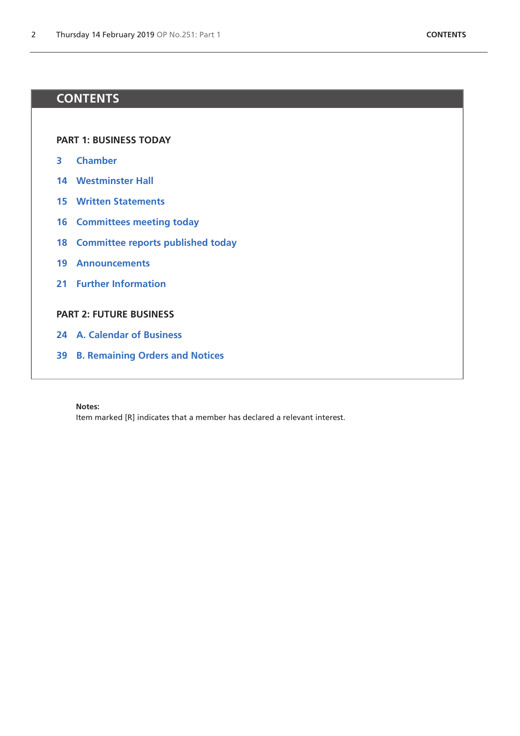# CONTENTS

## PART 1: BUSINESS TODAY

3 Chamber

14 Westminster Hall

15 Written Statements

16 Committees meeting today

18 Committee reports published today

19 Announcements

21 Further Information

## PART 2: FUTURE BUSINESS

24 A. Calendar of Business

39 B. Remaining Orders and Notices

**Notes:**
Item marked [R] indicates that a member has declared a relevant interest.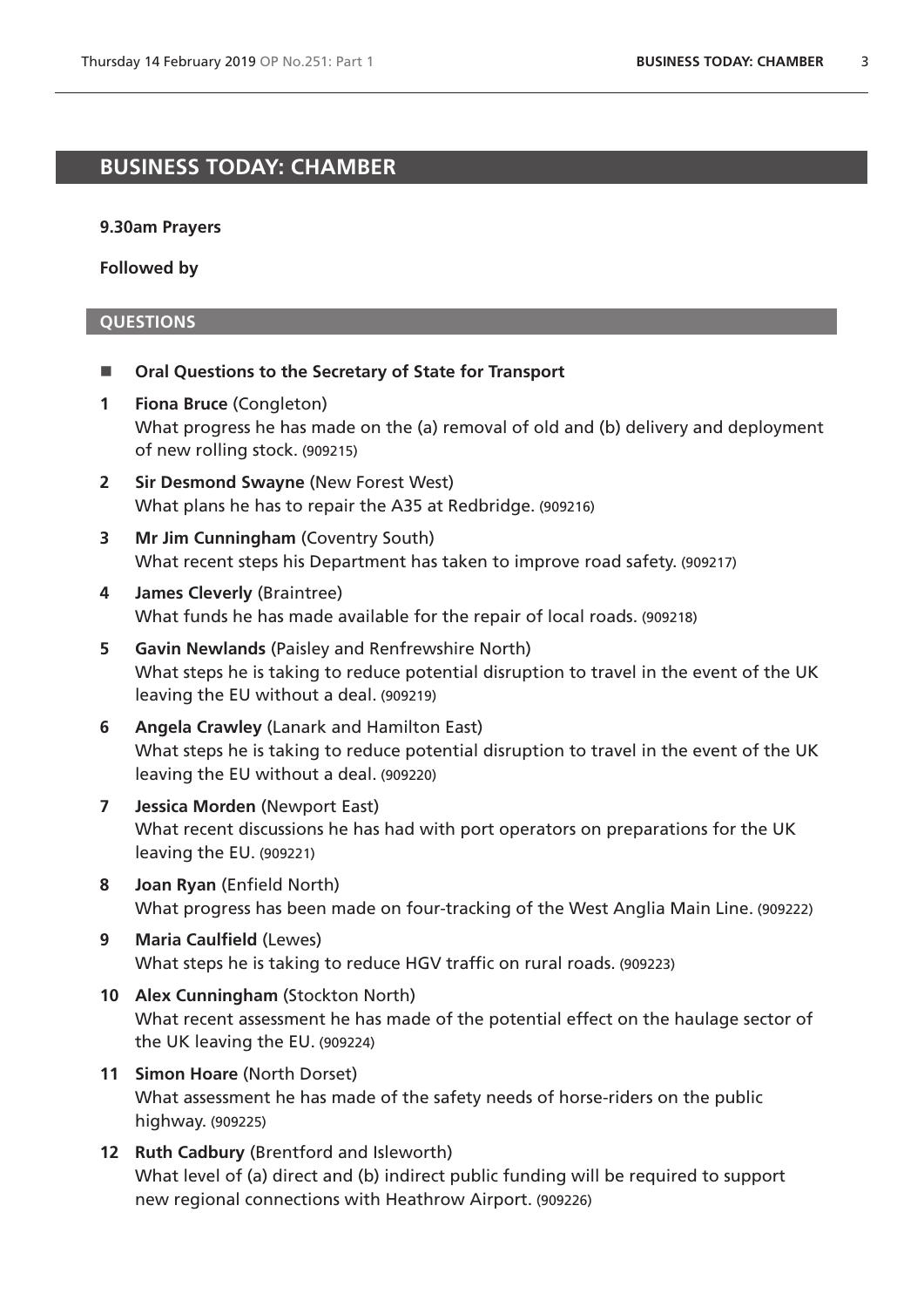# BUSINESS TODAY: CHAMBER

**9.30am Prayers**

**Followed by**

## QUESTIONS

- **Oral Questions to the Secretary of State for Transport**

**1** **Fiona Bruce** (Congleton)
What progress he has made on the (a) removal of old and (b) delivery and deployment of new rolling stock. (909215)

**2** **Sir Desmond Swayne** (New Forest West)
What plans he has to repair the A35 at Redbridge. (909216)

**3** **Mr Jim Cunningham** (Coventry South)
What recent steps his Department has taken to improve road safety. (909217)

**4** **James Cleverly** (Braintree)
What funds he has made available for the repair of local roads. (909218)

**5** **Gavin Newlands** (Paisley and Renfrewshire North)
What steps he is taking to reduce potential disruption to travel in the event of the UK leaving the EU without a deal. (909219)

**6** **Angela Crawley** (Lanark and Hamilton East)
What steps he is taking to reduce potential disruption to travel in the event of the UK leaving the EU without a deal. (909220)

**7** **Jessica Morden** (Newport East)
What recent discussions he has had with port operators on preparations for the UK leaving the EU. (909221)

**8** **Joan Ryan** (Enfield North)
What progress has been made on four-tracking of the West Anglia Main Line. (909222)

**9** **Maria Caulfield** (Lewes)
What steps he is taking to reduce HGV traffic on rural roads. (909223)

**10** **Alex Cunningham** (Stockton North)
What recent assessment he has made of the potential effect on the haulage sector of the UK leaving the EU. (909224)

**11** **Simon Hoare** (North Dorset)
What assessment he has made of the safety needs of horse-riders on the public highway. (909225)

**12** **Ruth Cadbury** (Brentford and Isleworth)
What level of (a) direct and (b) indirect public funding will be required to support new regional connections with Heathrow Airport. (909226)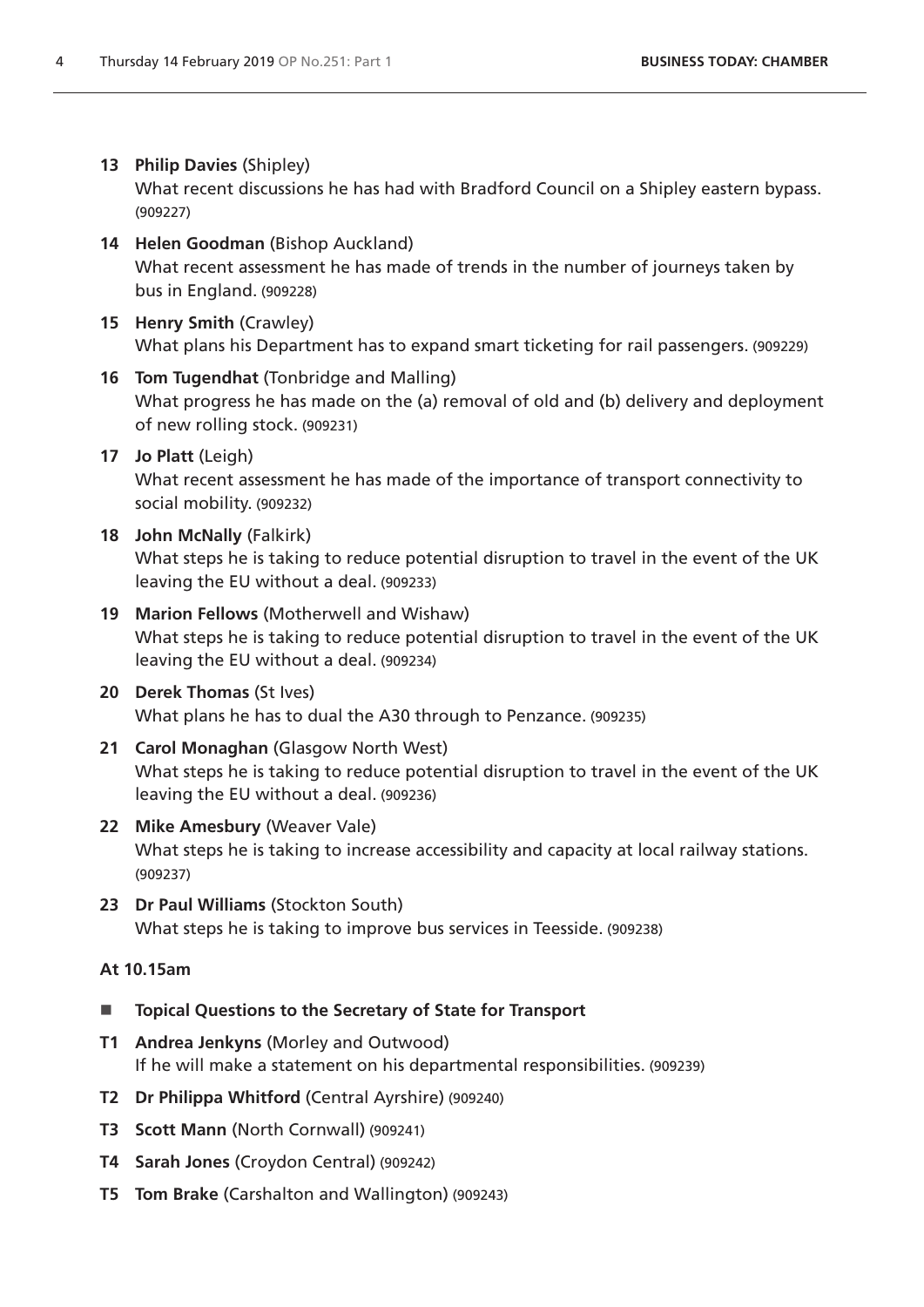**13 Philip Davies** (Shipley)
What recent discussions he has had with Bradford Council on a Shipley eastern bypass. (909227)

**14 Helen Goodman** (Bishop Auckland)
What recent assessment he has made of trends in the number of journeys taken by bus in England. (909228)

**15 Henry Smith** (Crawley)
What plans his Department has to expand smart ticketing for rail passengers. (909229)

**16 Tom Tugendhat** (Tonbridge and Malling)
What progress he has made on the (a) removal of old and (b) delivery and deployment of new rolling stock. (909231)

**17 Jo Platt** (Leigh)
What recent assessment he has made of the importance of transport connectivity to social mobility. (909232)

**18 John McNally** (Falkirk)
What steps he is taking to reduce potential disruption to travel in the event of the UK leaving the EU without a deal. (909233)

**19 Marion Fellows** (Motherwell and Wishaw)
What steps he is taking to reduce potential disruption to travel in the event of the UK leaving the EU without a deal. (909234)

**20 Derek Thomas** (St Ives)
What plans he has to dual the A30 through to Penzance. (909235)

**21 Carol Monaghan** (Glasgow North West)
What steps he is taking to reduce potential disruption to travel in the event of the UK leaving the EU without a deal. (909236)

**22 Mike Amesbury** (Weaver Vale)
What steps he is taking to increase accessibility and capacity at local railway stations. (909237)

**23 Dr Paul Williams** (Stockton South)
What steps he is taking to improve bus services in Teesside. (909238)

**At 10.15am**

- **Topical Questions to the Secretary of State for Transport**

**T1 Andrea Jenkyns** (Morley and Outwood)
If he will make a statement on his departmental responsibilities. (909239)

**T2 Dr Philippa Whitford** (Central Ayrshire) (909240)

**T3 Scott Mann** (North Cornwall) (909241)

**T4 Sarah Jones** (Croydon Central) (909242)

**T5 Tom Brake** (Carshalton and Wallington) (909243)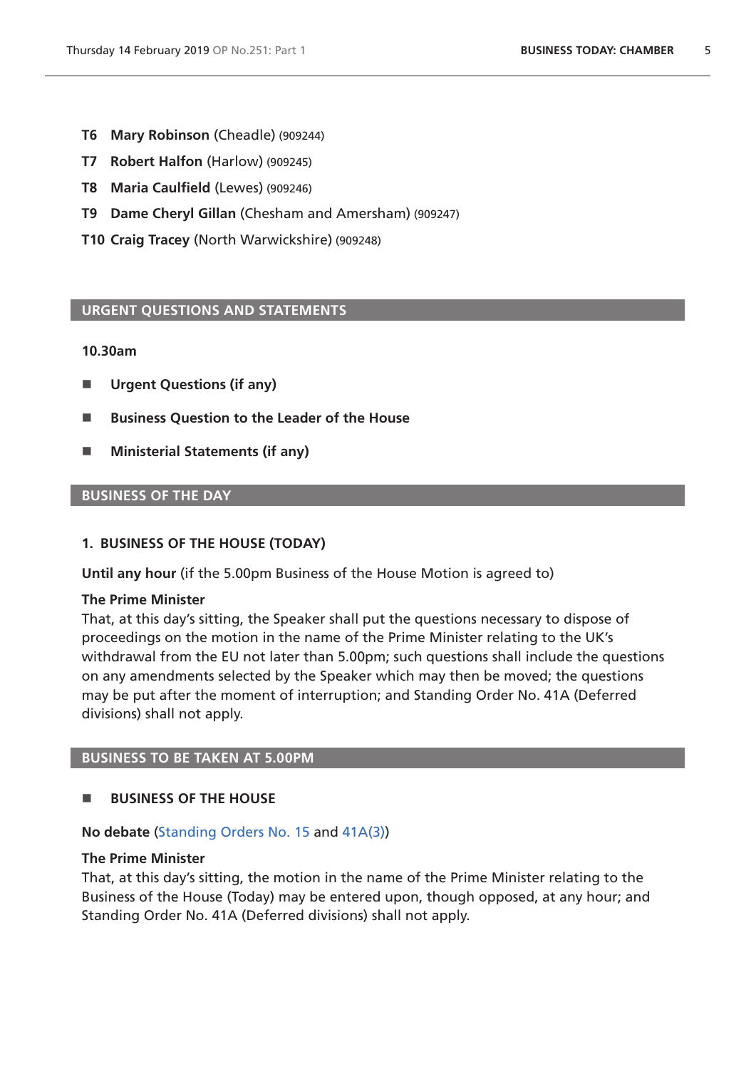**T6** **Mary Robinson** (Cheadle) (909244)

**T7** **Robert Halfon** (Harlow) (909245)

**T8** **Maria Caulfield** (Lewes) (909246)

**T9** **Dame Cheryl Gillan** (Chesham and Amersham) (909247)

**T10** **Craig Tracey** (North Warwickshire) (909248)

## URGENT QUESTIONS AND STATEMENTS

**10.30am**

- **Urgent Questions (if any)**
- **Business Question to the Leader of the House**
- **Ministerial Statements (if any)**

## BUSINESS OF THE DAY

### 1. BUSINESS OF THE HOUSE (TODAY)

**Until any hour** (if the 5.00pm Business of the House Motion is agreed to)

**The Prime Minister**
That, at this day's sitting, the Speaker shall put the questions necessary to dispose of proceedings on the motion in the name of the Prime Minister relating to the UK's withdrawal from the EU not later than 5.00pm; such questions shall include the questions on any amendments selected by the Speaker which may then be moved; the questions may be put after the moment of interruption; and Standing Order No. 41A (Deferred divisions) shall not apply.

## BUSINESS TO BE TAKEN AT 5.00PM

- **BUSINESS OF THE HOUSE**

**No debate** (Standing Orders No. 15 and 41A(3))

**The Prime Minister**
That, at this day's sitting, the motion in the name of the Prime Minister relating to the Business of the House (Today) may be entered upon, though opposed, at any hour; and Standing Order No. 41A (Deferred divisions) shall not apply.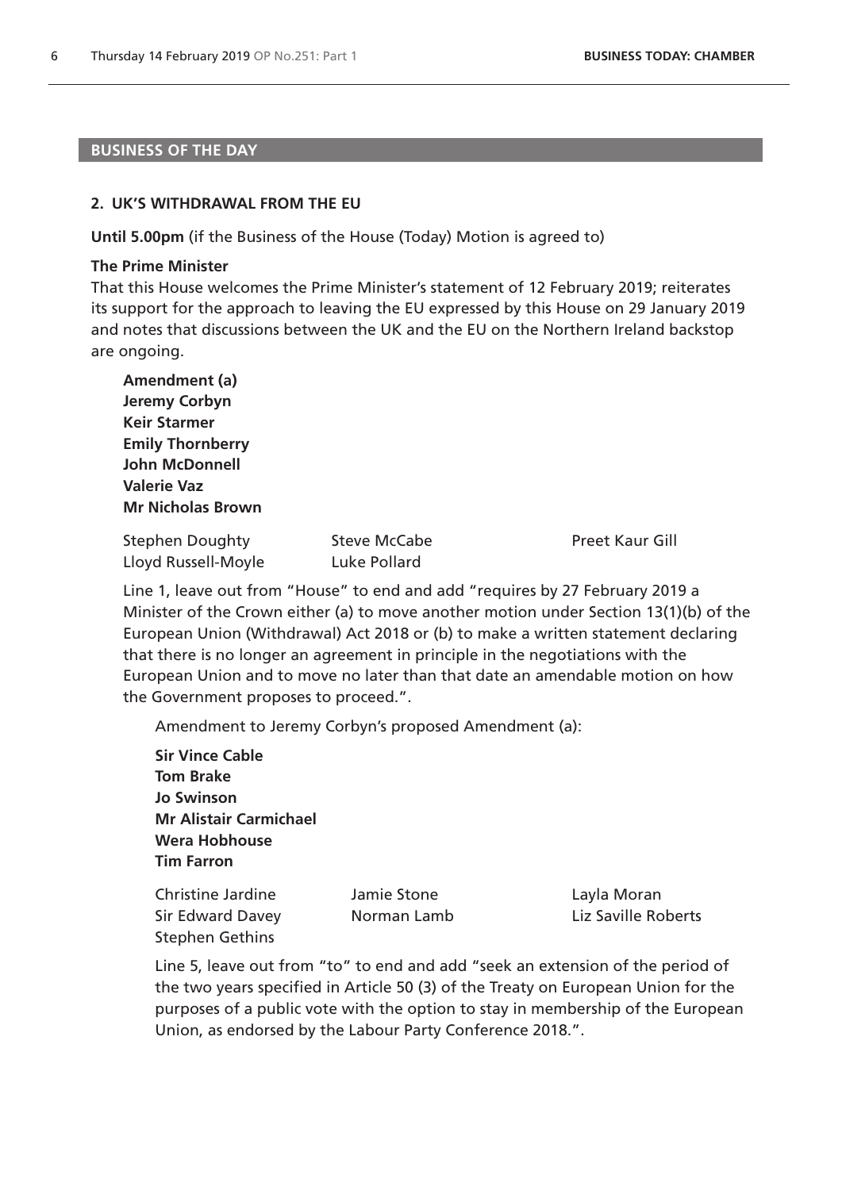## BUSINESS OF THE DAY

### 2. UK'S WITHDRAWAL FROM THE EU

**Until 5.00pm** (if the Business of the House (Today) Motion is agreed to)

**The Prime Minister**

That this House welcomes the Prime Minister's statement of 12 February 2019; reiterates its support for the approach to leaving the EU expressed by this House on 29 January 2019 and notes that discussions between the UK and the EU on the Northern Ireland backstop are ongoing.

**Amendment (a)**
**Jeremy Corbyn**
**Keir Starmer**
**Emily Thornberry**
**John McDonnell**
**Valerie Vaz**
**Mr Nicholas Brown**

Stephen Doughty
Steve McCabe
Preet Kaur Gill
Lloyd Russell-Moyle
Luke Pollard

Line 1, leave out from "House" to end and add "requires by 27 February 2019 a Minister of the Crown either (a) to move another motion under Section 13(1)(b) of the European Union (Withdrawal) Act 2018 or (b) to make a written statement declaring that there is no longer an agreement in principle in the negotiations with the European Union and to move no later than that date an amendable motion on how the Government proposes to proceed.".

Amendment to Jeremy Corbyn's proposed Amendment (a):

**Sir Vince Cable**
**Tom Brake**
**Jo Swinson**
**Mr Alistair Carmichael**
**Wera Hobhouse**
**Tim Farron**

Christine Jardine
Jamie Stone
Layla Moran
Sir Edward Davey
Norman Lamb
Liz Saville Roberts
Stephen Gethins

Line 5, leave out from "to" to end and add "seek an extension of the period of the two years specified in Article 50 (3) of the Treaty on European Union for the purposes of a public vote with the option to stay in membership of the European Union, as endorsed by the Labour Party Conference 2018.".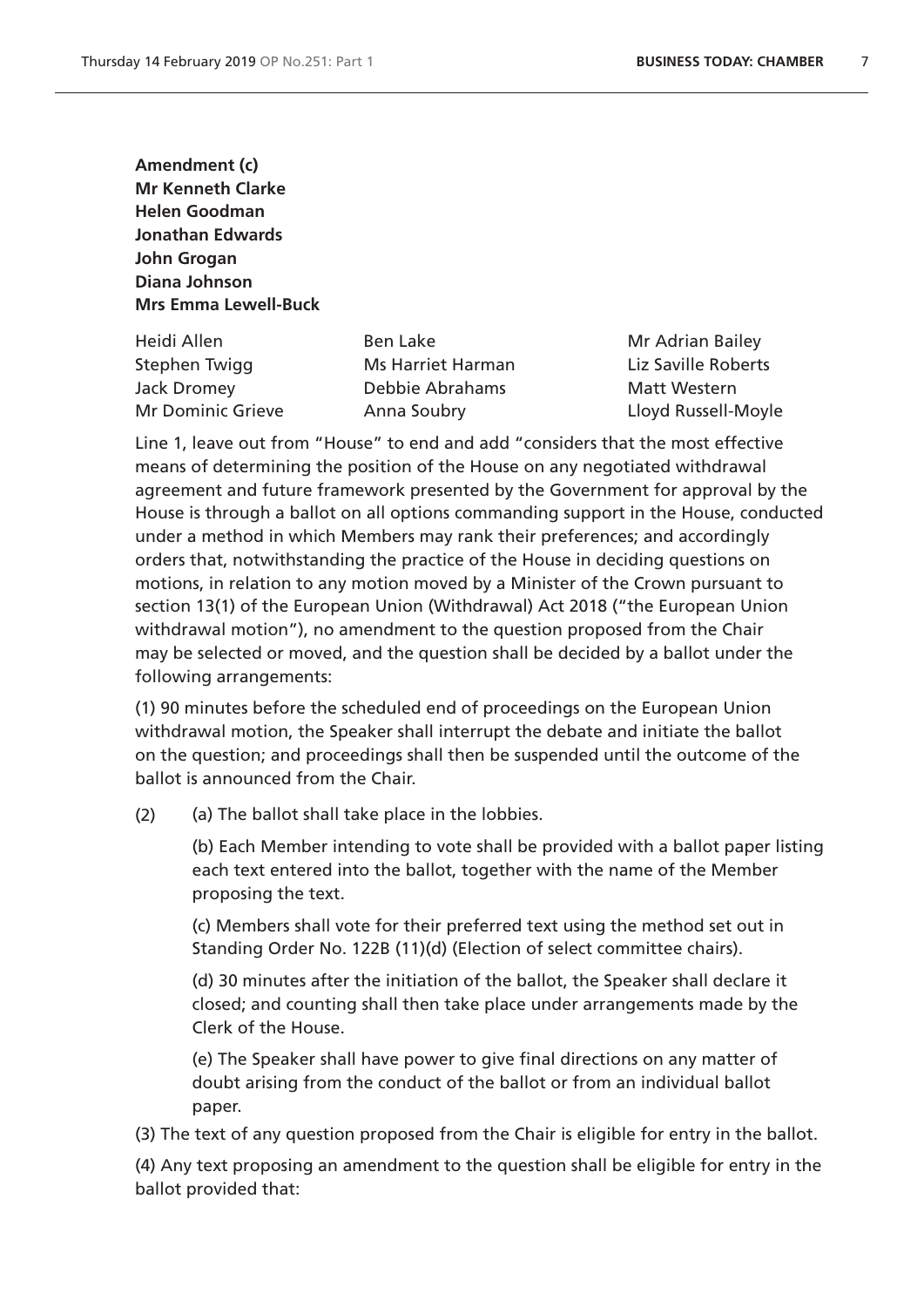**Amendment (c)**
**Mr Kenneth Clarke**
**Helen Goodman**
**Jonathan Edwards**
**John Grogan**
**Diana Johnson**
**Mrs Emma Lewell-Buck**

| | | |
|---|---|---|
| Heidi Allen | Ben Lake | Mr Adrian Bailey |
| Stephen Twigg | Ms Harriet Harman | Liz Saville Roberts |
| Jack Dromey | Debbie Abrahams | Matt Western |
| Mr Dominic Grieve | Anna Soubry | Lloyd Russell-Moyle |

Line 1, leave out from "House" to end and add "considers that the most effective means of determining the position of the House on any negotiated withdrawal agreement and future framework presented by the Government for approval by the House is through a ballot on all options commanding support in the House, conducted under a method in which Members may rank their preferences; and accordingly orders that, notwithstanding the practice of the House in deciding questions on motions, in relation to any motion moved by a Minister of the Crown pursuant to section 13(1) of the European Union (Withdrawal) Act 2018 ("the European Union withdrawal motion"), no amendment to the question proposed from the Chair may be selected or moved, and the question shall be decided by a ballot under the following arrangements:

(1) 90 minutes before the scheduled end of proceedings on the European Union withdrawal motion, the Speaker shall interrupt the debate and initiate the ballot on the question; and proceedings shall then be suspended until the outcome of the ballot is announced from the Chair.

(2) (a) The ballot shall take place in the lobbies.

(b) Each Member intending to vote shall be provided with a ballot paper listing each text entered into the ballot, together with the name of the Member proposing the text.

(c) Members shall vote for their preferred text using the method set out in Standing Order No. 122B (11)(d) (Election of select committee chairs).

(d) 30 minutes after the initiation of the ballot, the Speaker shall declare it closed; and counting shall then take place under arrangements made by the Clerk of the House.

(e) The Speaker shall have power to give final directions on any matter of doubt arising from the conduct of the ballot or from an individual ballot paper.

(3) The text of any question proposed from the Chair is eligible for entry in the ballot.

(4) Any text proposing an amendment to the question shall be eligible for entry in the ballot provided that: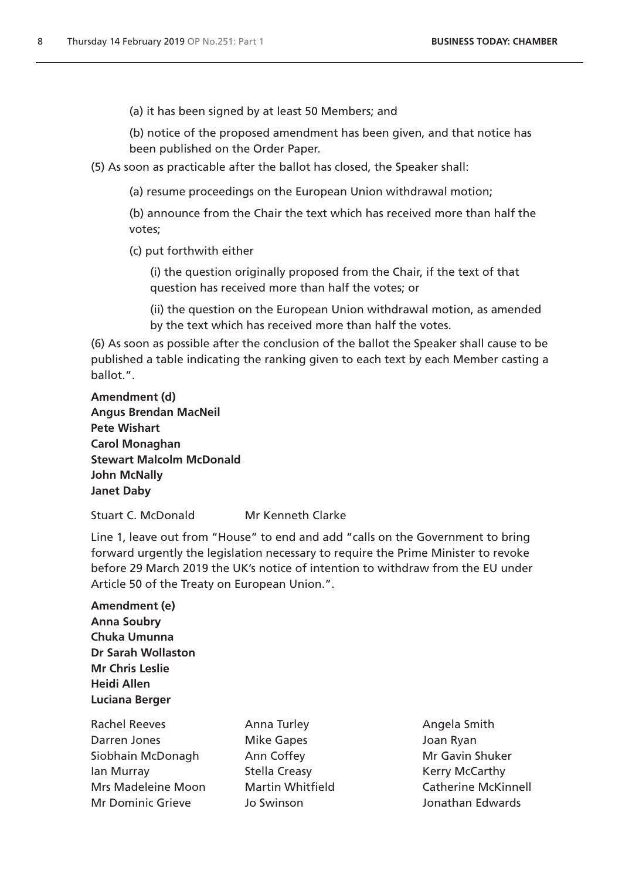(a) it has been signed by at least 50 Members; and

(b) notice of the proposed amendment has been given, and that notice has been published on the Order Paper.

(5) As soon as practicable after the ballot has closed, the Speaker shall:

(a) resume proceedings on the European Union withdrawal motion;

(b) announce from the Chair the text which has received more than half the votes;

(c) put forthwith either

(i) the question originally proposed from the Chair, if the text of that question has received more than half the votes; or

(ii) the question on the European Union withdrawal motion, as amended by the text which has received more than half the votes.

(6) As soon as possible after the conclusion of the ballot the Speaker shall cause to be published a table indicating the ranking given to each text by each Member casting a ballot.".

**Amendment (d)**
**Angus Brendan MacNeil**
**Pete Wishart**
**Carol Monaghan**
**Stewart Malcolm McDonald**
**John McNally**
**Janet Daby**

Stuart C. McDonald
Mr Kenneth Clarke

Line 1, leave out from "House" to end and add "calls on the Government to bring forward urgently the legislation necessary to require the Prime Minister to revoke before 29 March 2019 the UK's notice of intention to withdraw from the EU under Article 50 of the Treaty on European Union.".

**Amendment (e)**
**Anna Soubry**
**Chuka Umunna**
**Dr Sarah Wollaston**
**Mr Chris Leslie**
**Heidi Allen**
**Luciana Berger**

Rachel Reeves
Anna Turley
Angela Smith
Darren Jones
Mike Gapes
Joan Ryan
Siobhain McDonagh
Ann Coffey
Mr Gavin Shuker
Ian Murray
Stella Creasy
Kerry McCarthy
Mrs Madeleine Moon
Martin Whitfield
Catherine McKinnell
Mr Dominic Grieve
Jo Swinson
Jonathan Edwards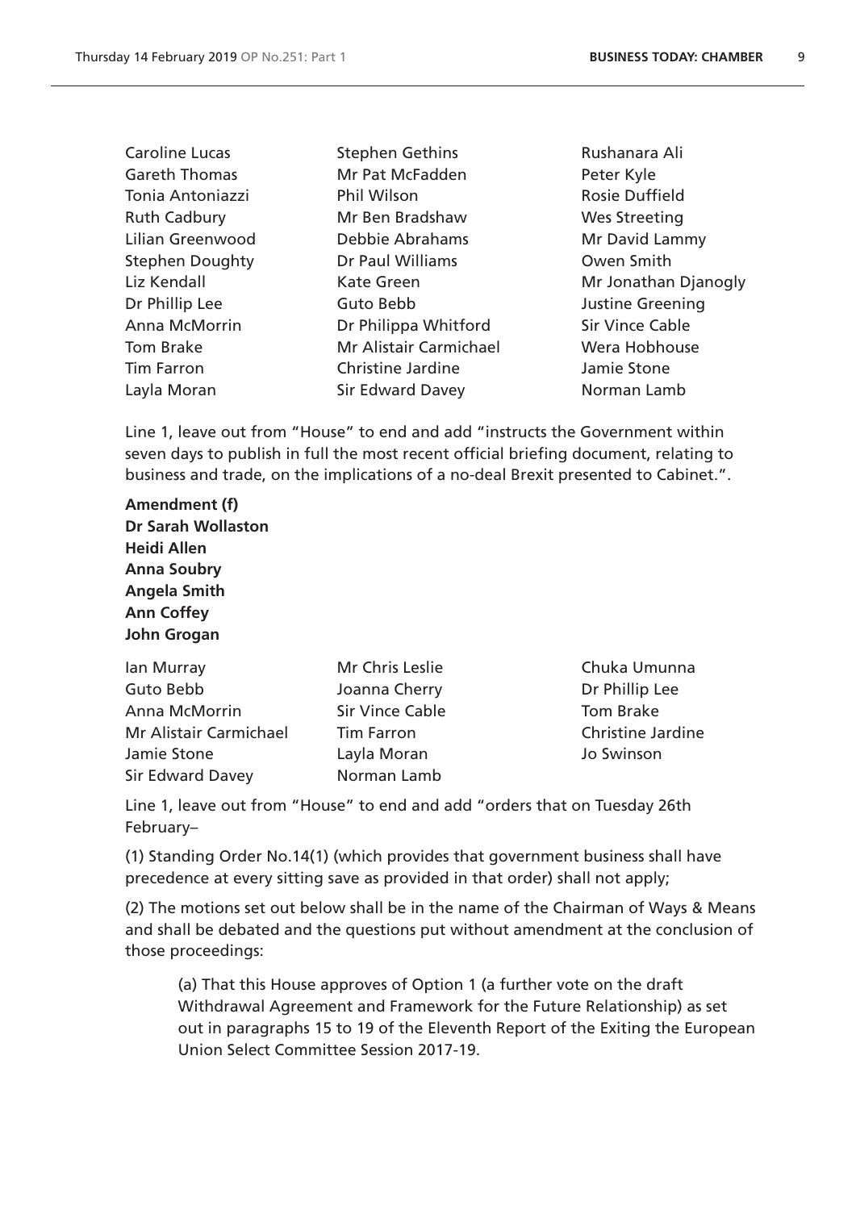| | | |
|---|---|---|
| Caroline Lucas | Stephen Gethins | Rushanara Ali |
| Gareth Thomas | Mr Pat McFadden | Peter Kyle |
| Tonia Antoniazzi | Phil Wilson | Rosie Duffield |
| Ruth Cadbury | Mr Ben Bradshaw | Wes Streeting |
| Lilian Greenwood | Debbie Abrahams | Mr David Lammy |
| Stephen Doughty | Dr Paul Williams | Owen Smith |
| Liz Kendall | Kate Green | Mr Jonathan Djanogly |
| Dr Phillip Lee | Guto Bebb | Justine Greening |
| Anna McMorrin | Dr Philippa Whitford | Sir Vince Cable |
| Tom Brake | Mr Alistair Carmichael | Wera Hobhouse |
| Tim Farron | Christine Jardine | Jamie Stone |
| Layla Moran | Sir Edward Davey | Norman Lamb |

Line 1, leave out from "House" to end and add "instructs the Government within seven days to publish in full the most recent official briefing document, relating to business and trade, on the implications of a no-deal Brexit presented to Cabinet.".

**Amendment (f)**
**Dr Sarah Wollaston**
**Heidi Allen**
**Anna Soubry**
**Angela Smith**
**Ann Coffey**
**John Grogan**

| | | |
|---|---|---|
| Ian Murray | Mr Chris Leslie | Chuka Umunna |
| Guto Bebb | Joanna Cherry | Dr Phillip Lee |
| Anna McMorrin | Sir Vince Cable | Tom Brake |
| Mr Alistair Carmichael | Tim Farron | Christine Jardine |
| Jamie Stone | Layla Moran | Jo Swinson |
| Sir Edward Davey | Norman Lamb | |

Line 1, leave out from "House" to end and add "orders that on Tuesday 26th February–

(1) Standing Order No.14(1) (which provides that government business shall have precedence at every sitting save as provided in that order) shall not apply;

(2) The motions set out below shall be in the name of the Chairman of Ways & Means and shall be debated and the questions put without amendment at the conclusion of those proceedings:

> (a) That this House approves of Option 1 (a further vote on the draft Withdrawal Agreement and Framework for the Future Relationship) as set out in paragraphs 15 to 19 of the Eleventh Report of the Exiting the European Union Select Committee Session 2017-19.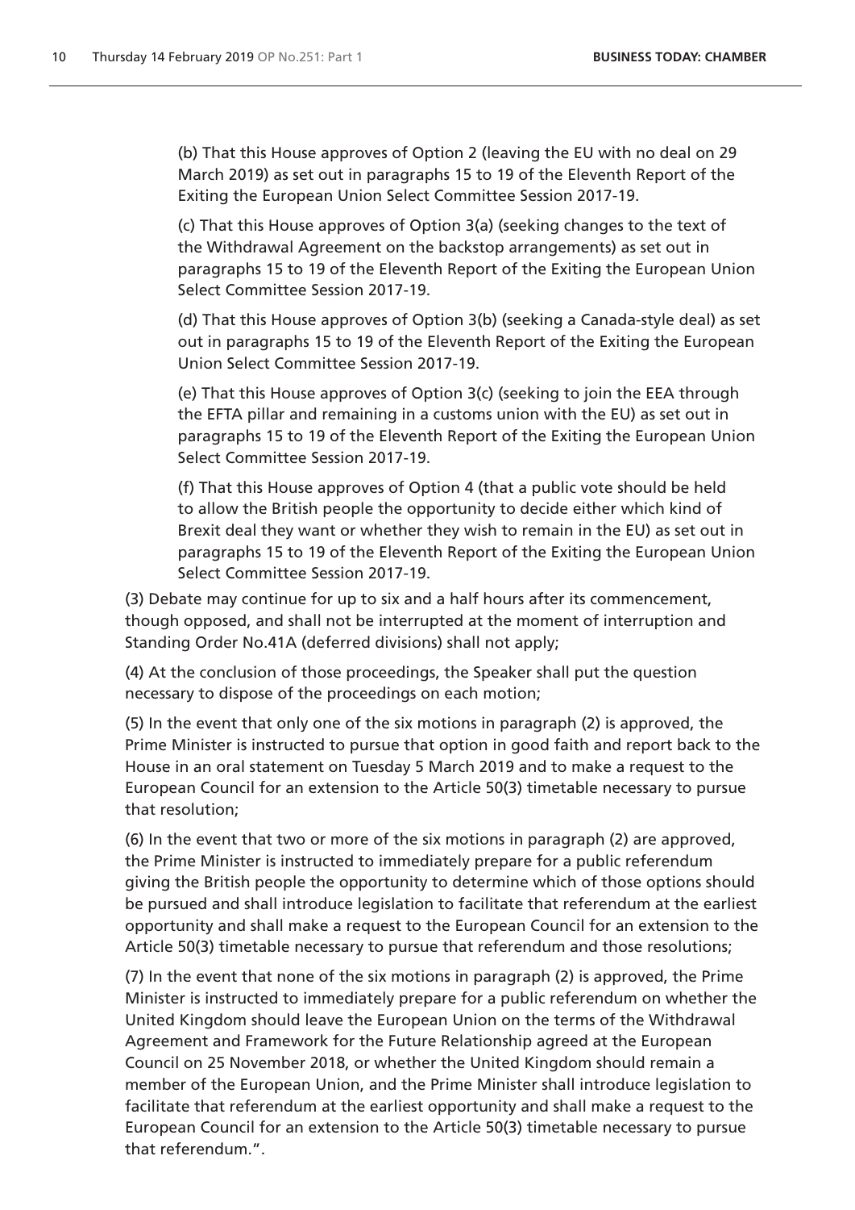(b) That this House approves of Option 2 (leaving the EU with no deal on 29 March 2019) as set out in paragraphs 15 to 19 of the Eleventh Report of the Exiting the European Union Select Committee Session 2017-19.

(c) That this House approves of Option 3(a) (seeking changes to the text of the Withdrawal Agreement on the backstop arrangements) as set out in paragraphs 15 to 19 of the Eleventh Report of the Exiting the European Union Select Committee Session 2017-19.

(d) That this House approves of Option 3(b) (seeking a Canada-style deal) as set out in paragraphs 15 to 19 of the Eleventh Report of the Exiting the European Union Select Committee Session 2017-19.

(e) That this House approves of Option 3(c) (seeking to join the EEA through the EFTA pillar and remaining in a customs union with the EU) as set out in paragraphs 15 to 19 of the Eleventh Report of the Exiting the European Union Select Committee Session 2017-19.

(f) That this House approves of Option 4 (that a public vote should be held to allow the British people the opportunity to decide either which kind of Brexit deal they want or whether they wish to remain in the EU) as set out in paragraphs 15 to 19 of the Eleventh Report of the Exiting the European Union Select Committee Session 2017-19.

(3) Debate may continue for up to six and a half hours after its commencement, though opposed, and shall not be interrupted at the moment of interruption and Standing Order No.41A (deferred divisions) shall not apply;

(4) At the conclusion of those proceedings, the Speaker shall put the question necessary to dispose of the proceedings on each motion;

(5) In the event that only one of the six motions in paragraph (2) is approved, the Prime Minister is instructed to pursue that option in good faith and report back to the House in an oral statement on Tuesday 5 March 2019 and to make a request to the European Council for an extension to the Article 50(3) timetable necessary to pursue that resolution;

(6) In the event that two or more of the six motions in paragraph (2) are approved, the Prime Minister is instructed to immediately prepare for a public referendum giving the British people the opportunity to determine which of those options should be pursued and shall introduce legislation to facilitate that referendum at the earliest opportunity and shall make a request to the European Council for an extension to the Article 50(3) timetable necessary to pursue that referendum and those resolutions;

(7) In the event that none of the six motions in paragraph (2) is approved, the Prime Minister is instructed to immediately prepare for a public referendum on whether the United Kingdom should leave the European Union on the terms of the Withdrawal Agreement and Framework for the Future Relationship agreed at the European Council on 25 November 2018, or whether the United Kingdom should remain a member of the European Union, and the Prime Minister shall introduce legislation to facilitate that referendum at the earliest opportunity and shall make a request to the European Council for an extension to the Article 50(3) timetable necessary to pursue that referendum.".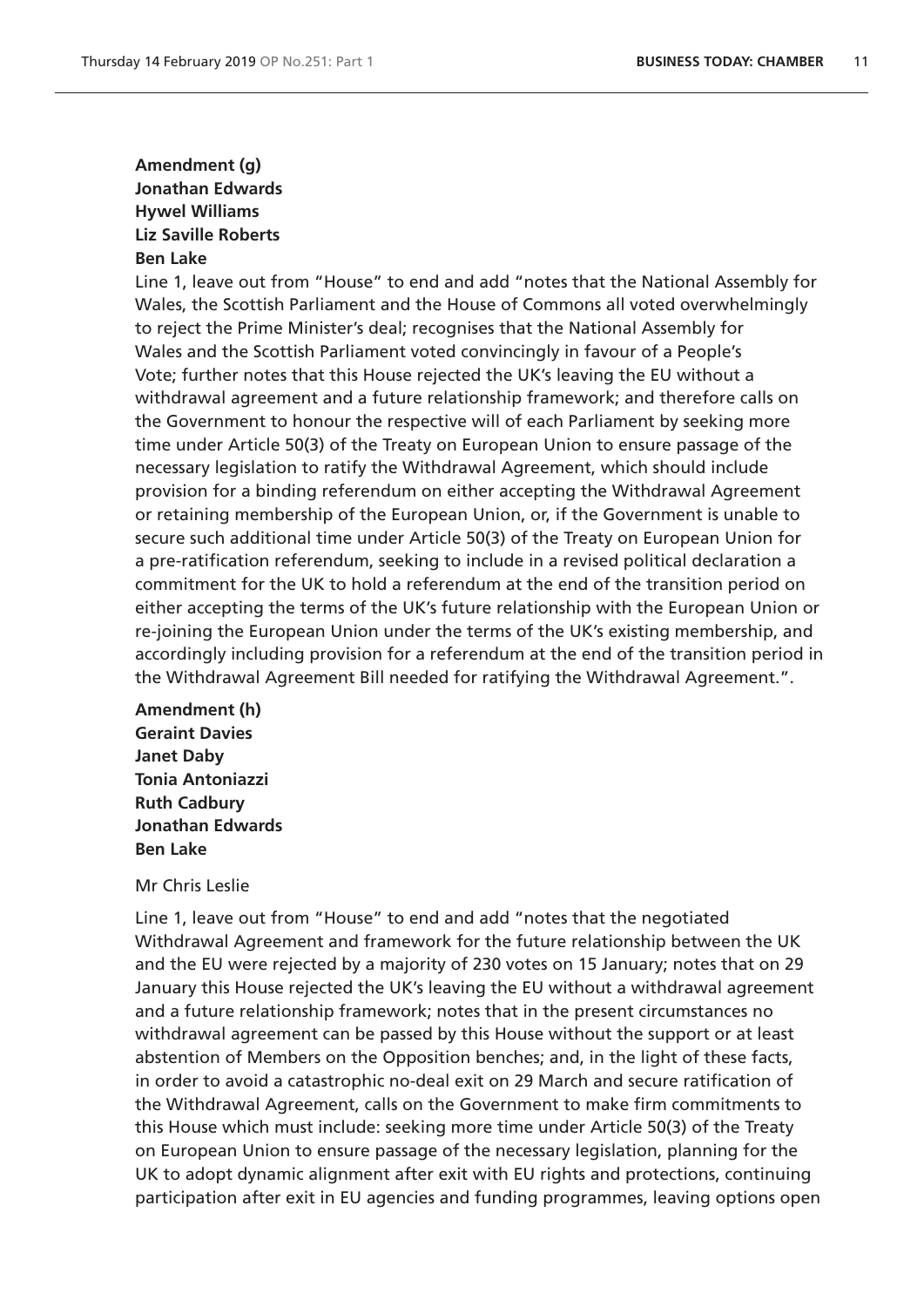**Amendment (g)**
**Jonathan Edwards**
**Hywel Williams**
**Liz Saville Roberts**
**Ben Lake**

Line 1, leave out from "House" to end and add "notes that the National Assembly for Wales, the Scottish Parliament and the House of Commons all voted overwhelmingly to reject the Prime Minister's deal; recognises that the National Assembly for Wales and the Scottish Parliament voted convincingly in favour of a People's Vote; further notes that this House rejected the UK's leaving the EU without a withdrawal agreement and a future relationship framework; and therefore calls on the Government to honour the respective will of each Parliament by seeking more time under Article 50(3) of the Treaty on European Union to ensure passage of the necessary legislation to ratify the Withdrawal Agreement, which should include provision for a binding referendum on either accepting the Withdrawal Agreement or retaining membership of the European Union, or, if the Government is unable to secure such additional time under Article 50(3) of the Treaty on European Union for a pre-ratification referendum, seeking to include in a revised political declaration a commitment for the UK to hold a referendum at the end of the transition period on either accepting the terms of the UK's future relationship with the European Union or re-joining the European Union under the terms of the UK's existing membership, and accordingly including provision for a referendum at the end of the transition period in the Withdrawal Agreement Bill needed for ratifying the Withdrawal Agreement.".

**Amendment (h)**
**Geraint Davies**
**Janet Daby**
**Tonia Antoniazzi**
**Ruth Cadbury**
**Jonathan Edwards**
**Ben Lake**

Mr Chris Leslie

Line 1, leave out from "House" to end and add "notes that the negotiated Withdrawal Agreement and framework for the future relationship between the UK and the EU were rejected by a majority of 230 votes on 15 January; notes that on 29 January this House rejected the UK's leaving the EU without a withdrawal agreement and a future relationship framework; notes that in the present circumstances no withdrawal agreement can be passed by this House without the support or at least abstention of Members on the Opposition benches; and, in the light of these facts, in order to avoid a catastrophic no-deal exit on 29 March and secure ratification of the Withdrawal Agreement, calls on the Government to make firm commitments to this House which must include: seeking more time under Article 50(3) of the Treaty on European Union to ensure passage of the necessary legislation, planning for the UK to adopt dynamic alignment after exit with EU rights and protections, continuing participation after exit in EU agencies and funding programmes, leaving options open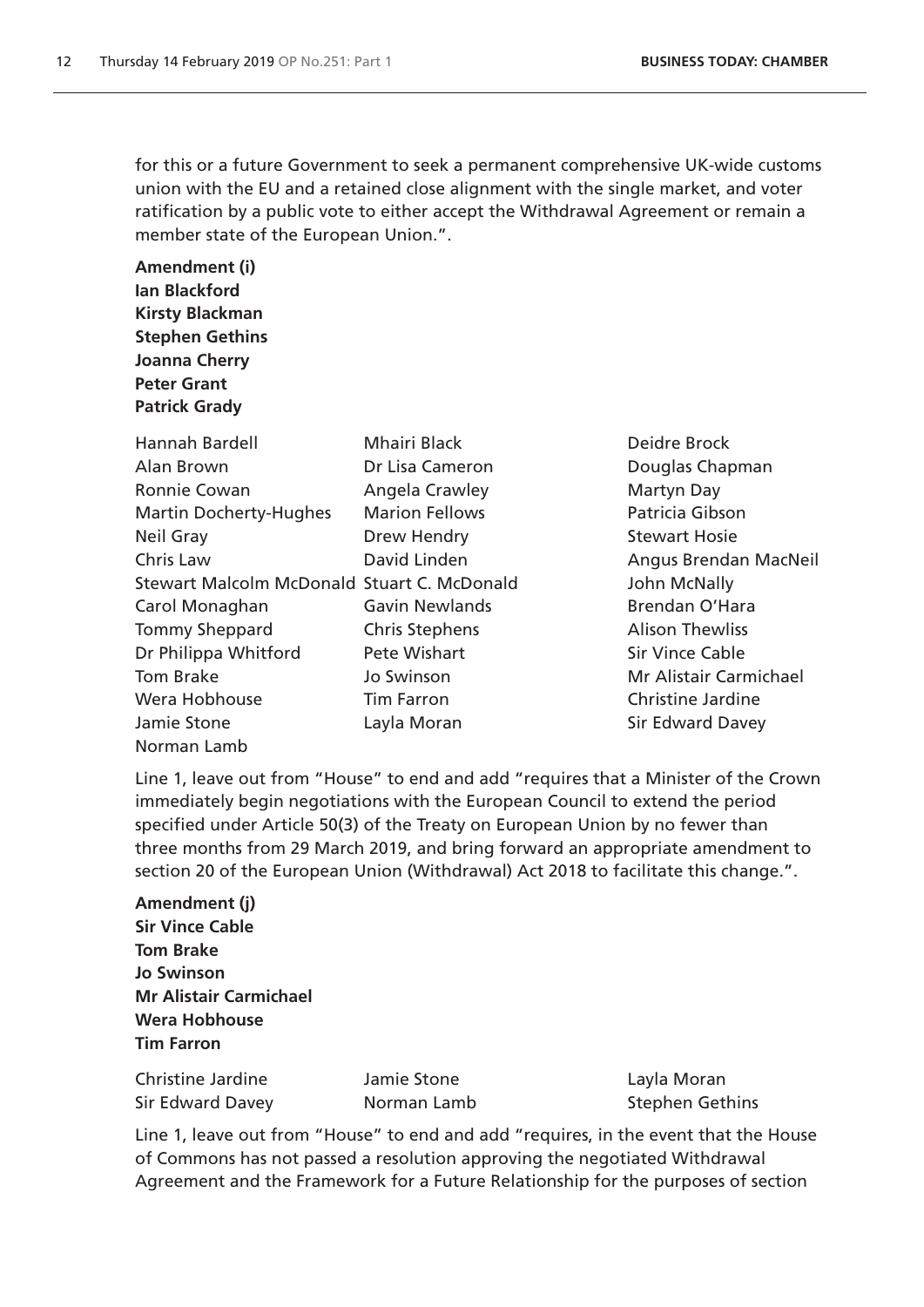for this or a future Government to seek a permanent comprehensive UK-wide customs union with the EU and a retained close alignment with the single market, and voter ratification by a public vote to either accept the Withdrawal Agreement or remain a member state of the European Union.".

**Amendment (i)**
**Ian Blackford**
**Kirsty Blackman**
**Stephen Gethins**
**Joanna Cherry**
**Peter Grant**
**Patrick Grady**

Hannah Bardell
Mhairi Black
Deidre Brock
Alan Brown
Dr Lisa Cameron
Douglas Chapman
Ronnie Cowan
Angela Crawley
Martyn Day
Martin Docherty-Hughes
Marion Fellows
Patricia Gibson
Neil Gray
Drew Hendry
Stewart Hosie
Chris Law
David Linden
Angus Brendan MacNeil
Stewart Malcolm McDonald
Stuart C. McDonald
John McNally
Carol Monaghan
Gavin Newlands
Brendan O'Hara
Tommy Sheppard
Chris Stephens
Alison Thewliss
Dr Philippa Whitford
Pete Wishart
Sir Vince Cable
Tom Brake
Jo Swinson
Mr Alistair Carmichael
Wera Hobhouse
Tim Farron
Christine Jardine
Jamie Stone
Layla Moran
Sir Edward Davey
Norman Lamb

Line 1, leave out from "House" to end and add "requires that a Minister of the Crown immediately begin negotiations with the European Council to extend the period specified under Article 50(3) of the Treaty on European Union by no fewer than three months from 29 March 2019, and bring forward an appropriate amendment to section 20 of the European Union (Withdrawal) Act 2018 to facilitate this change.".

**Amendment (j)**
**Sir Vince Cable**
**Tom Brake**
**Jo Swinson**
**Mr Alistair Carmichael**
**Wera Hobhouse**
**Tim Farron**

Christine Jardine
Jamie Stone
Layla Moran
Sir Edward Davey
Norman Lamb
Stephen Gethins

Line 1, leave out from "House" to end and add "requires, in the event that the House of Commons has not passed a resolution approving the negotiated Withdrawal Agreement and the Framework for a Future Relationship for the purposes of section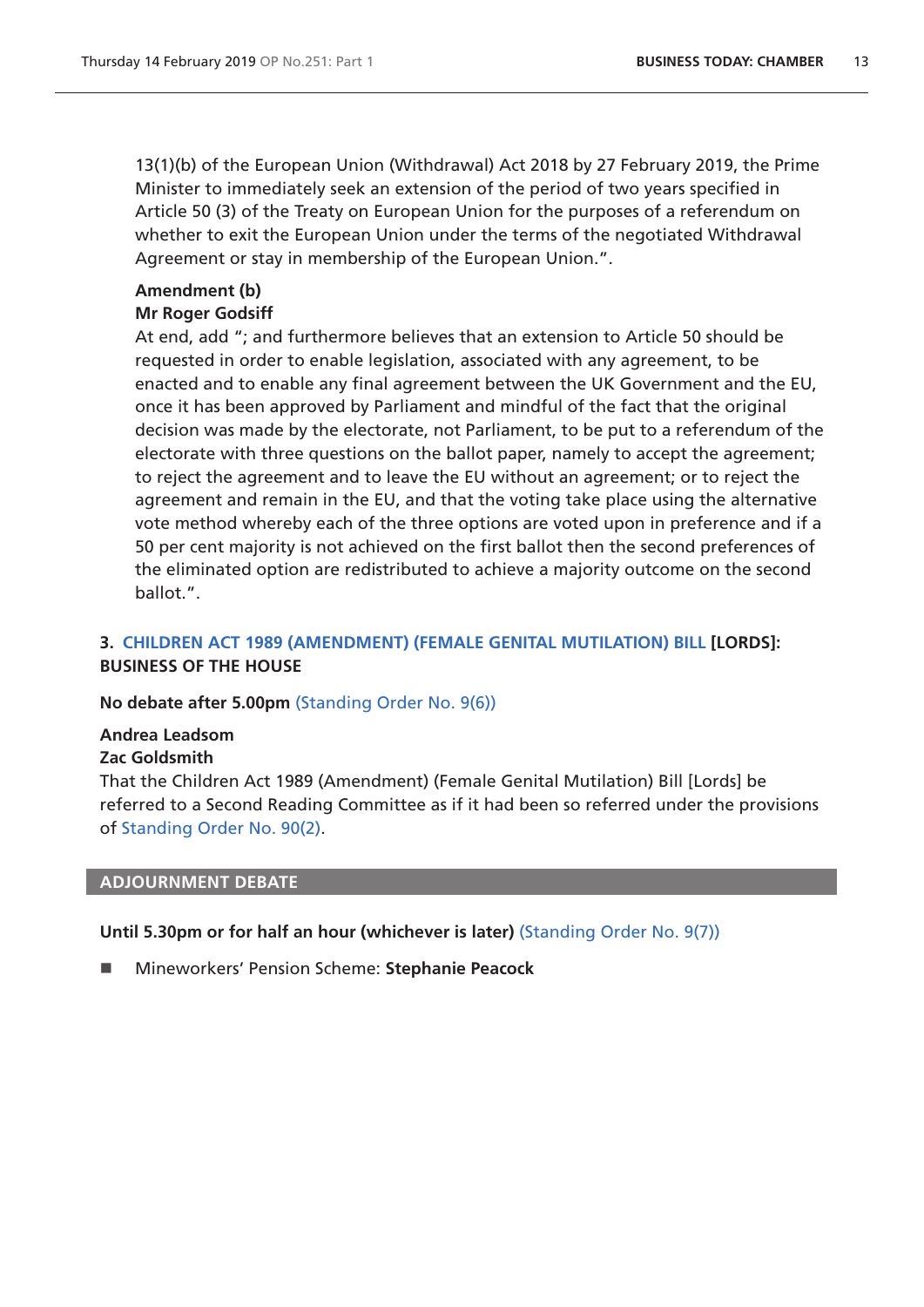13(1)(b) of the European Union (Withdrawal) Act 2018 by 27 February 2019, the Prime Minister to immediately seek an extension of the period of two years specified in Article 50 (3) of the Treaty on European Union for the purposes of a referendum on whether to exit the European Union under the terms of the negotiated Withdrawal Agreement or stay in membership of the European Union.".

**Amendment (b)**
**Mr Roger Godsiff**
At end, add "; and furthermore believes that an extension to Article 50 should be requested in order to enable legislation, associated with any agreement, to be enacted and to enable any final agreement between the UK Government and the EU, once it has been approved by Parliament and mindful of the fact that the original decision was made by the electorate, not Parliament, to be put to a referendum of the electorate with three questions on the ballot paper, namely to accept the agreement; to reject the agreement and to leave the EU without an agreement; or to reject the agreement and remain in the EU, and that the voting take place using the alternative vote method whereby each of the three options are voted upon in preference and if a 50 per cent majority is not achieved on the first ballot then the second preferences of the eliminated option are redistributed to achieve a majority outcome on the second ballot.".

### 3. CHILDREN ACT 1989 (AMENDMENT) (FEMALE GENITAL MUTILATION) BILL [LORDS]: BUSINESS OF THE HOUSE

**No debate after 5.00pm** (Standing Order No. 9(6))

**Andrea Leadsom**
**Zac Goldsmith**
That the Children Act 1989 (Amendment) (Female Genital Mutilation) Bill [Lords] be referred to a Second Reading Committee as if it had been so referred under the provisions of Standing Order No. 90(2).

## ADJOURNMENT DEBATE

**Until 5.30pm or for half an hour (whichever is later)** (Standing Order No. 9(7))

- Mineworkers' Pension Scheme: **Stephanie Peacock**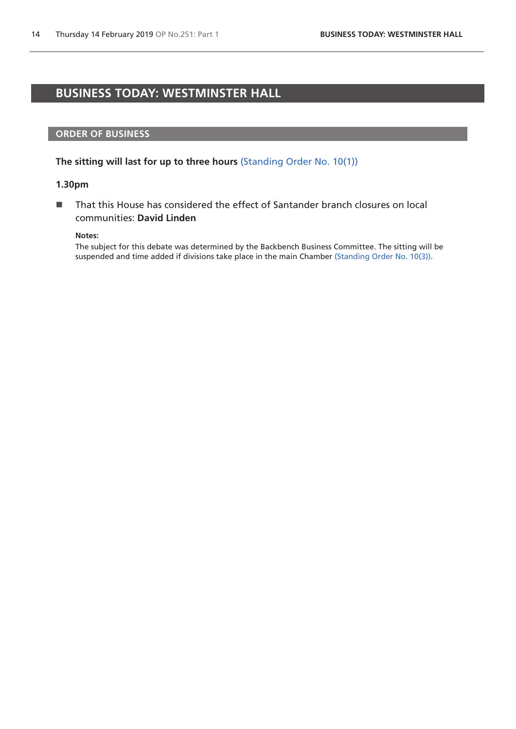# BUSINESS TODAY: WESTMINSTER HALL

## ORDER OF BUSINESS

**The sitting will last for up to three hours** (Standing Order No. 10(1))

**1.30pm**

- That this House has considered the effect of Santander branch closures on local communities: **David Linden**

**Notes:**
The subject for this debate was determined by the Backbench Business Committee. The sitting will be suspended and time added if divisions take place in the main Chamber (Standing Order No. 10(3)).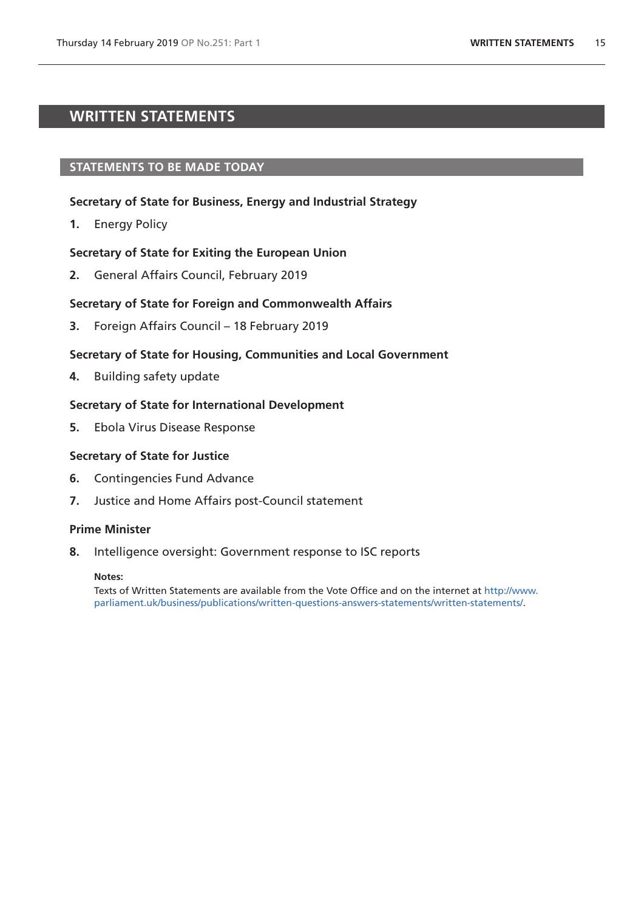# WRITTEN STATEMENTS

## STATEMENTS TO BE MADE TODAY

### Secretary of State for Business, Energy and Industrial Strategy

1. Energy Policy

### Secretary of State for Exiting the European Union

2. General Affairs Council, February 2019

### Secretary of State for Foreign and Commonwealth Affairs

3. Foreign Affairs Council – 18 February 2019

### Secretary of State for Housing, Communities and Local Government

4. Building safety update

### Secretary of State for International Development

5. Ebola Virus Disease Response

### Secretary of State for Justice

6. Contingencies Fund Advance
7. Justice and Home Affairs post-Council statement

### Prime Minister

8. Intelligence oversight: Government response to ISC reports

**Notes:**

Texts of Written Statements are available from the Vote Office and on the internet at http://www.parliament.uk/business/publications/written-questions-answers-statements/written-statements/.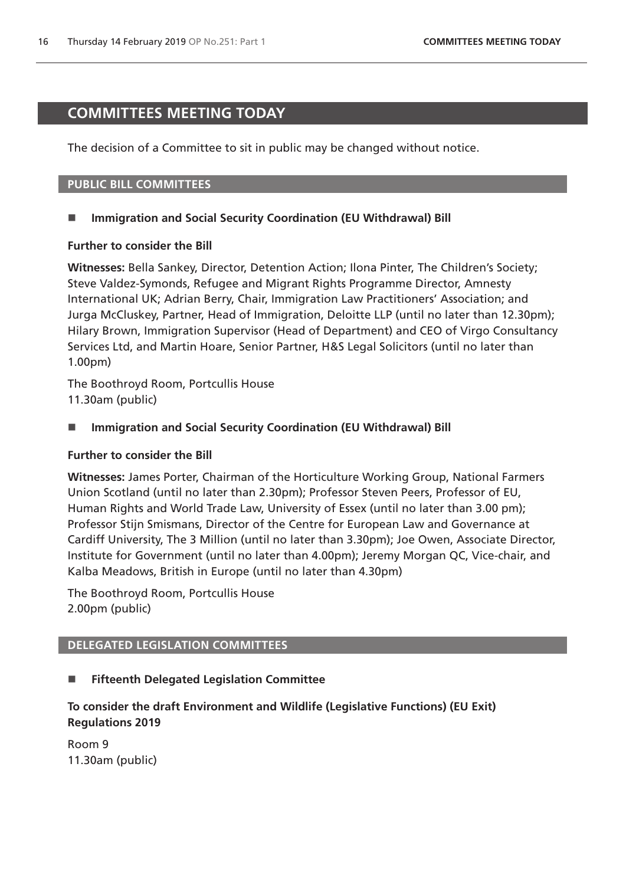# COMMITTEES MEETING TODAY

The decision of a Committee to sit in public may be changed without notice.

## PUBLIC BILL COMMITTEES

- **Immigration and Social Security Coordination (EU Withdrawal) Bill**

**Further to consider the Bill**

**Witnesses:** Bella Sankey, Director, Detention Action; Ilona Pinter, The Children's Society; Steve Valdez-Symonds, Refugee and Migrant Rights Programme Director, Amnesty International UK; Adrian Berry, Chair, Immigration Law Practitioners' Association; and Jurga McCluskey, Partner, Head of Immigration, Deloitte LLP (until no later than 12.30pm); Hilary Brown, Immigration Supervisor (Head of Department) and CEO of Virgo Consultancy Services Ltd, and Martin Hoare, Senior Partner, H&S Legal Solicitors (until no later than 1.00pm)

The Boothroyd Room, Portcullis House
11.30am (public)

- **Immigration and Social Security Coordination (EU Withdrawal) Bill**

**Further to consider the Bill**

**Witnesses:** James Porter, Chairman of the Horticulture Working Group, National Farmers Union Scotland (until no later than 2.30pm); Professor Steven Peers, Professor of EU, Human Rights and World Trade Law, University of Essex (until no later than 3.00 pm); Professor Stijn Smismans, Director of the Centre for European Law and Governance at Cardiff University, The 3 Million (until no later than 3.30pm); Joe Owen, Associate Director, Institute for Government (until no later than 4.00pm); Jeremy Morgan QC, Vice-chair, and Kalba Meadows, British in Europe (until no later than 4.30pm)

The Boothroyd Room, Portcullis House
2.00pm (public)

## DELEGATED LEGISLATION COMMITTEES

- **Fifteenth Delegated Legislation Committee**

**To consider the draft Environment and Wildlife (Legislative Functions) (EU Exit) Regulations 2019**

Room 9
11.30am (public)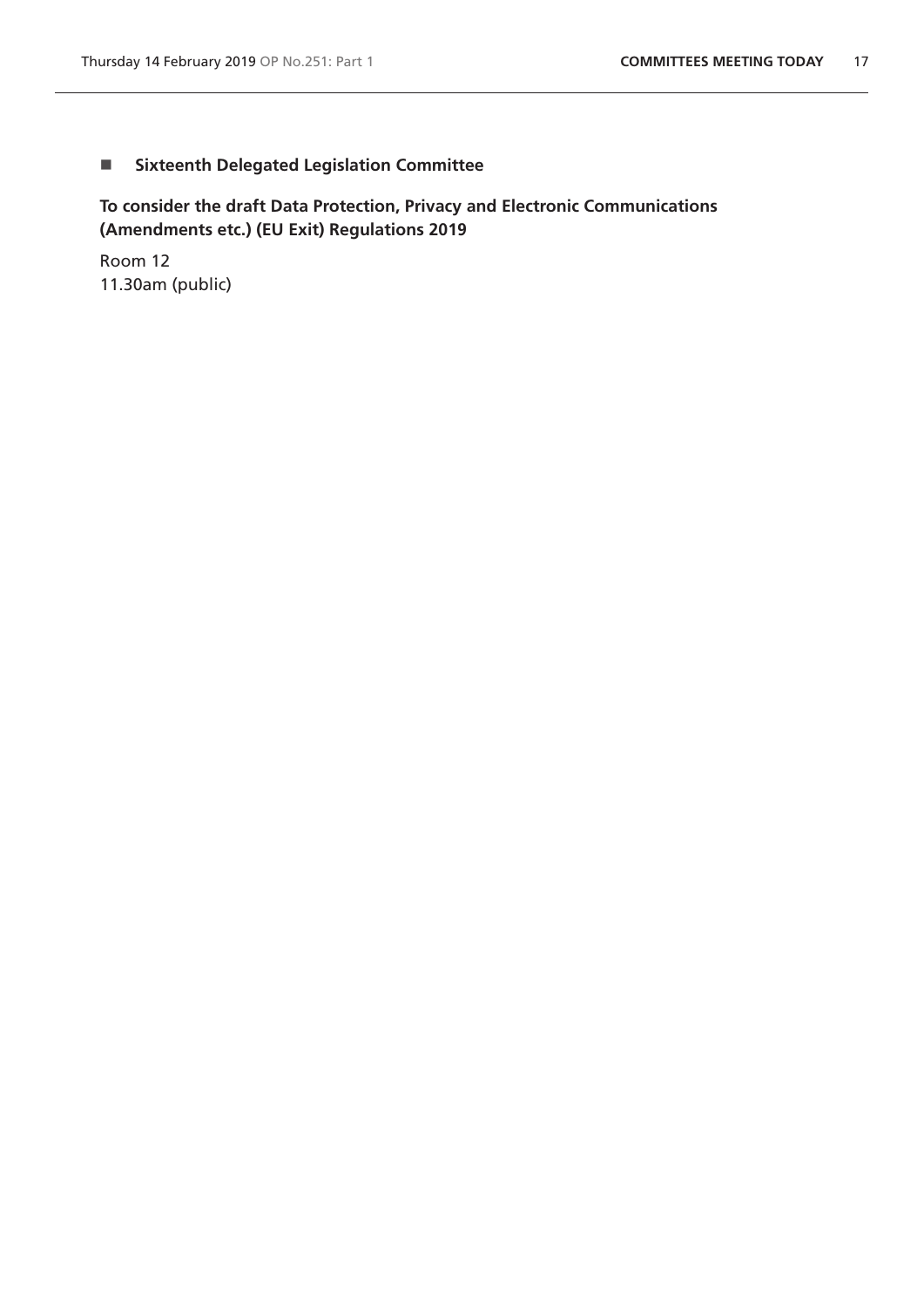- **Sixteenth Delegated Legislation Committee**

**To consider the draft Data Protection, Privacy and Electronic Communications (Amendments etc.) (EU Exit) Regulations 2019**

Room 12
11.30am (public)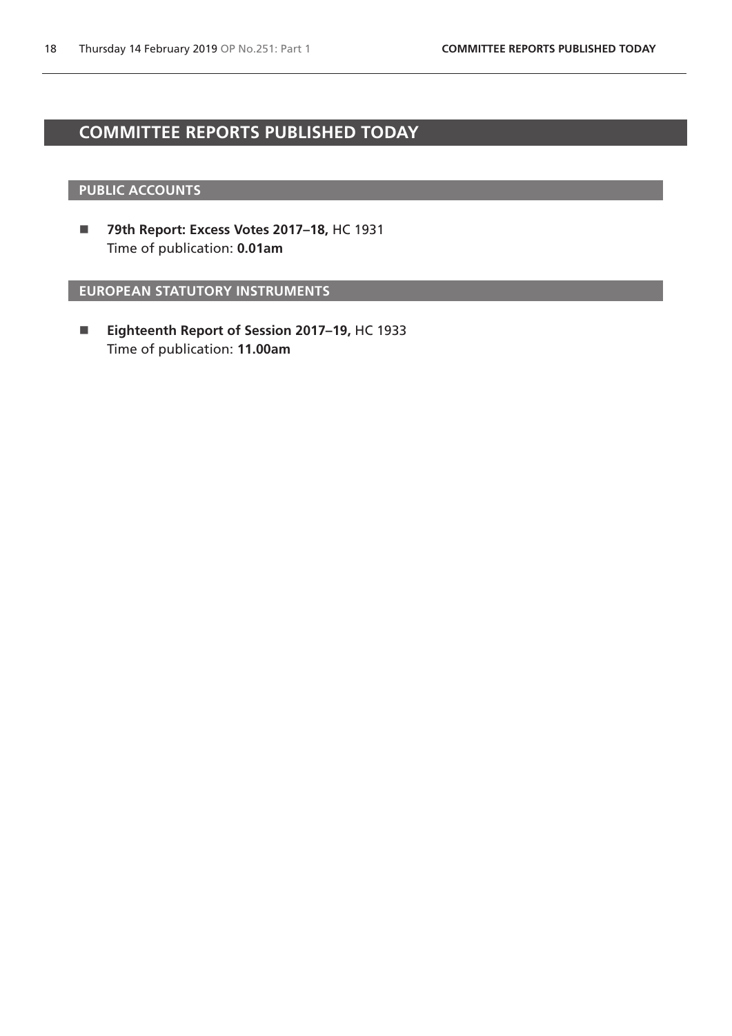# COMMITTEE REPORTS PUBLISHED TODAY

## PUBLIC ACCOUNTS

- **79th Report: Excess Votes 2017–18,** HC 1931
  Time of publication: **0.01am**

## EUROPEAN STATUTORY INSTRUMENTS

- **Eighteenth Report of Session 2017–19,** HC 1933
  Time of publication: **11.00am**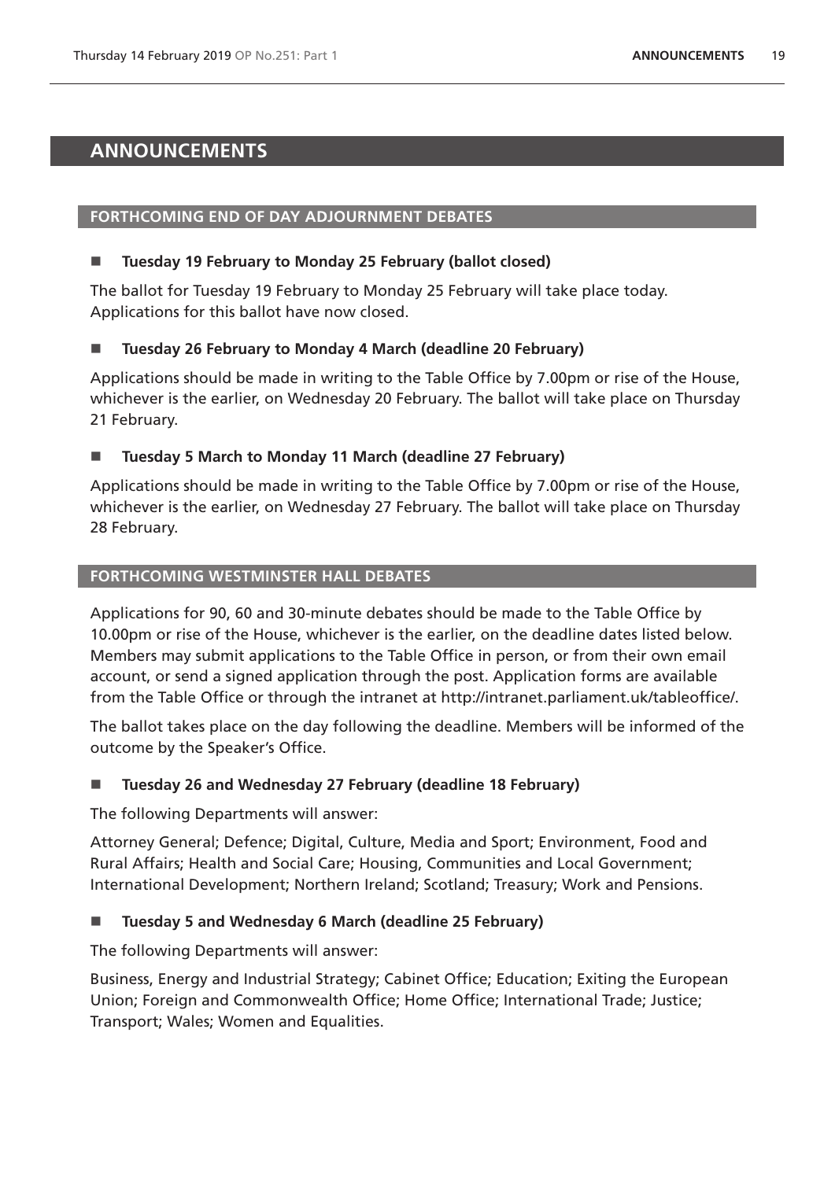# ANNOUNCEMENTS

## FORTHCOMING END OF DAY ADJOURNMENT DEBATES

- **Tuesday 19 February to Monday 25 February (ballot closed)**

The ballot for Tuesday 19 February to Monday 25 February will take place today. Applications for this ballot have now closed.

- **Tuesday 26 February to Monday 4 March (deadline 20 February)**

Applications should be made in writing to the Table Office by 7.00pm or rise of the House, whichever is the earlier, on Wednesday 20 February. The ballot will take place on Thursday 21 February.

- **Tuesday 5 March to Monday 11 March (deadline 27 February)**

Applications should be made in writing to the Table Office by 7.00pm or rise of the House, whichever is the earlier, on Wednesday 27 February. The ballot will take place on Thursday 28 February.

## FORTHCOMING WESTMINSTER HALL DEBATES

Applications for 90, 60 and 30-minute debates should be made to the Table Office by 10.00pm or rise of the House, whichever is the earlier, on the deadline dates listed below. Members may submit applications to the Table Office in person, or from their own email account, or send a signed application through the post. Application forms are available from the Table Office or through the intranet at http://intranet.parliament.uk/tableoffice/.

The ballot takes place on the day following the deadline. Members will be informed of the outcome by the Speaker's Office.

- **Tuesday 26 and Wednesday 27 February (deadline 18 February)**

The following Departments will answer:

Attorney General; Defence; Digital, Culture, Media and Sport; Environment, Food and Rural Affairs; Health and Social Care; Housing, Communities and Local Government; International Development; Northern Ireland; Scotland; Treasury; Work and Pensions.

- **Tuesday 5 and Wednesday 6 March (deadline 25 February)**

The following Departments will answer:

Business, Energy and Industrial Strategy; Cabinet Office; Education; Exiting the European Union; Foreign and Commonwealth Office; Home Office; International Trade; Justice; Transport; Wales; Women and Equalities.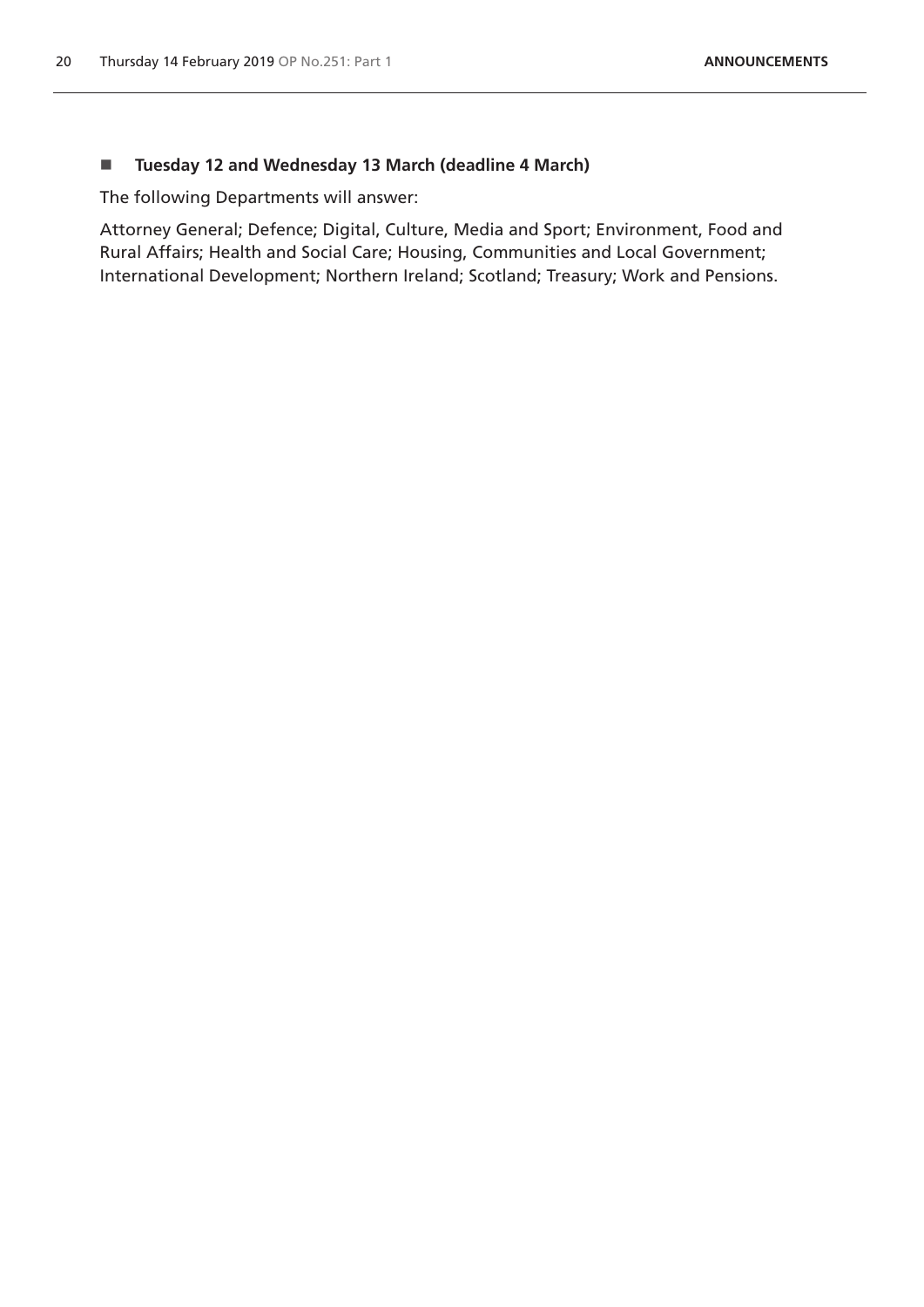- **Tuesday 12 and Wednesday 13 March (deadline 4 March)**

The following Departments will answer:

Attorney General; Defence; Digital, Culture, Media and Sport; Environment, Food and Rural Affairs; Health and Social Care; Housing, Communities and Local Government; International Development; Northern Ireland; Scotland; Treasury; Work and Pensions.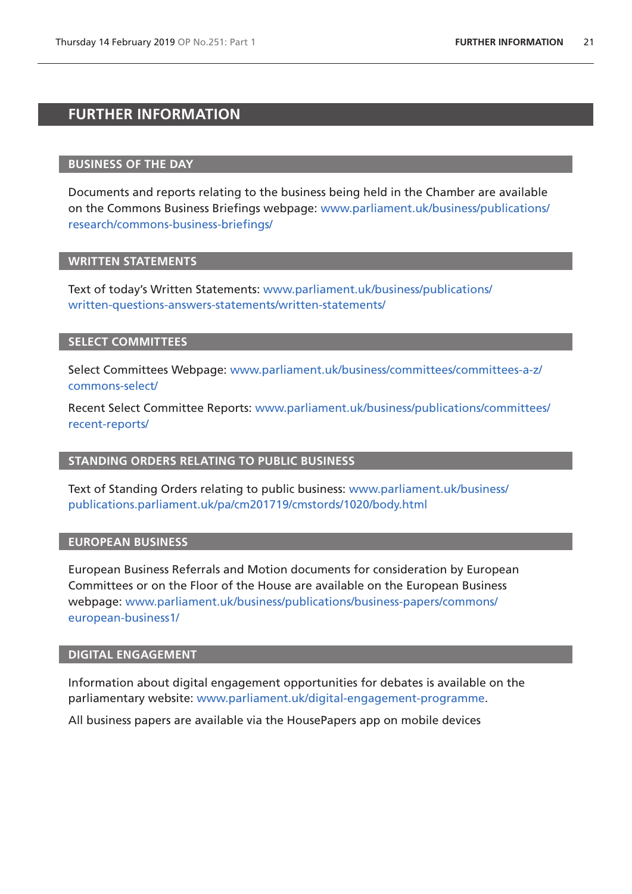# FURTHER INFORMATION

## BUSINESS OF THE DAY

Documents and reports relating to the business being held in the Chamber are available on the Commons Business Briefings webpage: www.parliament.uk/business/publications/research/commons-business-briefings/

## WRITTEN STATEMENTS

Text of today's Written Statements: www.parliament.uk/business/publications/written-questions-answers-statements/written-statements/

## SELECT COMMITTEES

Select Committees Webpage: www.parliament.uk/business/committees/committees-a-z/commons-select/

Recent Select Committee Reports: www.parliament.uk/business/publications/committees/recent-reports/

## STANDING ORDERS RELATING TO PUBLIC BUSINESS

Text of Standing Orders relating to public business: www.parliament.uk/business/publications.parliament.uk/pa/cm201719/cmstords/1020/body.html

## EUROPEAN BUSINESS

European Business Referrals and Motion documents for consideration by European Committees or on the Floor of the House are available on the European Business webpage: www.parliament.uk/business/publications/business-papers/commons/european-business1/

## DIGITAL ENGAGEMENT

Information about digital engagement opportunities for debates is available on the parliamentary website: www.parliament.uk/digital-engagement-programme.

All business papers are available via the HousePapers app on mobile devices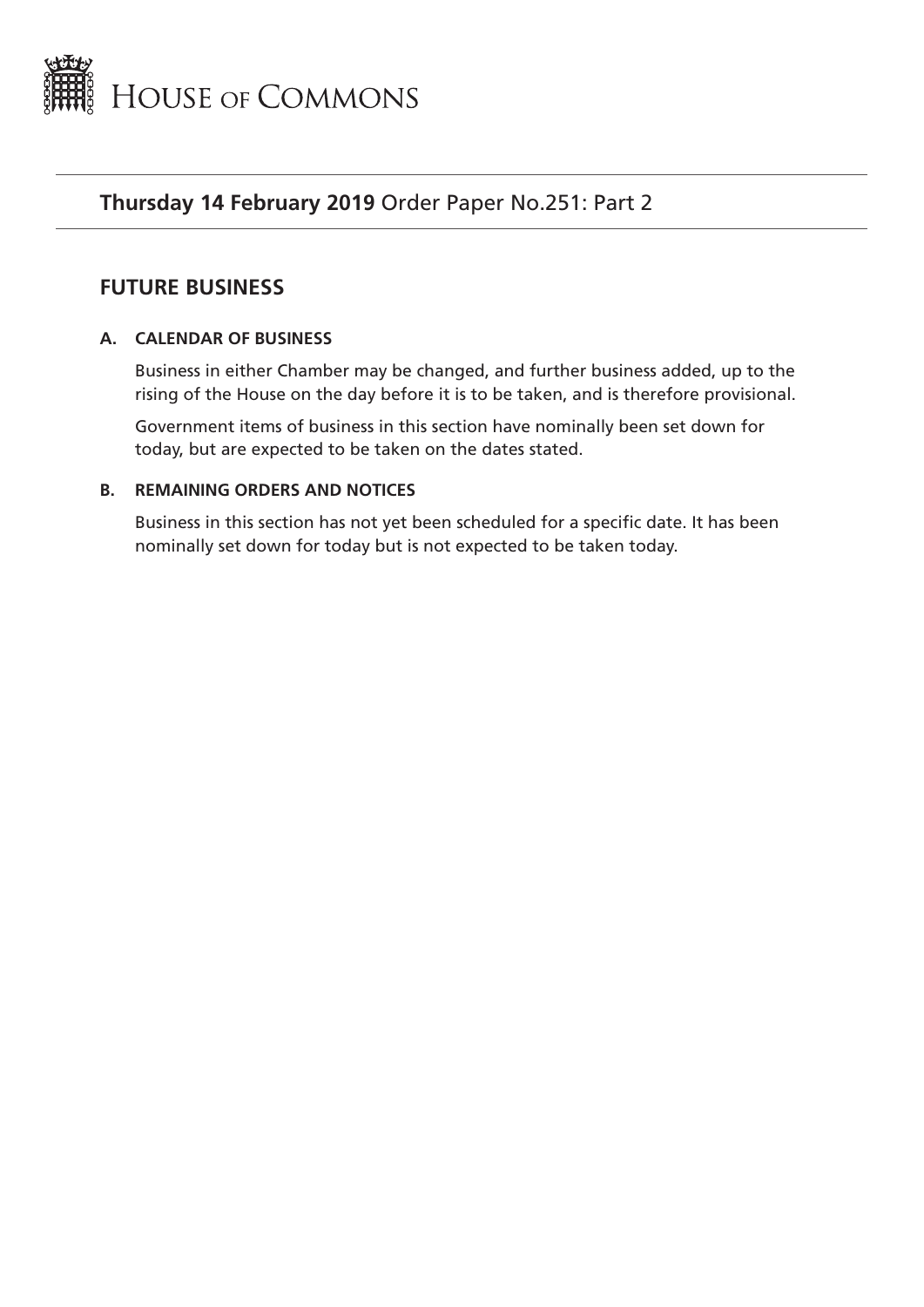# House of Commons

**Thursday 14 February 2019** Order Paper No.251: Part 2

## FUTURE BUSINESS

### A. CALENDAR OF BUSINESS

Business in either Chamber may be changed, and further business added, up to the rising of the House on the day before it is to be taken, and is therefore provisional.

Government items of business in this section have nominally been set down for today, but are expected to be taken on the dates stated.

### B. REMAINING ORDERS AND NOTICES

Business in this section has not yet been scheduled for a specific date. It has been nominally set down for today but is not expected to be taken today.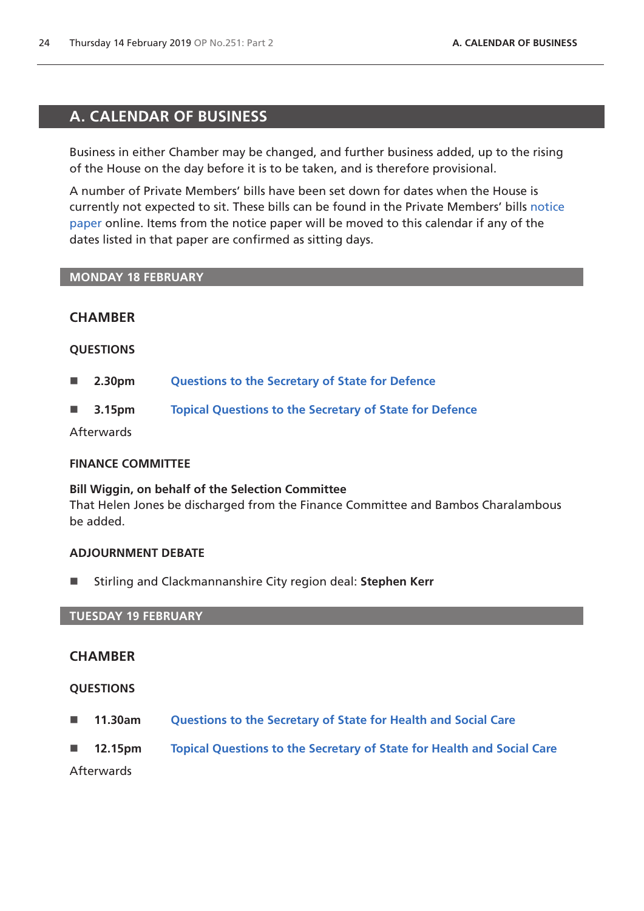# A. CALENDAR OF BUSINESS

Business in either Chamber may be changed, and further business added, up to the rising of the House on the day before it is to be taken, and is therefore provisional.

A number of Private Members' bills have been set down for dates when the House is currently not expected to sit. These bills can be found in the Private Members' bills notice paper online. Items from the notice paper will be moved to this calendar if any of the dates listed in that paper are confirmed as sitting days.

## MONDAY 18 FEBRUARY

### CHAMBER

#### QUESTIONS

- **2.30pm** **Questions to the Secretary of State for Defence**
- **3.15pm** **Topical Questions to the Secretary of State for Defence**

Afterwards

#### FINANCE COMMITTEE

**Bill Wiggin, on behalf of the Selection Committee**
That Helen Jones be discharged from the Finance Committee and Bambos Charalambous be added.

#### ADJOURNMENT DEBATE

- Stirling and Clackmannanshire City region deal: **Stephen Kerr**

## TUESDAY 19 FEBRUARY

### CHAMBER

#### QUESTIONS

- **11.30am** **Questions to the Secretary of State for Health and Social Care**
- **12.15pm** **Topical Questions to the Secretary of State for Health and Social Care**

Afterwards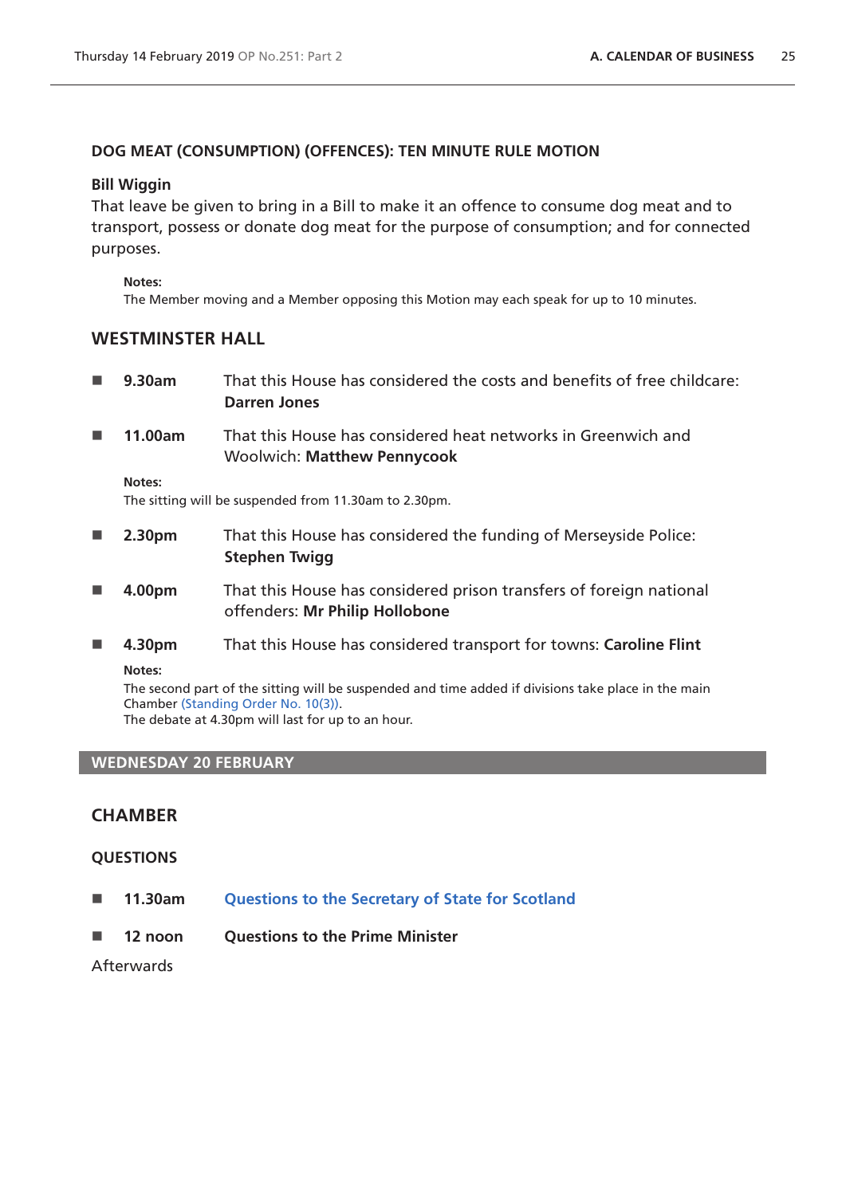### DOG MEAT (CONSUMPTION) (OFFENCES): TEN MINUTE RULE MOTION

**Bill Wiggin**

That leave be given to bring in a Bill to make it an offence to consume dog meat and to transport, possess or donate dog meat for the purpose of consumption; and for connected purposes.

**Notes:**

The Member moving and a Member opposing this Motion may each speak for up to 10 minutes.

## WESTMINSTER HALL

- **9.30am** That this House has considered the costs and benefits of free childcare: **Darren Jones**
- **11.00am** That this House has considered heat networks in Greenwich and Woolwich: **Matthew Pennycook**

**Notes:**

The sitting will be suspended from 11.30am to 2.30pm.

- **2.30pm** That this House has considered the funding of Merseyside Police: **Stephen Twigg**
- **4.00pm** That this House has considered prison transfers of foreign national offenders: **Mr Philip Hollobone**
- **4.30pm** That this House has considered transport for towns: **Caroline Flint**

**Notes:**

The second part of the sitting will be suspended and time added if divisions take place in the main Chamber (Standing Order No. 10(3)).

The debate at 4.30pm will last for up to an hour.

# WEDNESDAY 20 FEBRUARY

## CHAMBER

### QUESTIONS

- **11.30am** **Questions to the Secretary of State for Scotland**
- **12 noon** **Questions to the Prime Minister**

Afterwards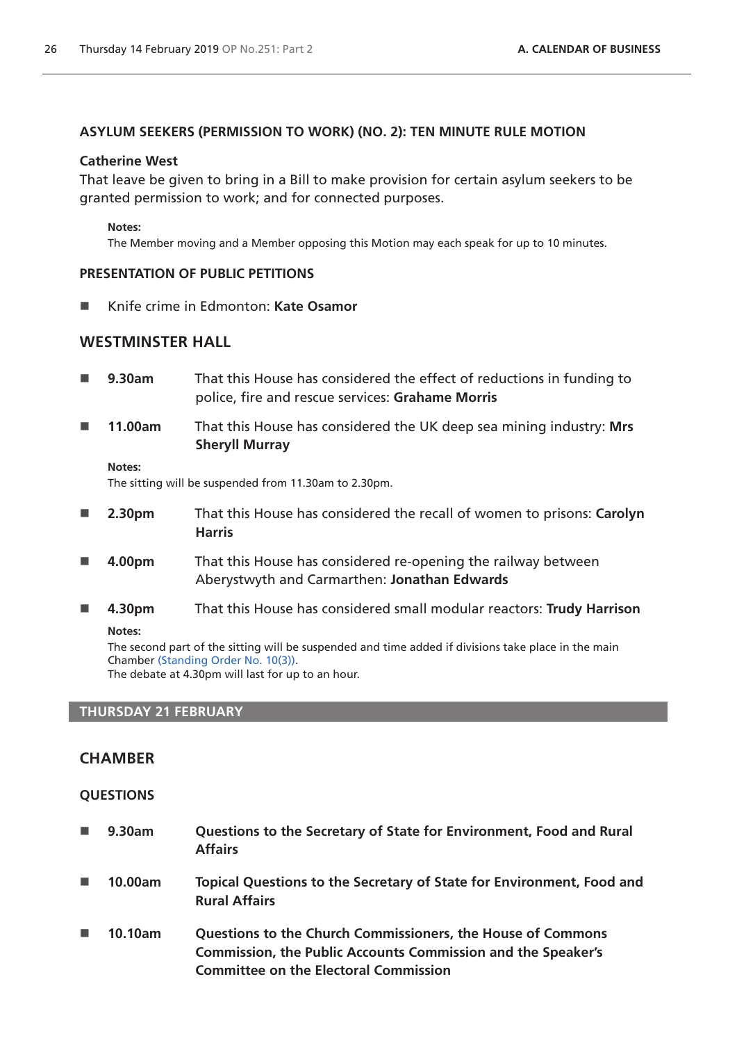### ASYLUM SEEKERS (PERMISSION TO WORK) (NO. 2): TEN MINUTE RULE MOTION

**Catherine West**

That leave be given to bring in a Bill to make provision for certain asylum seekers to be granted permission to work; and for connected purposes.

**Notes:**
The Member moving and a Member opposing this Motion may each speak for up to 10 minutes.

### PRESENTATION OF PUBLIC PETITIONS

- Knife crime in Edmonton: **Kate Osamor**

## WESTMINSTER HALL

- **9.30am** That this House has considered the effect of reductions in funding to police, fire and rescue services: **Grahame Morris**
- **11.00am** That this House has considered the UK deep sea mining industry: **Mrs Sheryll Murray**

**Notes:**
The sitting will be suspended from 11.30am to 2.30pm.

- **2.30pm** That this House has considered the recall of women to prisons: **Carolyn Harris**
- **4.00pm** That this House has considered re-opening the railway between Aberystwyth and Carmarthen: **Jonathan Edwards**
- **4.30pm** That this House has considered small modular reactors: **Trudy Harrison**

**Notes:**
The second part of the sitting will be suspended and time added if divisions take place in the main Chamber (Standing Order No. 10(3)).
The debate at 4.30pm will last for up to an hour.

## THURSDAY 21 FEBRUARY

## CHAMBER

### QUESTIONS

- **9.30am** **Questions to the Secretary of State for Environment, Food and Rural Affairs**
- **10.00am** **Topical Questions to the Secretary of State for Environment, Food and Rural Affairs**
- **10.10am** **Questions to the Church Commissioners, the House of Commons Commission, the Public Accounts Commission and the Speaker's Committee on the Electoral Commission**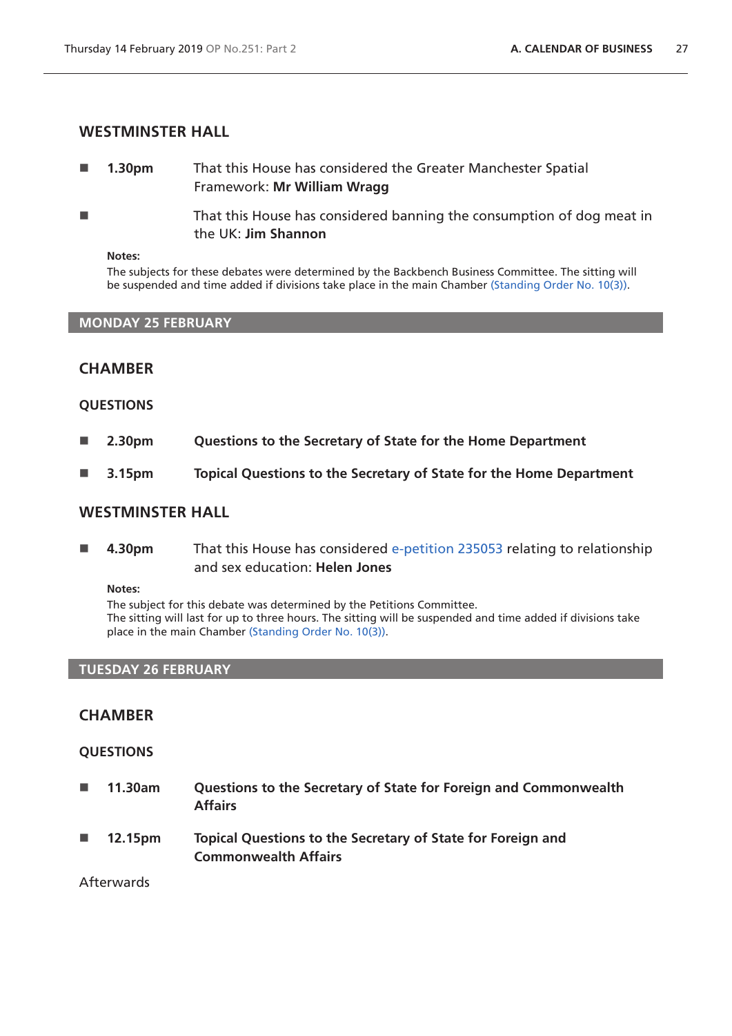## WESTMINSTER HALL

- **1.30pm** That this House has considered the Greater Manchester Spatial Framework: **Mr William Wragg**
- That this House has considered banning the consumption of dog meat in the UK: **Jim Shannon**

**Notes:**
The subjects for these debates were determined by the Backbench Business Committee. The sitting will be suspended and time added if divisions take place in the main Chamber (Standing Order No. 10(3)).

# MONDAY 25 FEBRUARY

## CHAMBER

### QUESTIONS

- **2.30pm** **Questions to the Secretary of State for the Home Department**
- **3.15pm** **Topical Questions to the Secretary of State for the Home Department**

## WESTMINSTER HALL

- **4.30pm** That this House has considered e-petition 235053 relating to relationship and sex education: **Helen Jones**

**Notes:**
The subject for this debate was determined by the Petitions Committee.
The sitting will last for up to three hours. The sitting will be suspended and time added if divisions take place in the main Chamber (Standing Order No. 10(3)).

# TUESDAY 26 FEBRUARY

## CHAMBER

### QUESTIONS

- **11.30am** **Questions to the Secretary of State for Foreign and Commonwealth Affairs**
- **12.15pm** **Topical Questions to the Secretary of State for Foreign and Commonwealth Affairs**

Afterwards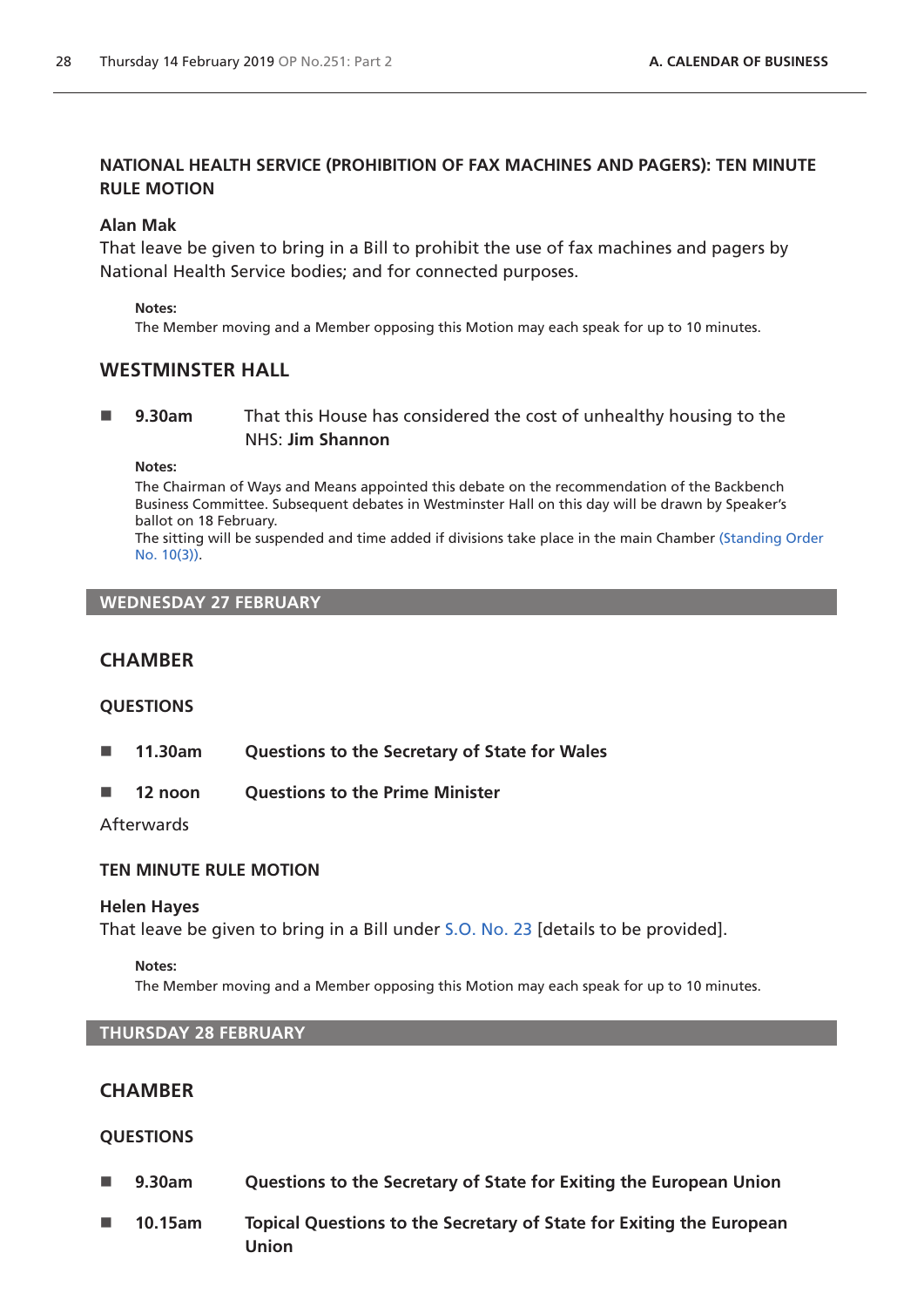### NATIONAL HEALTH SERVICE (PROHIBITION OF FAX MACHINES AND PAGERS): TEN MINUTE RULE MOTION

**Alan Mak**
That leave be given to bring in a Bill to prohibit the use of fax machines and pagers by National Health Service bodies; and for connected purposes.

> **Notes:**
> The Member moving and a Member opposing this Motion may each speak for up to 10 minutes.

## WESTMINSTER HALL

- **9.30am** That this House has considered the cost of unhealthy housing to the NHS: **Jim Shannon**

> **Notes:**
> The Chairman of Ways and Means appointed this debate on the recommendation of the Backbench Business Committee. Subsequent debates in Westminster Hall on this day will be drawn by Speaker's ballot on 18 February.
> The sitting will be suspended and time added if divisions take place in the main Chamber (Standing Order No. 10(3)).

# WEDNESDAY 27 FEBRUARY

## CHAMBER

### QUESTIONS

- **11.30am** **Questions to the Secretary of State for Wales**
- **12 noon** **Questions to the Prime Minister**

Afterwards

### TEN MINUTE RULE MOTION

**Helen Hayes**
That leave be given to bring in a Bill under S.O. No. 23 [details to be provided].

> **Notes:**
> The Member moving and a Member opposing this Motion may each speak for up to 10 minutes.

# THURSDAY 28 FEBRUARY

## CHAMBER

### QUESTIONS

- **9.30am** **Questions to the Secretary of State for Exiting the European Union**
- **10.15am** **Topical Questions to the Secretary of State for Exiting the European Union**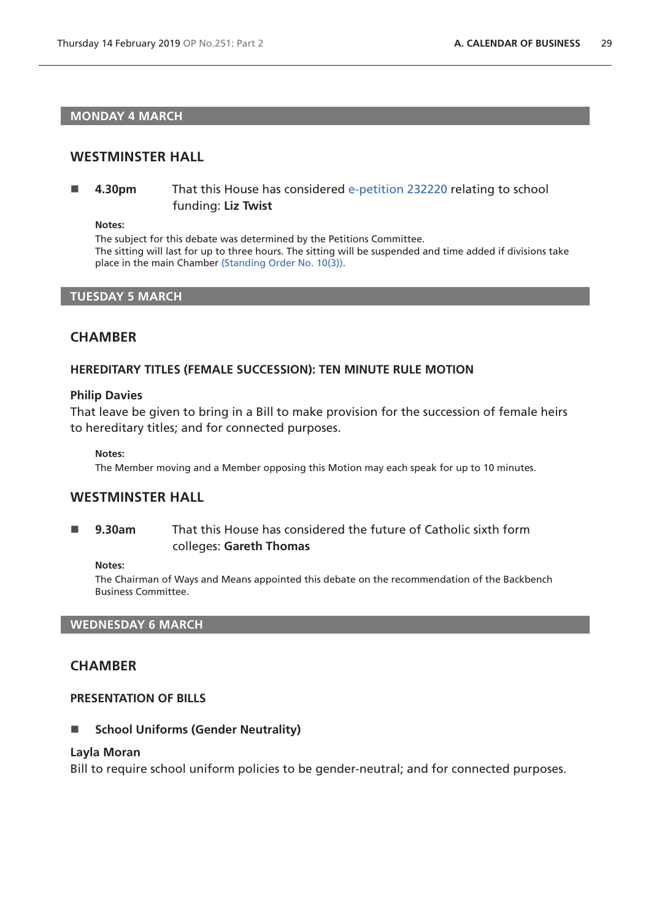## MONDAY 4 MARCH

### WESTMINSTER HALL

■ **4.30pm** That this House has considered e-petition 232220 relating to school funding: **Liz Twist**

**Notes:**
The subject for this debate was determined by the Petitions Committee.
The sitting will last for up to three hours. The sitting will be suspended and time added if divisions take place in the main Chamber (Standing Order No. 10(3)).

## TUESDAY 5 MARCH

### CHAMBER

#### HEREDITARY TITLES (FEMALE SUCCESSION): TEN MINUTE RULE MOTION

**Philip Davies**
That leave be given to bring in a Bill to make provision for the succession of female heirs to hereditary titles; and for connected purposes.

**Notes:**
The Member moving and a Member opposing this Motion may each speak for up to 10 minutes.

### WESTMINSTER HALL

■ **9.30am** That this House has considered the future of Catholic sixth form colleges: **Gareth Thomas**

**Notes:**
The Chairman of Ways and Means appointed this debate on the recommendation of the Backbench Business Committee.

## WEDNESDAY 6 MARCH

### CHAMBER

#### PRESENTATION OF BILLS

■ **School Uniforms (Gender Neutrality)**

**Layla Moran**
Bill to require school uniform policies to be gender-neutral; and for connected purposes.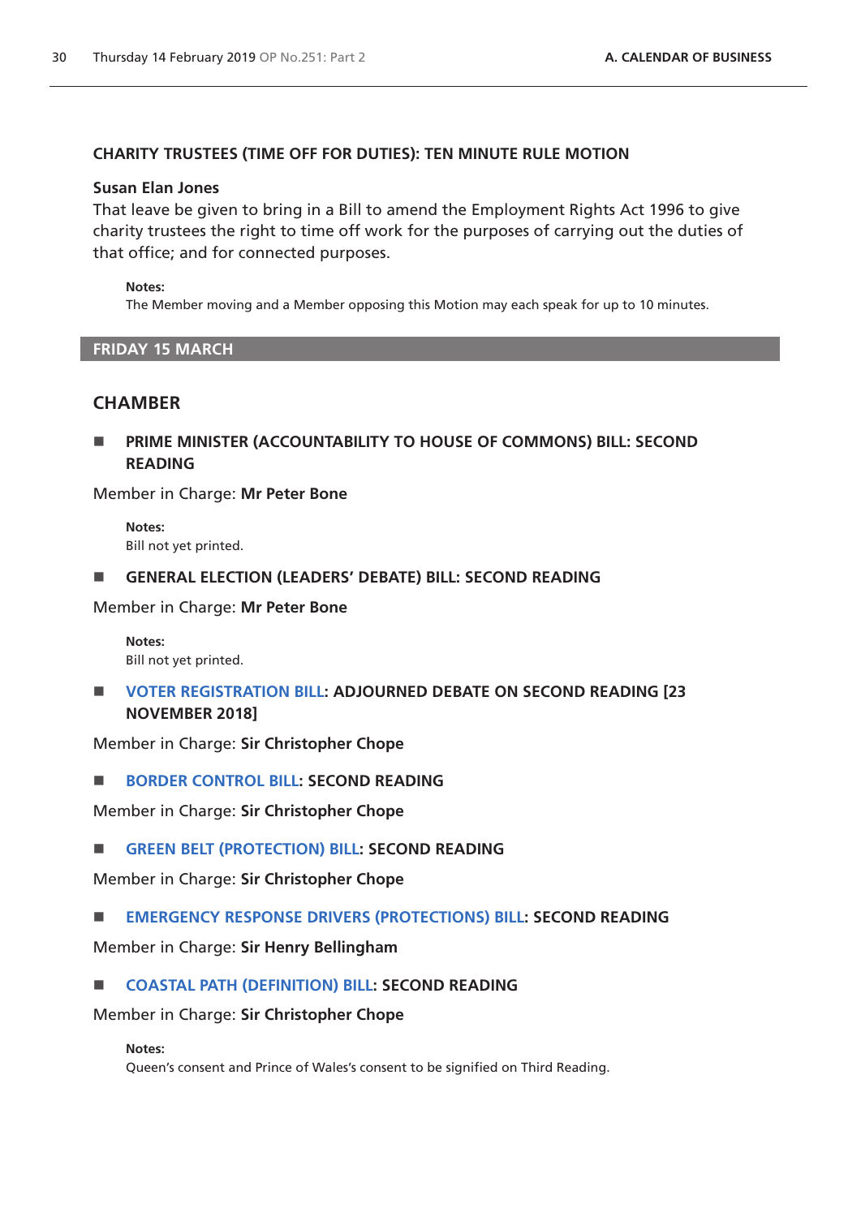### CHARITY TRUSTEES (TIME OFF FOR DUTIES): TEN MINUTE RULE MOTION

**Susan Elan Jones**

That leave be given to bring in a Bill to amend the Employment Rights Act 1996 to give charity trustees the right to time off work for the purposes of carrying out the duties of that office; and for connected purposes.

**Notes:**
The Member moving and a Member opposing this Motion may each speak for up to 10 minutes.

## FRIDAY 15 MARCH

## CHAMBER

### PRIME MINISTER (ACCOUNTABILITY TO HOUSE OF COMMONS) BILL: SECOND READING

Member in Charge: **Mr Peter Bone**

**Notes:**
Bill not yet printed.

### GENERAL ELECTION (LEADERS' DEBATE) BILL: SECOND READING

Member in Charge: **Mr Peter Bone**

**Notes:**
Bill not yet printed.

### VOTER REGISTRATION BILL: ADJOURNED DEBATE ON SECOND READING [23 NOVEMBER 2018]

Member in Charge: **Sir Christopher Chope**

### BORDER CONTROL BILL: SECOND READING

Member in Charge: **Sir Christopher Chope**

### GREEN BELT (PROTECTION) BILL: SECOND READING

Member in Charge: **Sir Christopher Chope**

### EMERGENCY RESPONSE DRIVERS (PROTECTIONS) BILL: SECOND READING

Member in Charge: **Sir Henry Bellingham**

### COASTAL PATH (DEFINITION) BILL: SECOND READING

Member in Charge: **Sir Christopher Chope**

**Notes:**
Queen's consent and Prince of Wales's consent to be signified on Third Reading.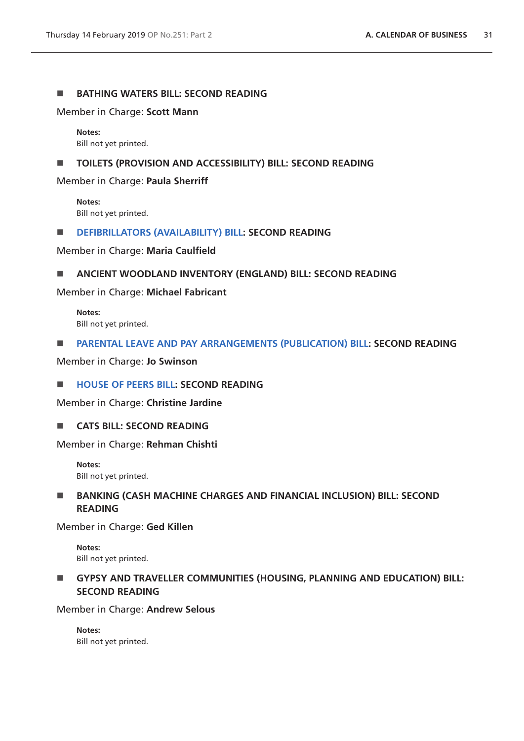- **BATHING WATERS BILL: SECOND READING**

Member in Charge: **Scott Mann**

> **Notes:**
> Bill not yet printed.

- **TOILETS (PROVISION AND ACCESSIBILITY) BILL: SECOND READING**

Member in Charge: **Paula Sherriff**

> **Notes:**
> Bill not yet printed.

- **DEFIBRILLATORS (AVAILABILITY) BILL: SECOND READING**

Member in Charge: **Maria Caulfield**

- **ANCIENT WOODLAND INVENTORY (ENGLAND) BILL: SECOND READING**

Member in Charge: **Michael Fabricant**

> **Notes:**
> Bill not yet printed.

- **PARENTAL LEAVE AND PAY ARRANGEMENTS (PUBLICATION) BILL: SECOND READING**

Member in Charge: **Jo Swinson**

- **HOUSE OF PEERS BILL: SECOND READING**

Member in Charge: **Christine Jardine**

- **CATS BILL: SECOND READING**

Member in Charge: **Rehman Chishti**

> **Notes:**
> Bill not yet printed.

- **BANKING (CASH MACHINE CHARGES AND FINANCIAL INCLUSION) BILL: SECOND READING**

Member in Charge: **Ged Killen**

> **Notes:**
> Bill not yet printed.

- **GYPSY AND TRAVELLER COMMUNITIES (HOUSING, PLANNING AND EDUCATION) BILL: SECOND READING**

Member in Charge: **Andrew Selous**

> **Notes:**
> Bill not yet printed.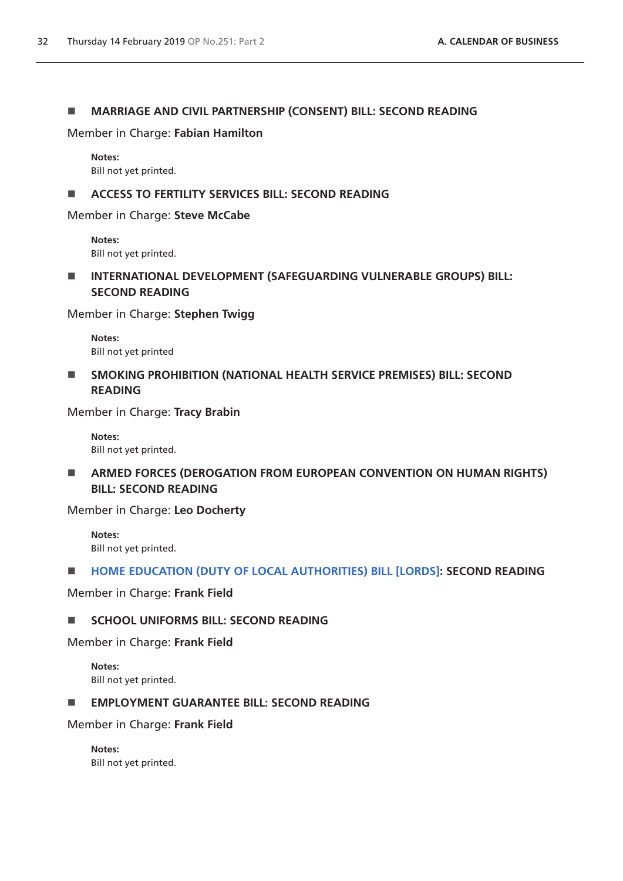■ **MARRIAGE AND CIVIL PARTNERSHIP (CONSENT) BILL: SECOND READING**

Member in Charge: **Fabian Hamilton**

**Notes:**
Bill not yet printed.

■ **ACCESS TO FERTILITY SERVICES BILL: SECOND READING**

Member in Charge: **Steve McCabe**

**Notes:**
Bill not yet printed.

■ **INTERNATIONAL DEVELOPMENT (SAFEGUARDING VULNERABLE GROUPS) BILL: SECOND READING**

Member in Charge: **Stephen Twigg**

**Notes:**
Bill not yet printed

■ **SMOKING PROHIBITION (NATIONAL HEALTH SERVICE PREMISES) BILL: SECOND READING**

Member in Charge: **Tracy Brabin**

**Notes:**
Bill not yet printed.

■ **ARMED FORCES (DEROGATION FROM EUROPEAN CONVENTION ON HUMAN RIGHTS) BILL: SECOND READING**

Member in Charge: **Leo Docherty**

**Notes:**
Bill not yet printed.

■ **HOME EDUCATION (DUTY OF LOCAL AUTHORITIES) BILL [LORDS]: SECOND READING**

Member in Charge: **Frank Field**

■ **SCHOOL UNIFORMS BILL: SECOND READING**

Member in Charge: **Frank Field**

**Notes:**
Bill not yet printed.

■ **EMPLOYMENT GUARANTEE BILL: SECOND READING**

Member in Charge: **Frank Field**

**Notes:**
Bill not yet printed.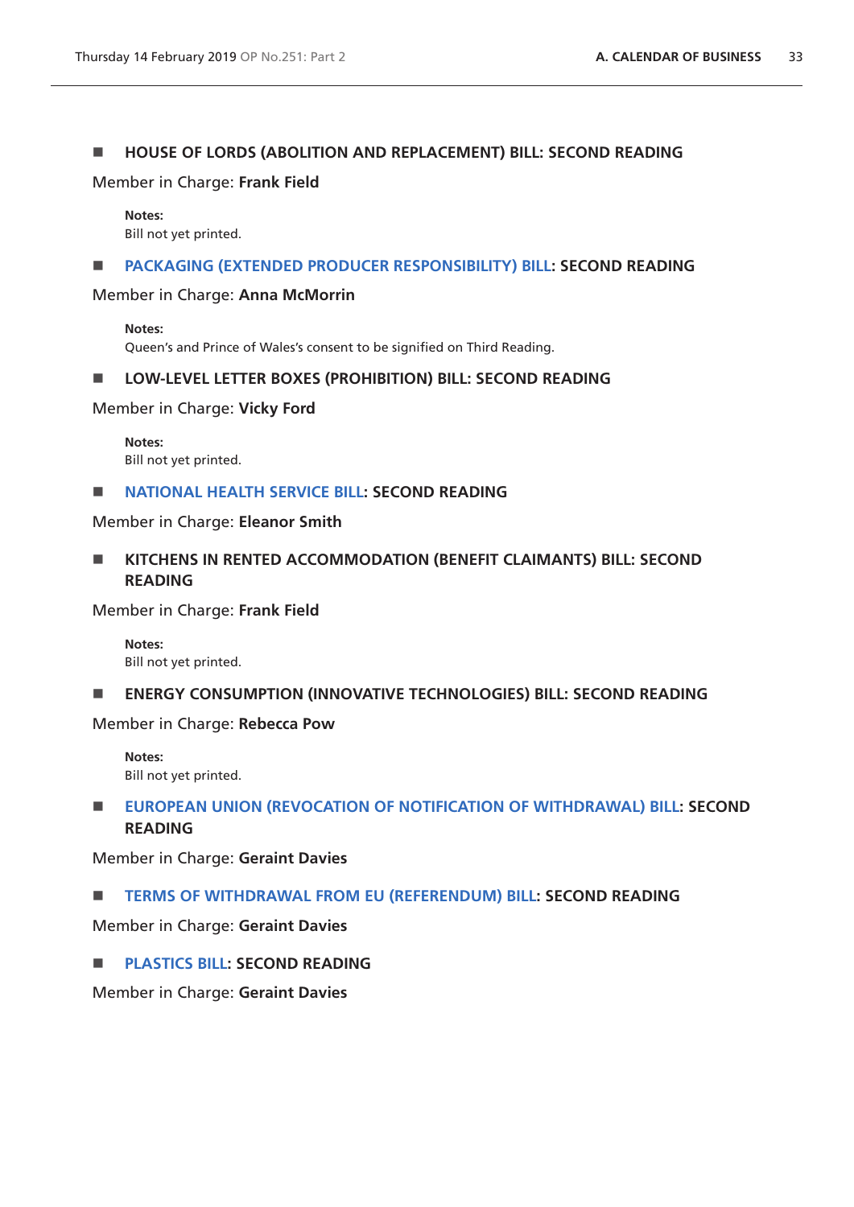### ■ HOUSE OF LORDS (ABOLITION AND REPLACEMENT) BILL: SECOND READING

Member in Charge: **Frank Field**

**Notes:**
Bill not yet printed.

### ■ PACKAGING (EXTENDED PRODUCER RESPONSIBILITY) BILL: SECOND READING

Member in Charge: **Anna McMorrin**

**Notes:**
Queen's and Prince of Wales's consent to be signified on Third Reading.

### ■ LOW-LEVEL LETTER BOXES (PROHIBITION) BILL: SECOND READING

Member in Charge: **Vicky Ford**

**Notes:**
Bill not yet printed.

### ■ NATIONAL HEALTH SERVICE BILL: SECOND READING

Member in Charge: **Eleanor Smith**

### ■ KITCHENS IN RENTED ACCOMMODATION (BENEFIT CLAIMANTS) BILL: SECOND READING

Member in Charge: **Frank Field**

**Notes:**
Bill not yet printed.

### ■ ENERGY CONSUMPTION (INNOVATIVE TECHNOLOGIES) BILL: SECOND READING

Member in Charge: **Rebecca Pow**

**Notes:**
Bill not yet printed.

### ■ EUROPEAN UNION (REVOCATION OF NOTIFICATION OF WITHDRAWAL) BILL: SECOND READING

Member in Charge: **Geraint Davies**

### ■ TERMS OF WITHDRAWAL FROM EU (REFERENDUM) BILL: SECOND READING

Member in Charge: **Geraint Davies**

### ■ PLASTICS BILL: SECOND READING

Member in Charge: **Geraint Davies**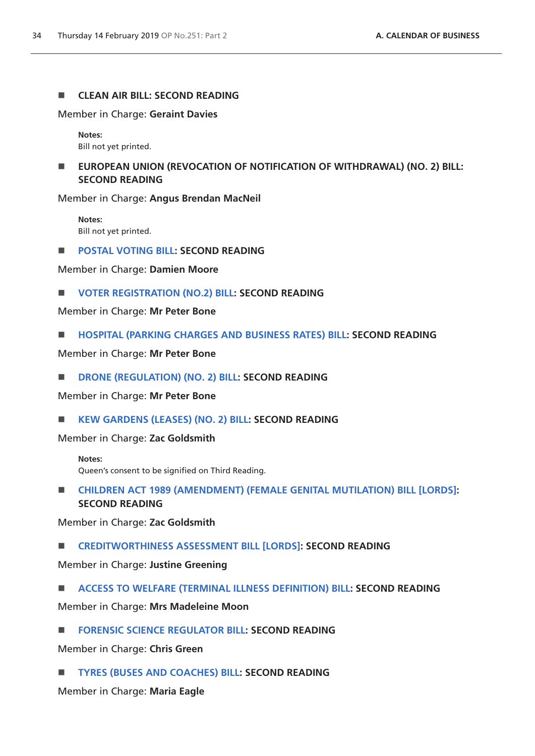- **CLEAN AIR BILL: SECOND READING**

Member in Charge: **Geraint Davies**

> **Notes:**
> Bill not yet printed.

- **EUROPEAN UNION (REVOCATION OF NOTIFICATION OF WITHDRAWAL) (NO. 2) BILL: SECOND READING**

Member in Charge: **Angus Brendan MacNeil**

> **Notes:**
> Bill not yet printed.

- **POSTAL VOTING BILL: SECOND READING**

Member in Charge: **Damien Moore**

- **VOTER REGISTRATION (NO.2) BILL: SECOND READING**

Member in Charge: **Mr Peter Bone**

- **HOSPITAL (PARKING CHARGES AND BUSINESS RATES) BILL: SECOND READING**

Member in Charge: **Mr Peter Bone**

- **DRONE (REGULATION) (NO. 2) BILL: SECOND READING**

Member in Charge: **Mr Peter Bone**

- **KEW GARDENS (LEASES) (NO. 2) BILL: SECOND READING**

Member in Charge: **Zac Goldsmith**

> **Notes:**
> Queen's consent to be signified on Third Reading.

- **CHILDREN ACT 1989 (AMENDMENT) (FEMALE GENITAL MUTILATION) BILL [LORDS]: SECOND READING**

Member in Charge: **Zac Goldsmith**

- **CREDITWORTHINESS ASSESSMENT BILL [LORDS]: SECOND READING**

Member in Charge: **Justine Greening**

- **ACCESS TO WELFARE (TERMINAL ILLNESS DEFINITION) BILL: SECOND READING**

Member in Charge: **Mrs Madeleine Moon**

- **FORENSIC SCIENCE REGULATOR BILL: SECOND READING**

Member in Charge: **Chris Green**

- **TYRES (BUSES AND COACHES) BILL: SECOND READING**

Member in Charge: **Maria Eagle**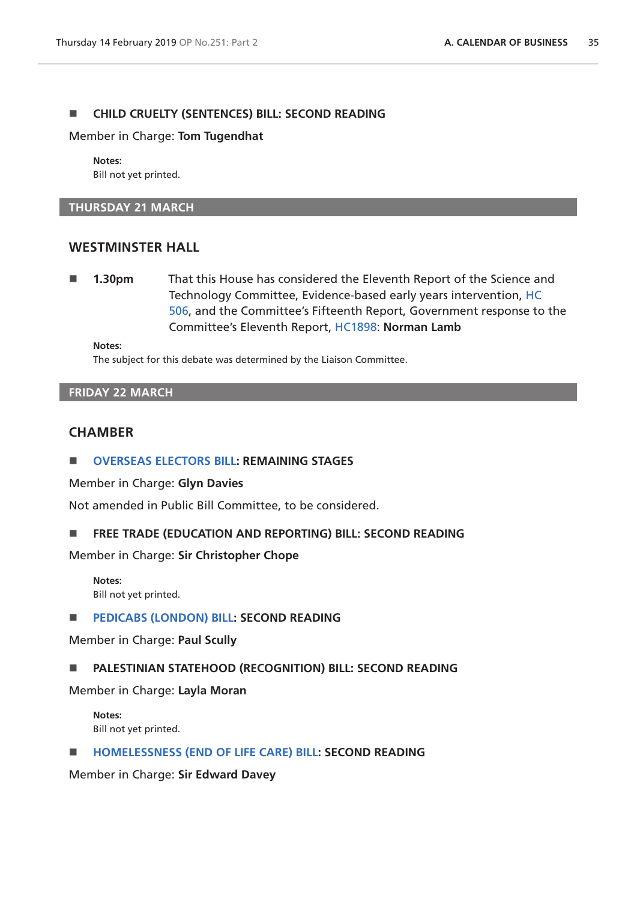■ **CHILD CRUELTY (SENTENCES) BILL: SECOND READING**

Member in Charge: **Tom Tugendhat**

**Notes:**
Bill not yet printed.

## THURSDAY 21 MARCH

### WESTMINSTER HALL

■ **1.30pm** That this House has considered the Eleventh Report of the Science and Technology Committee, Evidence-based early years intervention, HC 506, and the Committee's Fifteenth Report, Government response to the Committee's Eleventh Report, HC1898: **Norman Lamb**

**Notes:**
The subject for this debate was determined by the Liaison Committee.

## FRIDAY 22 MARCH

### CHAMBER

■ **OVERSEAS ELECTORS BILL: REMAINING STAGES**

Member in Charge: **Glyn Davies**

Not amended in Public Bill Committee, to be considered.

■ **FREE TRADE (EDUCATION AND REPORTING) BILL: SECOND READING**

Member in Charge: **Sir Christopher Chope**

**Notes:**
Bill not yet printed.

■ **PEDICABS (LONDON) BILL: SECOND READING**

Member in Charge: **Paul Scully**

■ **PALESTINIAN STATEHOOD (RECOGNITION) BILL: SECOND READING**

Member in Charge: **Layla Moran**

**Notes:**
Bill not yet printed.

■ **HOMELESSNESS (END OF LIFE CARE) BILL: SECOND READING**

Member in Charge: **Sir Edward Davey**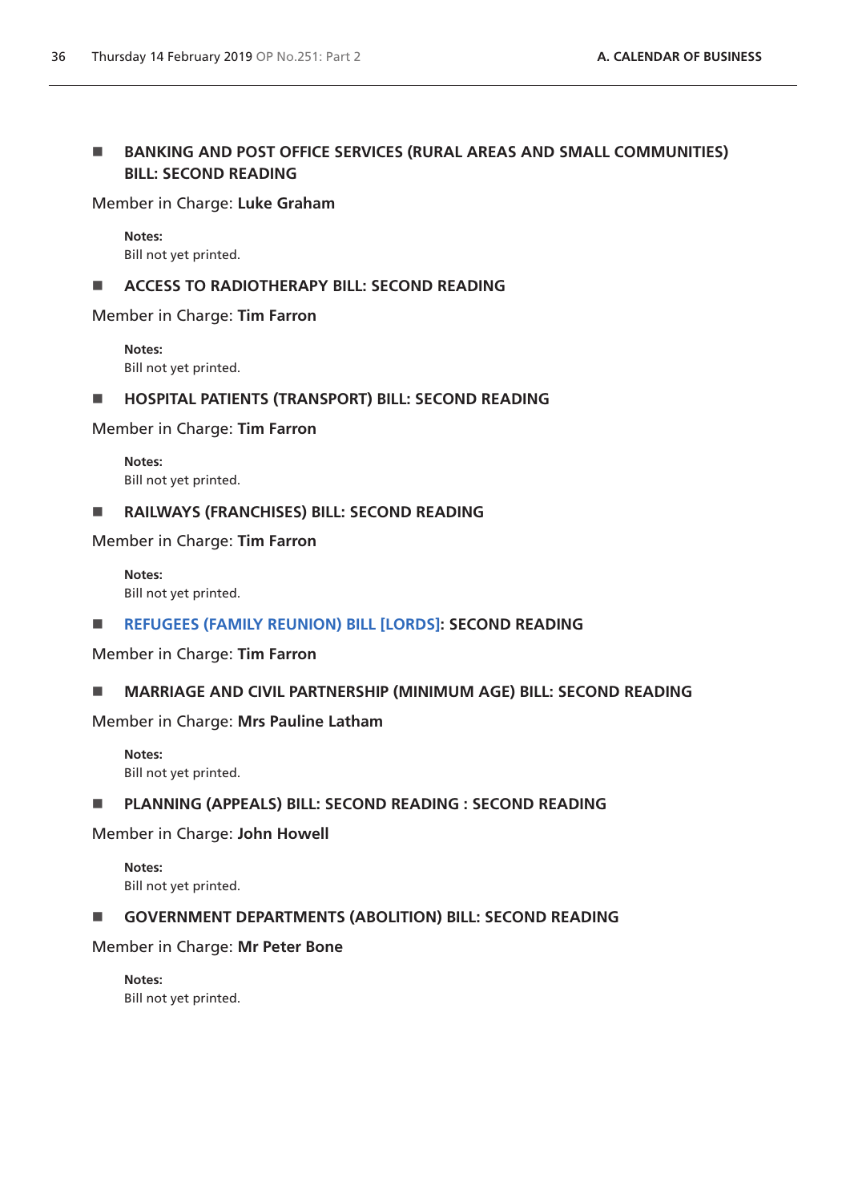■ **BANKING AND POST OFFICE SERVICES (RURAL AREAS AND SMALL COMMUNITIES) BILL: SECOND READING**

Member in Charge: **Luke Graham**

**Notes:**
Bill not yet printed.

■ **ACCESS TO RADIOTHERAPY BILL: SECOND READING**

Member in Charge: **Tim Farron**

**Notes:**
Bill not yet printed.

■ **HOSPITAL PATIENTS (TRANSPORT) BILL: SECOND READING**

Member in Charge: **Tim Farron**

**Notes:**
Bill not yet printed.

■ **RAILWAYS (FRANCHISES) BILL: SECOND READING**

Member in Charge: **Tim Farron**

**Notes:**
Bill not yet printed.

■ **REFUGEES (FAMILY REUNION) BILL [LORDS]: SECOND READING**

Member in Charge: **Tim Farron**

■ **MARRIAGE AND CIVIL PARTNERSHIP (MINIMUM AGE) BILL: SECOND READING**

Member in Charge: **Mrs Pauline Latham**

**Notes:**
Bill not yet printed.

■ **PLANNING (APPEALS) BILL: SECOND READING : SECOND READING**

Member in Charge: **John Howell**

**Notes:**
Bill not yet printed.

■ **GOVERNMENT DEPARTMENTS (ABOLITION) BILL: SECOND READING**

Member in Charge: **Mr Peter Bone**

**Notes:**
Bill not yet printed.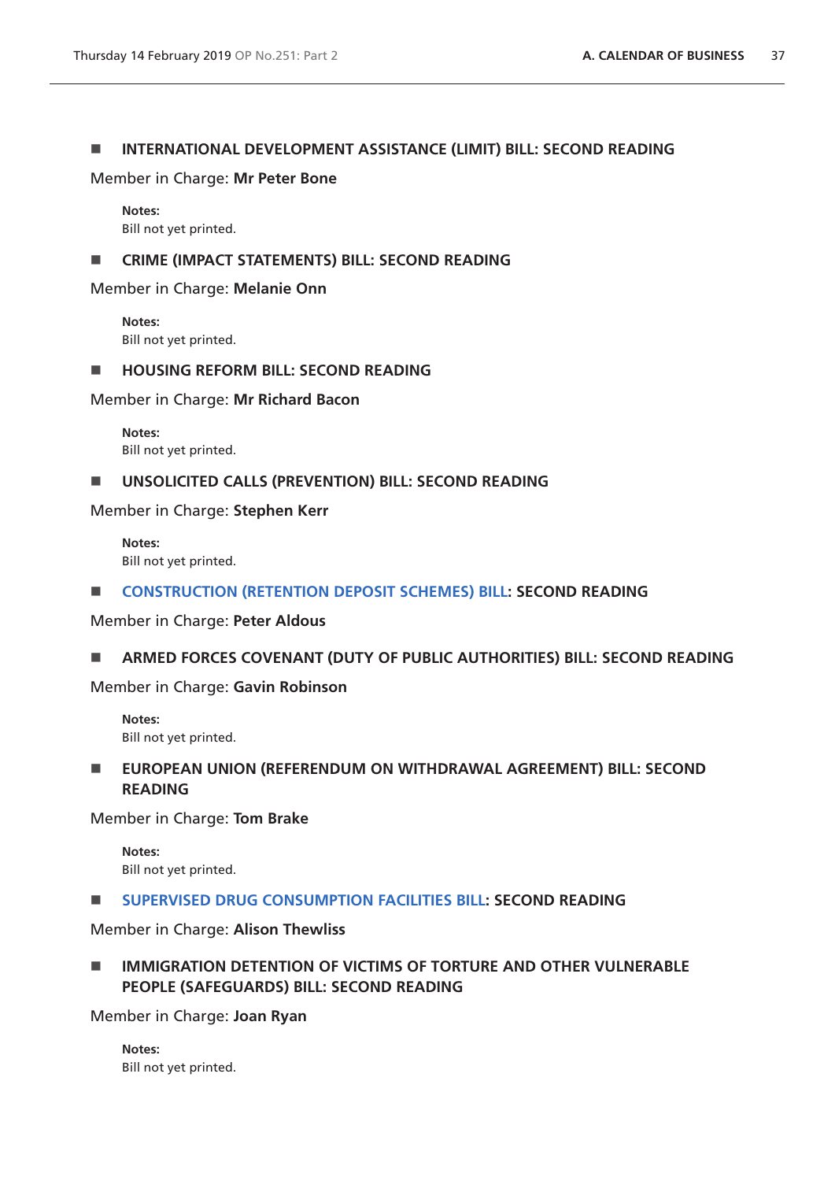### ■ INTERNATIONAL DEVELOPMENT ASSISTANCE (LIMIT) BILL: SECOND READING

Member in Charge: **Mr Peter Bone**

**Notes:**
Bill not yet printed.

### ■ CRIME (IMPACT STATEMENTS) BILL: SECOND READING

Member in Charge: **Melanie Onn**

**Notes:**
Bill not yet printed.

### ■ HOUSING REFORM BILL: SECOND READING

Member in Charge: **Mr Richard Bacon**

**Notes:**
Bill not yet printed.

### ■ UNSOLICITED CALLS (PREVENTION) BILL: SECOND READING

Member in Charge: **Stephen Kerr**

**Notes:**
Bill not yet printed.

### ■ CONSTRUCTION (RETENTION DEPOSIT SCHEMES) BILL: SECOND READING

Member in Charge: **Peter Aldous**

### ■ ARMED FORCES COVENANT (DUTY OF PUBLIC AUTHORITIES) BILL: SECOND READING

Member in Charge: **Gavin Robinson**

**Notes:**
Bill not yet printed.

### ■ EUROPEAN UNION (REFERENDUM ON WITHDRAWAL AGREEMENT) BILL: SECOND READING

Member in Charge: **Tom Brake**

**Notes:**
Bill not yet printed.

### ■ SUPERVISED DRUG CONSUMPTION FACILITIES BILL: SECOND READING

Member in Charge: **Alison Thewliss**

### ■ IMMIGRATION DETENTION OF VICTIMS OF TORTURE AND OTHER VULNERABLE PEOPLE (SAFEGUARDS) BILL: SECOND READING

Member in Charge: **Joan Ryan**

**Notes:**
Bill not yet printed.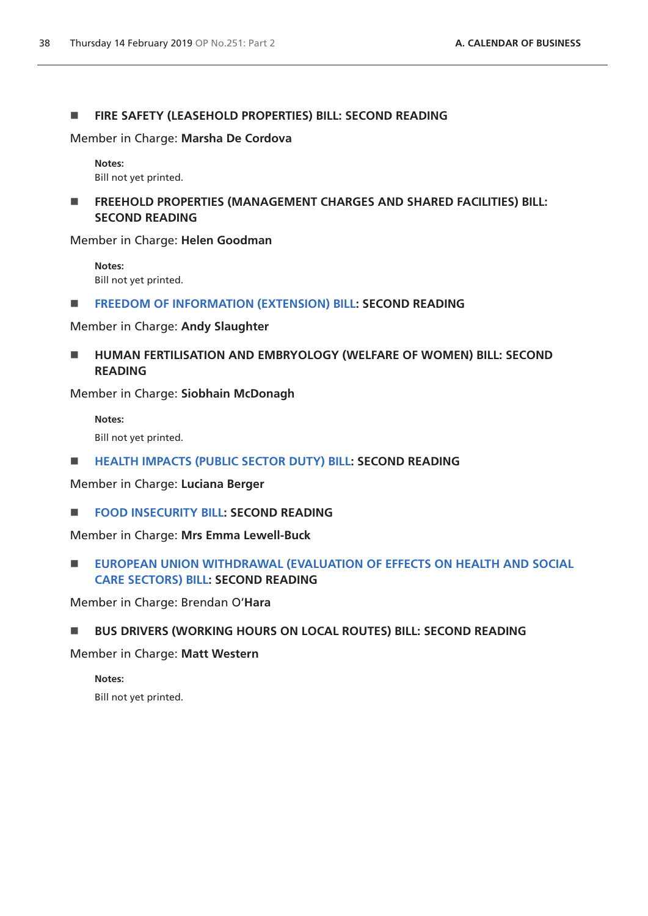- **FIRE SAFETY (LEASEHOLD PROPERTIES) BILL: SECOND READING**

Member in Charge: **Marsha De Cordova**

**Notes:**
Bill not yet printed.

- **FREEHOLD PROPERTIES (MANAGEMENT CHARGES AND SHARED FACILITIES) BILL: SECOND READING**

Member in Charge: **Helen Goodman**

**Notes:**
Bill not yet printed.

- **FREEDOM OF INFORMATION (EXTENSION) BILL: SECOND READING**

Member in Charge: **Andy Slaughter**

- **HUMAN FERTILISATION AND EMBRYOLOGY (WELFARE OF WOMEN) BILL: SECOND READING**

Member in Charge: **Siobhain McDonagh**

**Notes:**
Bill not yet printed.

- **HEALTH IMPACTS (PUBLIC SECTOR DUTY) BILL: SECOND READING**

Member in Charge: **Luciana Berger**

- **FOOD INSECURITY BILL: SECOND READING**

Member in Charge: **Mrs Emma Lewell-Buck**

- **EUROPEAN UNION WITHDRAWAL (EVALUATION OF EFFECTS ON HEALTH AND SOCIAL CARE SECTORS) BILL: SECOND READING**

Member in Charge: Brendan O'**Hara**

- **BUS DRIVERS (WORKING HOURS ON LOCAL ROUTES) BILL: SECOND READING**

Member in Charge: **Matt Western**

**Notes:**
Bill not yet printed.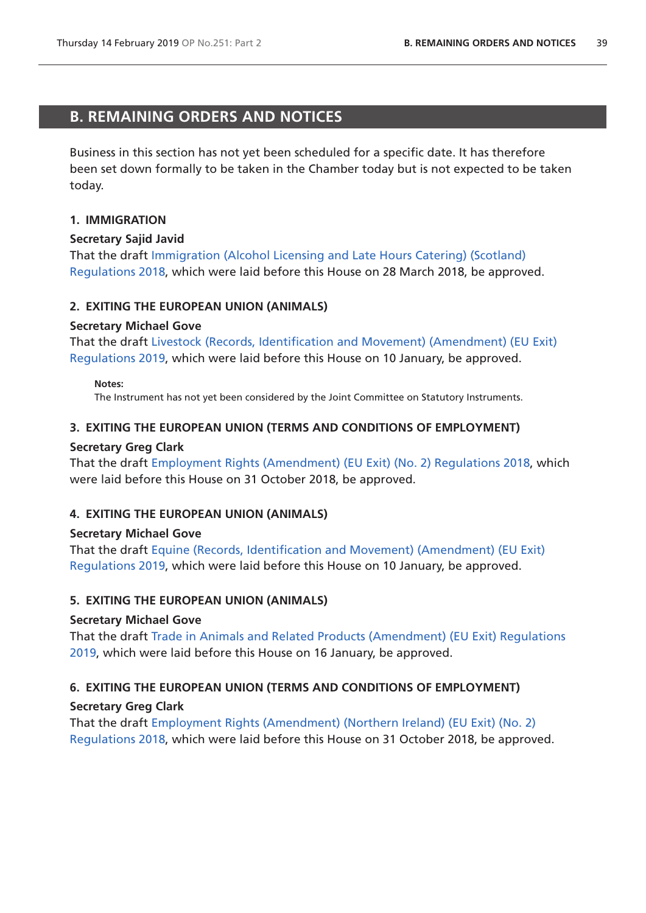## B. REMAINING ORDERS AND NOTICES

Business in this section has not yet been scheduled for a specific date. It has therefore been set down formally to be taken in the Chamber today but is not expected to be taken today.

### 1. IMMIGRATION

**Secretary Sajid Javid**

That the draft Immigration (Alcohol Licensing and Late Hours Catering) (Scotland) Regulations 2018, which were laid before this House on 28 March 2018, be approved.

### 2. EXITING THE EUROPEAN UNION (ANIMALS)

**Secretary Michael Gove**

That the draft Livestock (Records, Identification and Movement) (Amendment) (EU Exit) Regulations 2019, which were laid before this House on 10 January, be approved.

**Notes:**

The Instrument has not yet been considered by the Joint Committee on Statutory Instruments.

### 3. EXITING THE EUROPEAN UNION (TERMS AND CONDITIONS OF EMPLOYMENT)

**Secretary Greg Clark**

That the draft Employment Rights (Amendment) (EU Exit) (No. 2) Regulations 2018, which were laid before this House on 31 October 2018, be approved.

### 4. EXITING THE EUROPEAN UNION (ANIMALS)

**Secretary Michael Gove**

That the draft Equine (Records, Identification and Movement) (Amendment) (EU Exit) Regulations 2019, which were laid before this House on 10 January, be approved.

### 5. EXITING THE EUROPEAN UNION (ANIMALS)

**Secretary Michael Gove**

That the draft Trade in Animals and Related Products (Amendment) (EU Exit) Regulations 2019, which were laid before this House on 16 January, be approved.

### 6. EXITING THE EUROPEAN UNION (TERMS AND CONDITIONS OF EMPLOYMENT)

**Secretary Greg Clark**

That the draft Employment Rights (Amendment) (Northern Ireland) (EU Exit) (No. 2) Regulations 2018, which were laid before this House on 31 October 2018, be approved.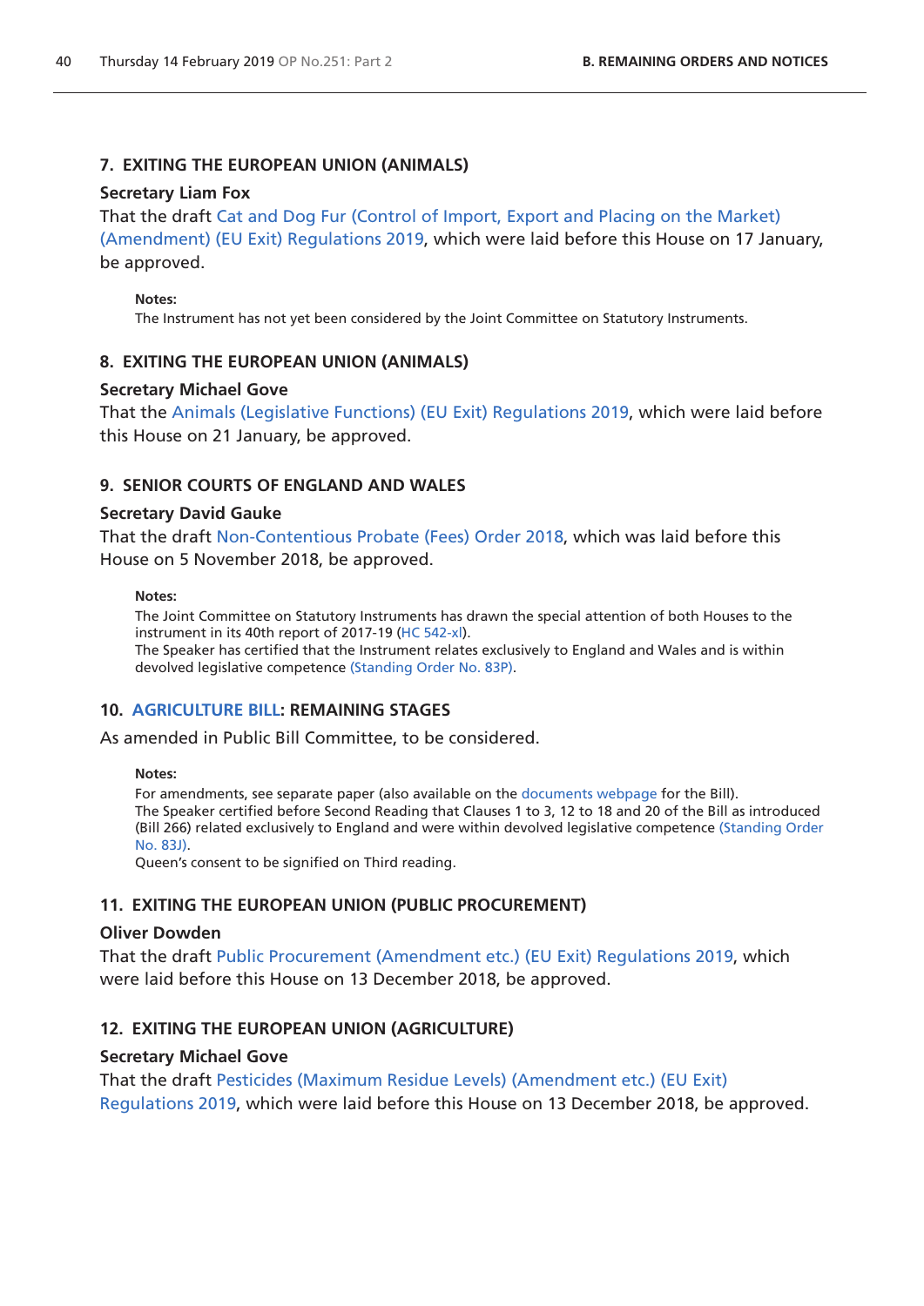### 7. EXITING THE EUROPEAN UNION (ANIMALS)

**Secretary Liam Fox**

That the draft Cat and Dog Fur (Control of Import, Export and Placing on the Market) (Amendment) (EU Exit) Regulations 2019, which were laid before this House on 17 January, be approved.

**Notes:**

The Instrument has not yet been considered by the Joint Committee on Statutory Instruments.

### 8. EXITING THE EUROPEAN UNION (ANIMALS)

**Secretary Michael Gove**

That the Animals (Legislative Functions) (EU Exit) Regulations 2019, which were laid before this House on 21 January, be approved.

### 9. SENIOR COURTS OF ENGLAND AND WALES

**Secretary David Gauke**

That the draft Non-Contentious Probate (Fees) Order 2018, which was laid before this House on 5 November 2018, be approved.

**Notes:**

The Joint Committee on Statutory Instruments has drawn the special attention of both Houses to the instrument in its 40th report of 2017-19 (HC 542-xl).
The Speaker has certified that the Instrument relates exclusively to England and Wales and is within devolved legislative competence (Standing Order No. 83P).

### 10. AGRICULTURE BILL: REMAINING STAGES

As amended in Public Bill Committee, to be considered.

**Notes:**

For amendments, see separate paper (also available on the documents webpage for the Bill).
The Speaker certified before Second Reading that Clauses 1 to 3, 12 to 18 and 20 of the Bill as introduced (Bill 266) related exclusively to England and were within devolved legislative competence (Standing Order No. 83J).
Queen's consent to be signified on Third reading.

### 11. EXITING THE EUROPEAN UNION (PUBLIC PROCUREMENT)

**Oliver Dowden**

That the draft Public Procurement (Amendment etc.) (EU Exit) Regulations 2019, which were laid before this House on 13 December 2018, be approved.

### 12. EXITING THE EUROPEAN UNION (AGRICULTURE)

**Secretary Michael Gove**

That the draft Pesticides (Maximum Residue Levels) (Amendment etc.) (EU Exit) Regulations 2019, which were laid before this House on 13 December 2018, be approved.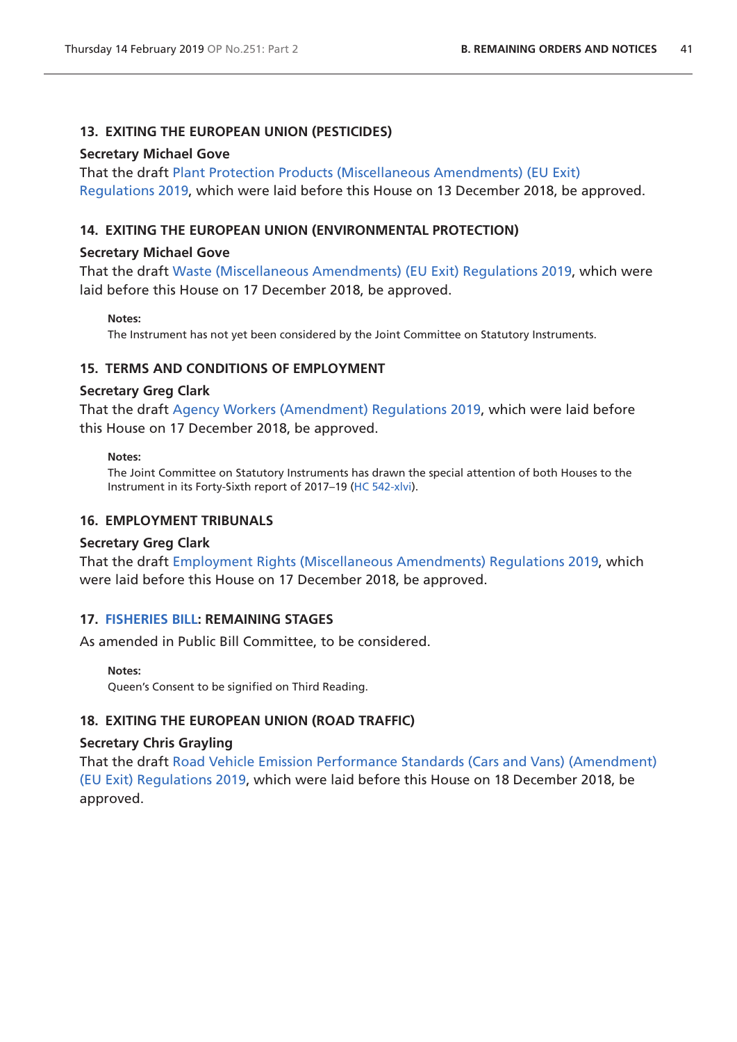### 13. EXITING THE EUROPEAN UNION (PESTICIDES)

**Secretary Michael Gove**

That the draft Plant Protection Products (Miscellaneous Amendments) (EU Exit) Regulations 2019, which were laid before this House on 13 December 2018, be approved.

### 14. EXITING THE EUROPEAN UNION (ENVIRONMENTAL PROTECTION)

**Secretary Michael Gove**

That the draft Waste (Miscellaneous Amendments) (EU Exit) Regulations 2019, which were laid before this House on 17 December 2018, be approved.

**Notes:**

The Instrument has not yet been considered by the Joint Committee on Statutory Instruments.

### 15. TERMS AND CONDITIONS OF EMPLOYMENT

**Secretary Greg Clark**

That the draft Agency Workers (Amendment) Regulations 2019, which were laid before this House on 17 December 2018, be approved.

**Notes:**

The Joint Committee on Statutory Instruments has drawn the special attention of both Houses to the Instrument in its Forty-Sixth report of 2017–19 (HC 542-xlvi).

### 16. EMPLOYMENT TRIBUNALS

**Secretary Greg Clark**

That the draft Employment Rights (Miscellaneous Amendments) Regulations 2019, which were laid before this House on 17 December 2018, be approved.

### 17. FISHERIES BILL: REMAINING STAGES

As amended in Public Bill Committee, to be considered.

**Notes:**

Queen's Consent to be signified on Third Reading.

### 18. EXITING THE EUROPEAN UNION (ROAD TRAFFIC)

**Secretary Chris Grayling**

That the draft Road Vehicle Emission Performance Standards (Cars and Vans) (Amendment) (EU Exit) Regulations 2019, which were laid before this House on 18 December 2018, be approved.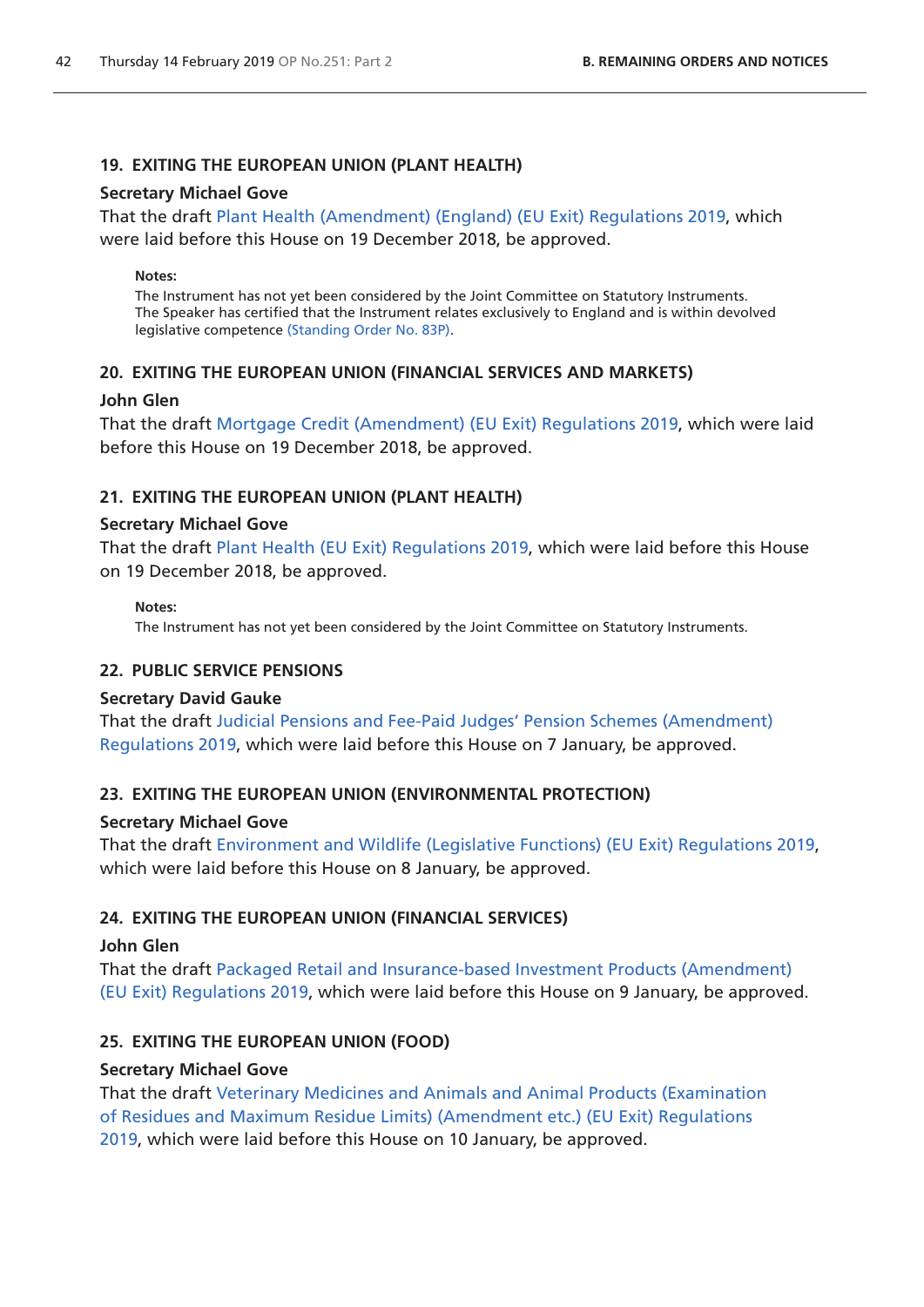### 19. EXITING THE EUROPEAN UNION (PLANT HEALTH)

**Secretary Michael Gove**

That the draft Plant Health (Amendment) (England) (EU Exit) Regulations 2019, which were laid before this House on 19 December 2018, be approved.

**Notes:**

The Instrument has not yet been considered by the Joint Committee on Statutory Instruments.
The Speaker has certified that the Instrument relates exclusively to England and is within devolved legislative competence (Standing Order No. 83P).

### 20. EXITING THE EUROPEAN UNION (FINANCIAL SERVICES AND MARKETS)

**John Glen**

That the draft Mortgage Credit (Amendment) (EU Exit) Regulations 2019, which were laid before this House on 19 December 2018, be approved.

### 21. EXITING THE EUROPEAN UNION (PLANT HEALTH)

**Secretary Michael Gove**

That the draft Plant Health (EU Exit) Regulations 2019, which were laid before this House on 19 December 2018, be approved.

**Notes:**

The Instrument has not yet been considered by the Joint Committee on Statutory Instruments.

### 22. PUBLIC SERVICE PENSIONS

**Secretary David Gauke**

That the draft Judicial Pensions and Fee-Paid Judges' Pension Schemes (Amendment) Regulations 2019, which were laid before this House on 7 January, be approved.

### 23. EXITING THE EUROPEAN UNION (ENVIRONMENTAL PROTECTION)

**Secretary Michael Gove**

That the draft Environment and Wildlife (Legislative Functions) (EU Exit) Regulations 2019, which were laid before this House on 8 January, be approved.

### 24. EXITING THE EUROPEAN UNION (FINANCIAL SERVICES)

**John Glen**

That the draft Packaged Retail and Insurance-based Investment Products (Amendment) (EU Exit) Regulations 2019, which were laid before this House on 9 January, be approved.

### 25. EXITING THE EUROPEAN UNION (FOOD)

**Secretary Michael Gove**

That the draft Veterinary Medicines and Animals and Animal Products (Examination of Residues and Maximum Residue Limits) (Amendment etc.) (EU Exit) Regulations 2019, which were laid before this House on 10 January, be approved.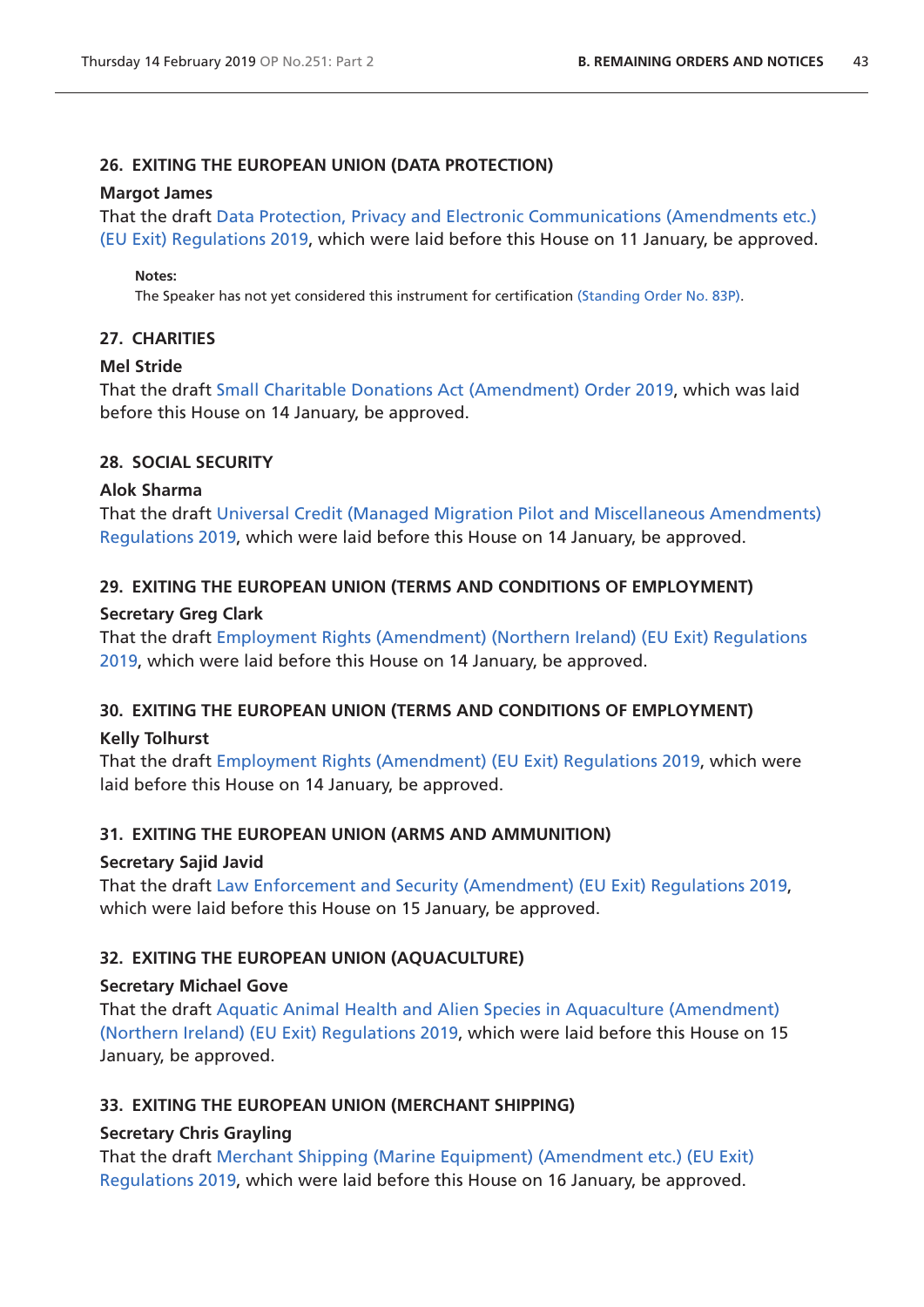### 26. EXITING THE EUROPEAN UNION (DATA PROTECTION)

**Margot James**

That the draft Data Protection, Privacy and Electronic Communications (Amendments etc.) (EU Exit) Regulations 2019, which were laid before this House on 11 January, be approved.

**Notes:**

The Speaker has not yet considered this instrument for certification (Standing Order No. 83P).

### 27. CHARITIES

**Mel Stride**

That the draft Small Charitable Donations Act (Amendment) Order 2019, which was laid before this House on 14 January, be approved.

### 28. SOCIAL SECURITY

**Alok Sharma**

That the draft Universal Credit (Managed Migration Pilot and Miscellaneous Amendments) Regulations 2019, which were laid before this House on 14 January, be approved.

### 29. EXITING THE EUROPEAN UNION (TERMS AND CONDITIONS OF EMPLOYMENT)

**Secretary Greg Clark**

That the draft Employment Rights (Amendment) (Northern Ireland) (EU Exit) Regulations 2019, which were laid before this House on 14 January, be approved.

### 30. EXITING THE EUROPEAN UNION (TERMS AND CONDITIONS OF EMPLOYMENT)

**Kelly Tolhurst**

That the draft Employment Rights (Amendment) (EU Exit) Regulations 2019, which were laid before this House on 14 January, be approved.

### 31. EXITING THE EUROPEAN UNION (ARMS AND AMMUNITION)

**Secretary Sajid Javid**

That the draft Law Enforcement and Security (Amendment) (EU Exit) Regulations 2019, which were laid before this House on 15 January, be approved.

### 32. EXITING THE EUROPEAN UNION (AQUACULTURE)

**Secretary Michael Gove**

That the draft Aquatic Animal Health and Alien Species in Aquaculture (Amendment) (Northern Ireland) (EU Exit) Regulations 2019, which were laid before this House on 15 January, be approved.

### 33. EXITING THE EUROPEAN UNION (MERCHANT SHIPPING)

**Secretary Chris Grayling**

That the draft Merchant Shipping (Marine Equipment) (Amendment etc.) (EU Exit) Regulations 2019, which were laid before this House on 16 January, be approved.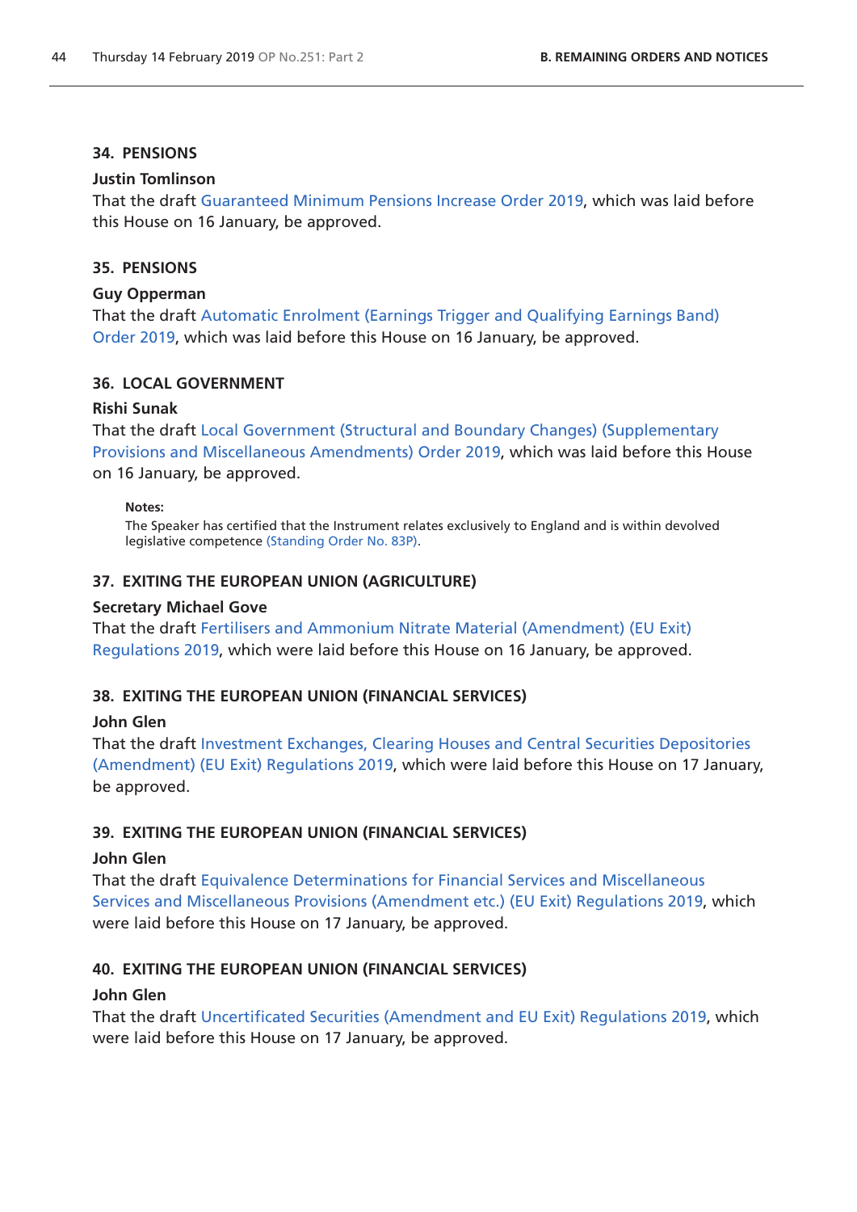### 34. PENSIONS

**Justin Tomlinson**

That the draft Guaranteed Minimum Pensions Increase Order 2019, which was laid before this House on 16 January, be approved.

### 35. PENSIONS

**Guy Opperman**

That the draft Automatic Enrolment (Earnings Trigger and Qualifying Earnings Band) Order 2019, which was laid before this House on 16 January, be approved.

### 36. LOCAL GOVERNMENT

**Rishi Sunak**

That the draft Local Government (Structural and Boundary Changes) (Supplementary Provisions and Miscellaneous Amendments) Order 2019, which was laid before this House on 16 January, be approved.

**Notes:**

The Speaker has certified that the Instrument relates exclusively to England and is within devolved legislative competence (Standing Order No. 83P).

### 37. EXITING THE EUROPEAN UNION (AGRICULTURE)

**Secretary Michael Gove**

That the draft Fertilisers and Ammonium Nitrate Material (Amendment) (EU Exit) Regulations 2019, which were laid before this House on 16 January, be approved.

### 38. EXITING THE EUROPEAN UNION (FINANCIAL SERVICES)

**John Glen**

That the draft Investment Exchanges, Clearing Houses and Central Securities Depositories (Amendment) (EU Exit) Regulations 2019, which were laid before this House on 17 January, be approved.

### 39. EXITING THE EUROPEAN UNION (FINANCIAL SERVICES)

**John Glen**

That the draft Equivalence Determinations for Financial Services and Miscellaneous Services and Miscellaneous Provisions (Amendment etc.) (EU Exit) Regulations 2019, which were laid before this House on 17 January, be approved.

### 40. EXITING THE EUROPEAN UNION (FINANCIAL SERVICES)

**John Glen**

That the draft Uncertificated Securities (Amendment and EU Exit) Regulations 2019, which were laid before this House on 17 January, be approved.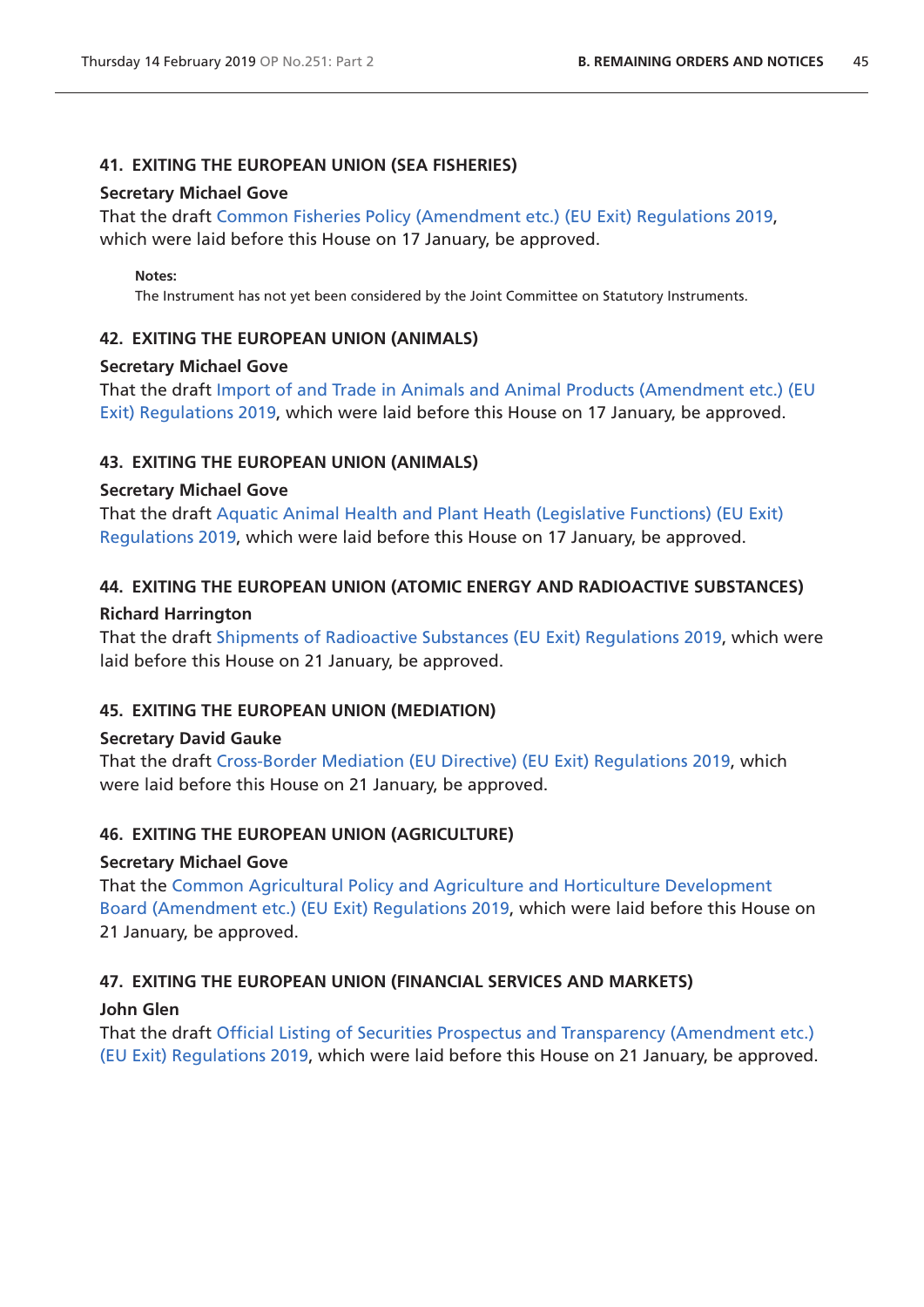### 41. EXITING THE EUROPEAN UNION (SEA FISHERIES)

**Secretary Michael Gove**

That the draft Common Fisheries Policy (Amendment etc.) (EU Exit) Regulations 2019, which were laid before this House on 17 January, be approved.

**Notes:**

The Instrument has not yet been considered by the Joint Committee on Statutory Instruments.

### 42. EXITING THE EUROPEAN UNION (ANIMALS)

**Secretary Michael Gove**

That the draft Import of and Trade in Animals and Animal Products (Amendment etc.) (EU Exit) Regulations 2019, which were laid before this House on 17 January, be approved.

### 43. EXITING THE EUROPEAN UNION (ANIMALS)

**Secretary Michael Gove**

That the draft Aquatic Animal Health and Plant Heath (Legislative Functions) (EU Exit) Regulations 2019, which were laid before this House on 17 January, be approved.

### 44. EXITING THE EUROPEAN UNION (ATOMIC ENERGY AND RADIOACTIVE SUBSTANCES)

**Richard Harrington**

That the draft Shipments of Radioactive Substances (EU Exit) Regulations 2019, which were laid before this House on 21 January, be approved.

### 45. EXITING THE EUROPEAN UNION (MEDIATION)

**Secretary David Gauke**

That the draft Cross-Border Mediation (EU Directive) (EU Exit) Regulations 2019, which were laid before this House on 21 January, be approved.

### 46. EXITING THE EUROPEAN UNION (AGRICULTURE)

**Secretary Michael Gove**

That the Common Agricultural Policy and Agriculture and Horticulture Development Board (Amendment etc.) (EU Exit) Regulations 2019, which were laid before this House on 21 January, be approved.

### 47. EXITING THE EUROPEAN UNION (FINANCIAL SERVICES AND MARKETS)

**John Glen**

That the draft Official Listing of Securities Prospectus and Transparency (Amendment etc.) (EU Exit) Regulations 2019, which were laid before this House on 21 January, be approved.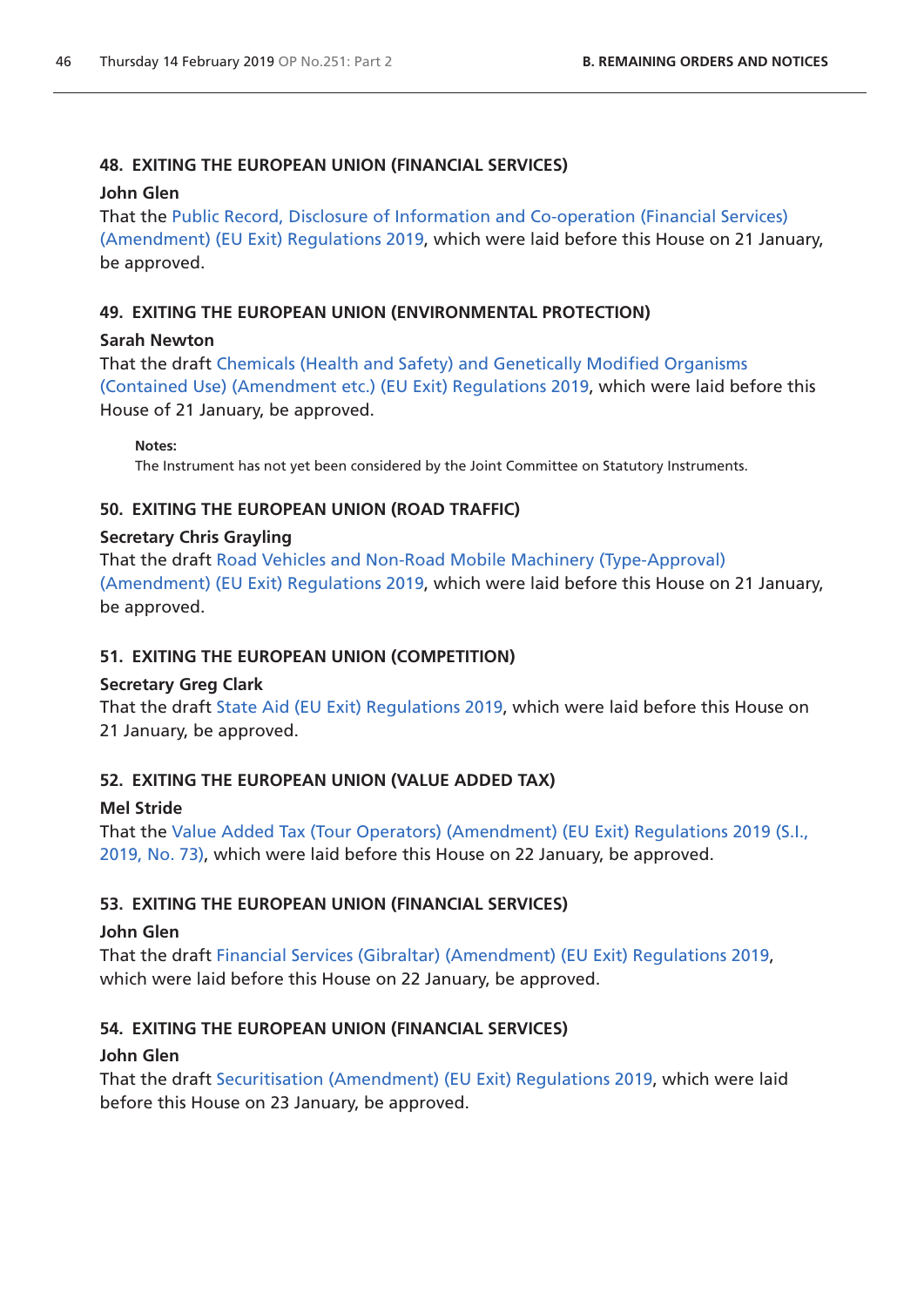### 48. EXITING THE EUROPEAN UNION (FINANCIAL SERVICES)

**John Glen**

That the Public Record, Disclosure of Information and Co-operation (Financial Services) (Amendment) (EU Exit) Regulations 2019, which were laid before this House on 21 January, be approved.

### 49. EXITING THE EUROPEAN UNION (ENVIRONMENTAL PROTECTION)

**Sarah Newton**

That the draft Chemicals (Health and Safety) and Genetically Modified Organisms (Contained Use) (Amendment etc.) (EU Exit) Regulations 2019, which were laid before this House of 21 January, be approved.

**Notes:**

The Instrument has not yet been considered by the Joint Committee on Statutory Instruments.

### 50. EXITING THE EUROPEAN UNION (ROAD TRAFFIC)

**Secretary Chris Grayling**

That the draft Road Vehicles and Non-Road Mobile Machinery (Type-Approval) (Amendment) (EU Exit) Regulations 2019, which were laid before this House on 21 January, be approved.

### 51. EXITING THE EUROPEAN UNION (COMPETITION)

**Secretary Greg Clark**

That the draft State Aid (EU Exit) Regulations 2019, which were laid before this House on 21 January, be approved.

### 52. EXITING THE EUROPEAN UNION (VALUE ADDED TAX)

**Mel Stride**

That the Value Added Tax (Tour Operators) (Amendment) (EU Exit) Regulations 2019 (S.I., 2019, No. 73), which were laid before this House on 22 January, be approved.

### 53. EXITING THE EUROPEAN UNION (FINANCIAL SERVICES)

**John Glen**

That the draft Financial Services (Gibraltar) (Amendment) (EU Exit) Regulations 2019, which were laid before this House on 22 January, be approved.

### 54. EXITING THE EUROPEAN UNION (FINANCIAL SERVICES)

**John Glen**

That the draft Securitisation (Amendment) (EU Exit) Regulations 2019, which were laid before this House on 23 January, be approved.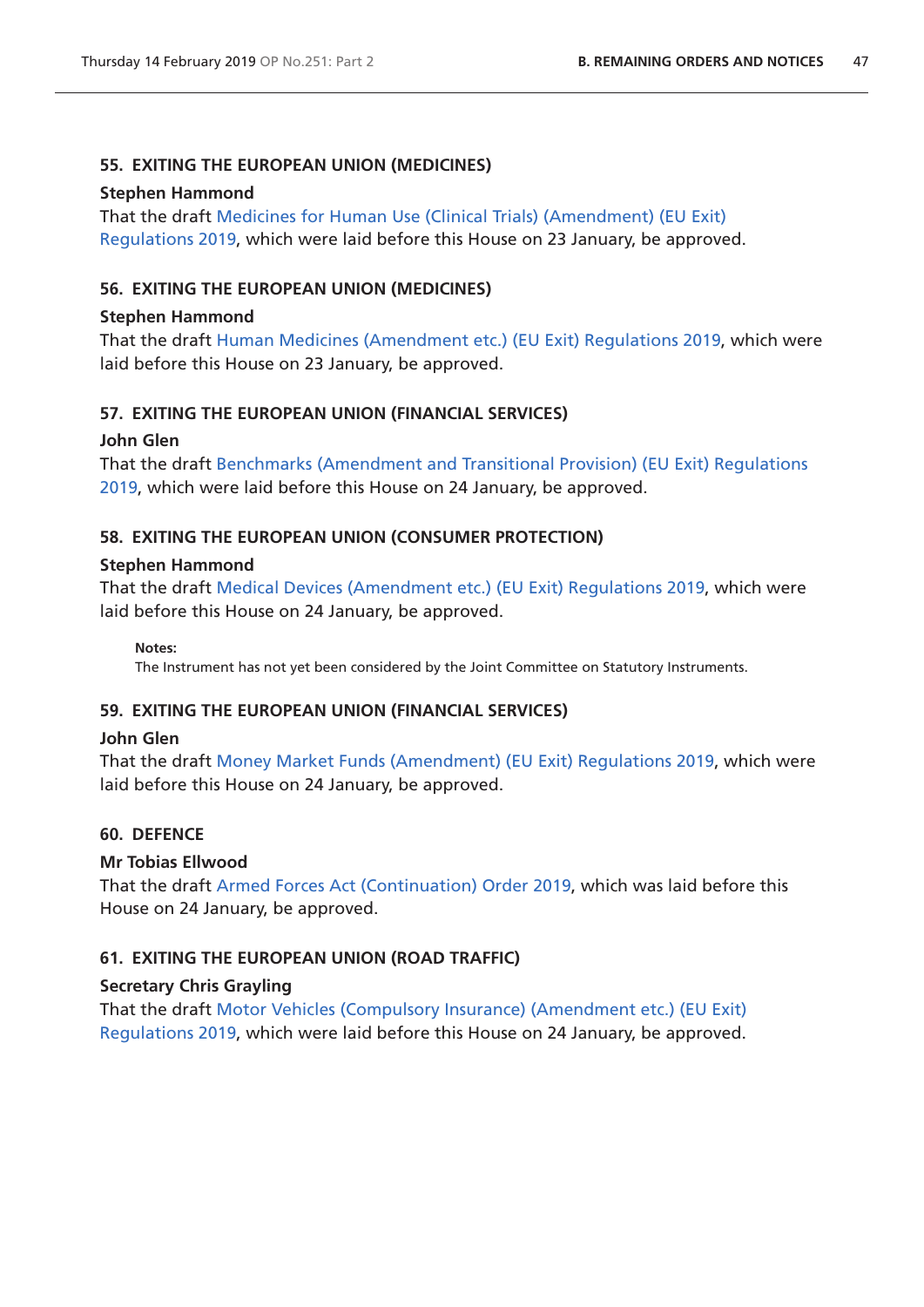### 55. EXITING THE EUROPEAN UNION (MEDICINES)

**Stephen Hammond**

That the draft Medicines for Human Use (Clinical Trials) (Amendment) (EU Exit) Regulations 2019, which were laid before this House on 23 January, be approved.

### 56. EXITING THE EUROPEAN UNION (MEDICINES)

**Stephen Hammond**

That the draft Human Medicines (Amendment etc.) (EU Exit) Regulations 2019, which were laid before this House on 23 January, be approved.

### 57. EXITING THE EUROPEAN UNION (FINANCIAL SERVICES)

**John Glen**

That the draft Benchmarks (Amendment and Transitional Provision) (EU Exit) Regulations 2019, which were laid before this House on 24 January, be approved.

### 58. EXITING THE EUROPEAN UNION (CONSUMER PROTECTION)

**Stephen Hammond**

That the draft Medical Devices (Amendment etc.) (EU Exit) Regulations 2019, which were laid before this House on 24 January, be approved.

**Notes:**

The Instrument has not yet been considered by the Joint Committee on Statutory Instruments.

### 59. EXITING THE EUROPEAN UNION (FINANCIAL SERVICES)

**John Glen**

That the draft Money Market Funds (Amendment) (EU Exit) Regulations 2019, which were laid before this House on 24 January, be approved.

### 60. DEFENCE

**Mr Tobias Ellwood**

That the draft Armed Forces Act (Continuation) Order 2019, which was laid before this House on 24 January, be approved.

### 61. EXITING THE EUROPEAN UNION (ROAD TRAFFIC)

**Secretary Chris Grayling**

That the draft Motor Vehicles (Compulsory Insurance) (Amendment etc.) (EU Exit) Regulations 2019, which were laid before this House on 24 January, be approved.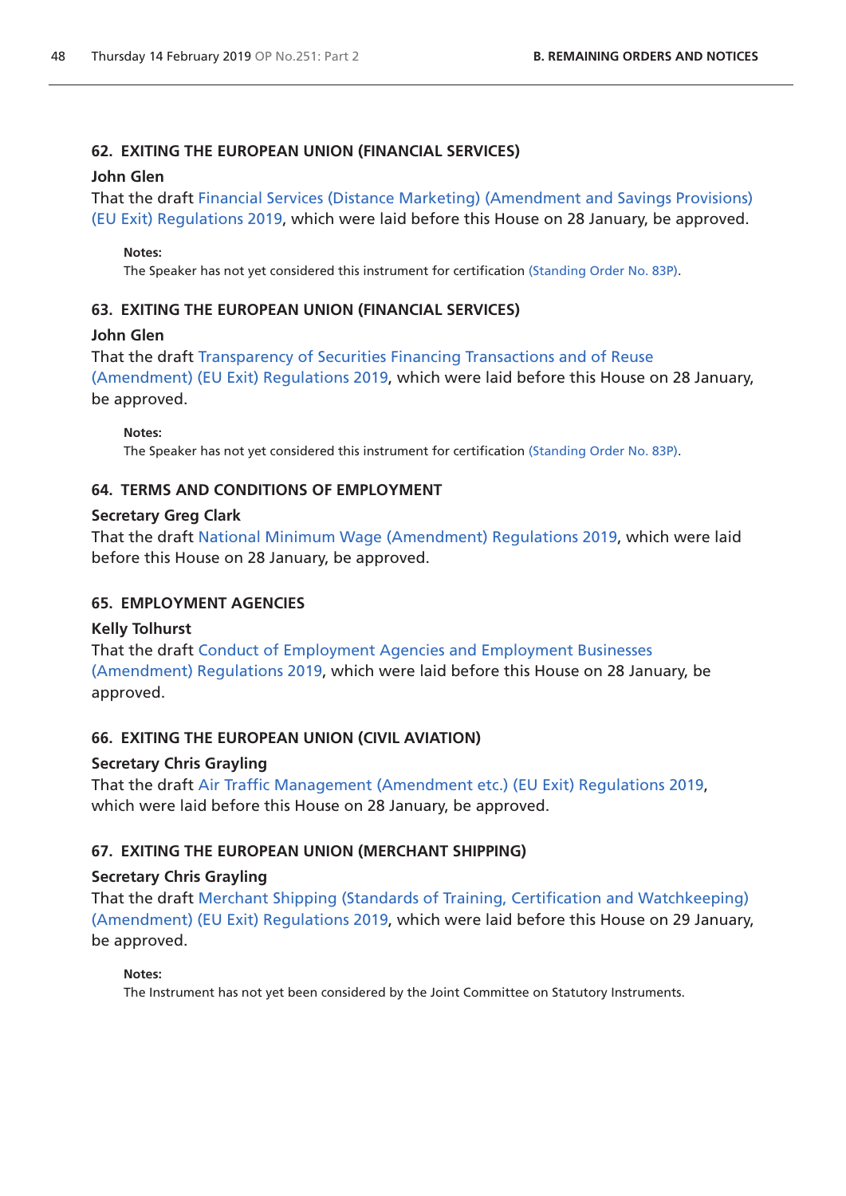### 62. EXITING THE EUROPEAN UNION (FINANCIAL SERVICES)

**John Glen**

That the draft Financial Services (Distance Marketing) (Amendment and Savings Provisions) (EU Exit) Regulations 2019, which were laid before this House on 28 January, be approved.

> **Notes:**
> The Speaker has not yet considered this instrument for certification (Standing Order No. 83P).

### 63. EXITING THE EUROPEAN UNION (FINANCIAL SERVICES)

**John Glen**

That the draft Transparency of Securities Financing Transactions and of Reuse (Amendment) (EU Exit) Regulations 2019, which were laid before this House on 28 January, be approved.

> **Notes:**
> The Speaker has not yet considered this instrument for certification (Standing Order No. 83P).

### 64. TERMS AND CONDITIONS OF EMPLOYMENT

**Secretary Greg Clark**

That the draft National Minimum Wage (Amendment) Regulations 2019, which were laid before this House on 28 January, be approved.

### 65. EMPLOYMENT AGENCIES

**Kelly Tolhurst**

That the draft Conduct of Employment Agencies and Employment Businesses (Amendment) Regulations 2019, which were laid before this House on 28 January, be approved.

### 66. EXITING THE EUROPEAN UNION (CIVIL AVIATION)

**Secretary Chris Grayling**

That the draft Air Traffic Management (Amendment etc.) (EU Exit) Regulations 2019, which were laid before this House on 28 January, be approved.

### 67. EXITING THE EUROPEAN UNION (MERCHANT SHIPPING)

**Secretary Chris Grayling**

That the draft Merchant Shipping (Standards of Training, Certification and Watchkeeping) (Amendment) (EU Exit) Regulations 2019, which were laid before this House on 29 January, be approved.

> **Notes:**
> The Instrument has not yet been considered by the Joint Committee on Statutory Instruments.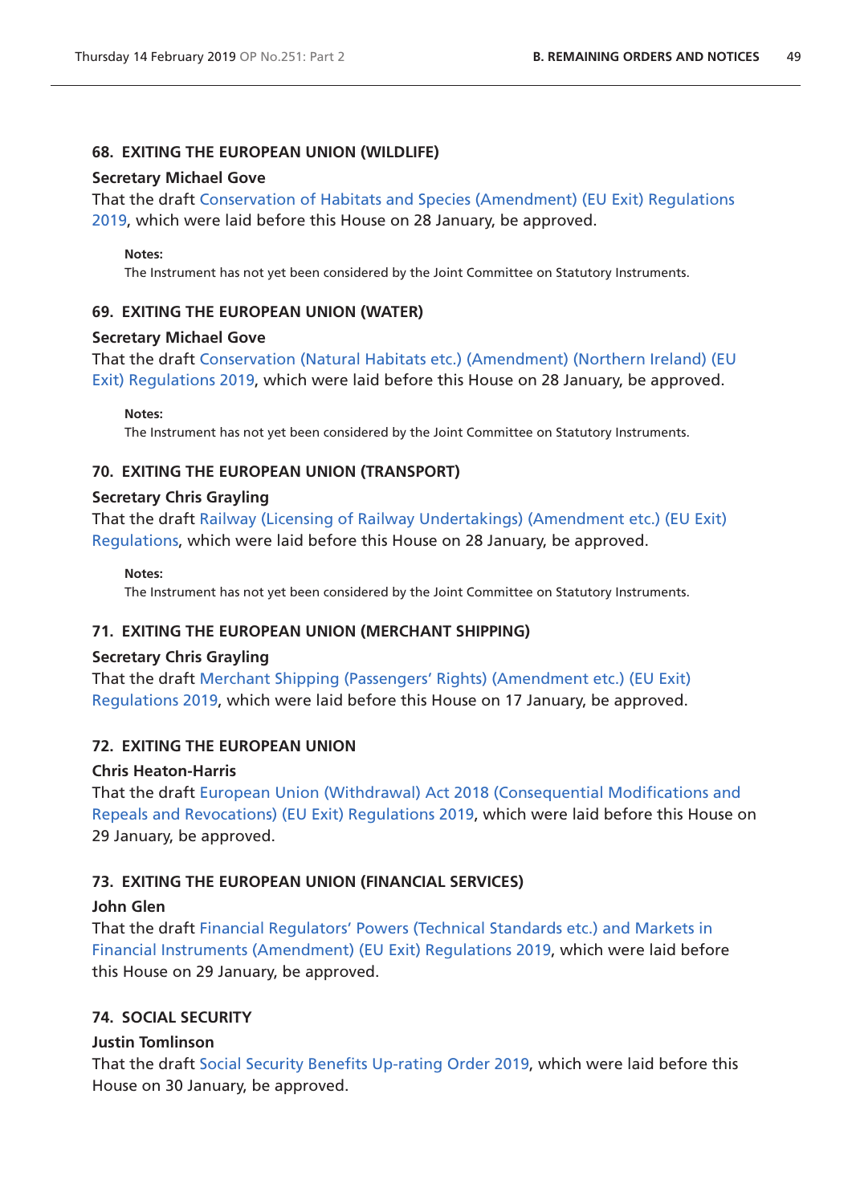### 68. EXITING THE EUROPEAN UNION (WILDLIFE)

**Secretary Michael Gove**

That the draft Conservation of Habitats and Species (Amendment) (EU Exit) Regulations 2019, which were laid before this House on 28 January, be approved.

**Notes:**

The Instrument has not yet been considered by the Joint Committee on Statutory Instruments.

### 69. EXITING THE EUROPEAN UNION (WATER)

**Secretary Michael Gove**

That the draft Conservation (Natural Habitats etc.) (Amendment) (Northern Ireland) (EU Exit) Regulations 2019, which were laid before this House on 28 January, be approved.

**Notes:**

The Instrument has not yet been considered by the Joint Committee on Statutory Instruments.

### 70. EXITING THE EUROPEAN UNION (TRANSPORT)

**Secretary Chris Grayling**

That the draft Railway (Licensing of Railway Undertakings) (Amendment etc.) (EU Exit) Regulations, which were laid before this House on 28 January, be approved.

**Notes:**

The Instrument has not yet been considered by the Joint Committee on Statutory Instruments.

### 71. EXITING THE EUROPEAN UNION (MERCHANT SHIPPING)

**Secretary Chris Grayling**

That the draft Merchant Shipping (Passengers' Rights) (Amendment etc.) (EU Exit) Regulations 2019, which were laid before this House on 17 January, be approved.

### 72. EXITING THE EUROPEAN UNION

**Chris Heaton-Harris**

That the draft European Union (Withdrawal) Act 2018 (Consequential Modifications and Repeals and Revocations) (EU Exit) Regulations 2019, which were laid before this House on 29 January, be approved.

### 73. EXITING THE EUROPEAN UNION (FINANCIAL SERVICES)

**John Glen**

That the draft Financial Regulators' Powers (Technical Standards etc.) and Markets in Financial Instruments (Amendment) (EU Exit) Regulations 2019, which were laid before this House on 29 January, be approved.

### 74. SOCIAL SECURITY

**Justin Tomlinson**

That the draft Social Security Benefits Up-rating Order 2019, which were laid before this House on 30 January, be approved.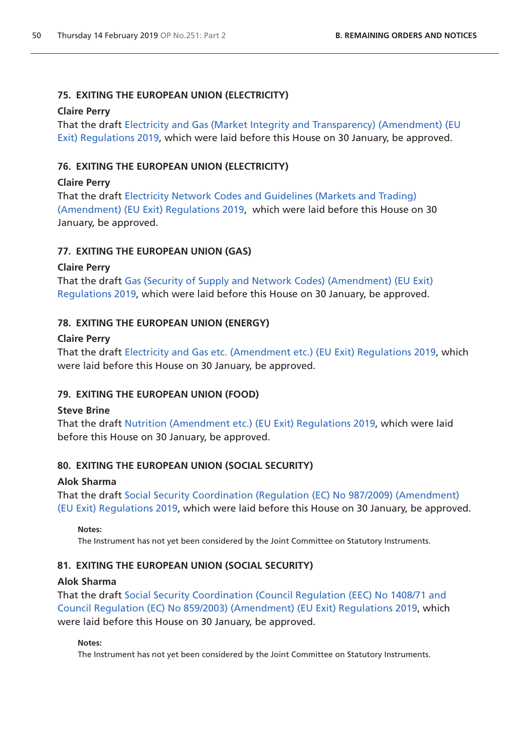### 75. EXITING THE EUROPEAN UNION (ELECTRICITY)

**Claire Perry**

That the draft Electricity and Gas (Market Integrity and Transparency) (Amendment) (EU Exit) Regulations 2019, which were laid before this House on 30 January, be approved.

### 76. EXITING THE EUROPEAN UNION (ELECTRICITY)

**Claire Perry**

That the draft Electricity Network Codes and Guidelines (Markets and Trading) (Amendment) (EU Exit) Regulations 2019, which were laid before this House on 30 January, be approved.

### 77. EXITING THE EUROPEAN UNION (GAS)

**Claire Perry**

That the draft Gas (Security of Supply and Network Codes) (Amendment) (EU Exit) Regulations 2019, which were laid before this House on 30 January, be approved.

### 78. EXITING THE EUROPEAN UNION (ENERGY)

**Claire Perry**

That the draft Electricity and Gas etc. (Amendment etc.) (EU Exit) Regulations 2019, which were laid before this House on 30 January, be approved.

### 79. EXITING THE EUROPEAN UNION (FOOD)

**Steve Brine**

That the draft Nutrition (Amendment etc.) (EU Exit) Regulations 2019, which were laid before this House on 30 January, be approved.

### 80. EXITING THE EUROPEAN UNION (SOCIAL SECURITY)

**Alok Sharma**

That the draft Social Security Coordination (Regulation (EC) No 987/2009) (Amendment) (EU Exit) Regulations 2019, which were laid before this House on 30 January, be approved.

**Notes:**

The Instrument has not yet been considered by the Joint Committee on Statutory Instruments.

### 81. EXITING THE EUROPEAN UNION (SOCIAL SECURITY)

**Alok Sharma**

That the draft Social Security Coordination (Council Regulation (EEC) No 1408/71 and Council Regulation (EC) No 859/2003) (Amendment) (EU Exit) Regulations 2019, which were laid before this House on 30 January, be approved.

**Notes:**

The Instrument has not yet been considered by the Joint Committee on Statutory Instruments.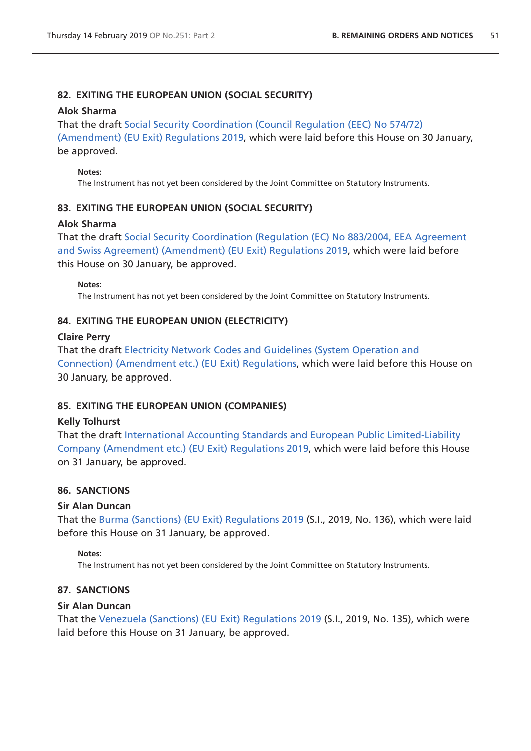### 82. EXITING THE EUROPEAN UNION (SOCIAL SECURITY)

**Alok Sharma**

That the draft Social Security Coordination (Council Regulation (EEC) No 574/72) (Amendment) (EU Exit) Regulations 2019, which were laid before this House on 30 January, be approved.

**Notes:**

The Instrument has not yet been considered by the Joint Committee on Statutory Instruments.

### 83. EXITING THE EUROPEAN UNION (SOCIAL SECURITY)

**Alok Sharma**

That the draft Social Security Coordination (Regulation (EC) No 883/2004, EEA Agreement and Swiss Agreement) (Amendment) (EU Exit) Regulations 2019, which were laid before this House on 30 January, be approved.

**Notes:**

The Instrument has not yet been considered by the Joint Committee on Statutory Instruments.

### 84. EXITING THE EUROPEAN UNION (ELECTRICITY)

**Claire Perry**

That the draft Electricity Network Codes and Guidelines (System Operation and Connection) (Amendment etc.) (EU Exit) Regulations, which were laid before this House on 30 January, be approved.

### 85. EXITING THE EUROPEAN UNION (COMPANIES)

**Kelly Tolhurst**

That the draft International Accounting Standards and European Public Limited-Liability Company (Amendment etc.) (EU Exit) Regulations 2019, which were laid before this House on 31 January, be approved.

### 86. SANCTIONS

**Sir Alan Duncan**

That the Burma (Sanctions) (EU Exit) Regulations 2019 (S.I., 2019, No. 136), which were laid before this House on 31 January, be approved.

**Notes:**

The Instrument has not yet been considered by the Joint Committee on Statutory Instruments.

### 87. SANCTIONS

**Sir Alan Duncan**

That the Venezuela (Sanctions) (EU Exit) Regulations 2019 (S.I., 2019, No. 135), which were laid before this House on 31 January, be approved.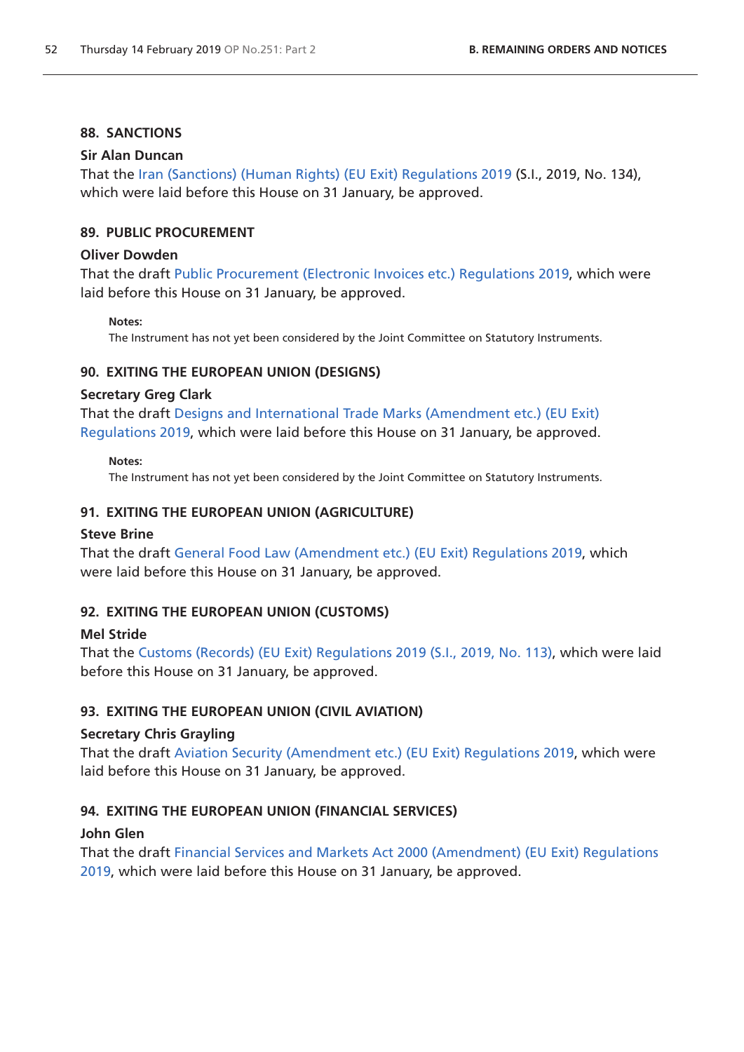### 88. SANCTIONS

**Sir Alan Duncan**

That the Iran (Sanctions) (Human Rights) (EU Exit) Regulations 2019 (S.I., 2019, No. 134), which were laid before this House on 31 January, be approved.

### 89. PUBLIC PROCUREMENT

**Oliver Dowden**

That the draft Public Procurement (Electronic Invoices etc.) Regulations 2019, which were laid before this House on 31 January, be approved.

> **Notes:**
> The Instrument has not yet been considered by the Joint Committee on Statutory Instruments.

### 90. EXITING THE EUROPEAN UNION (DESIGNS)

**Secretary Greg Clark**

That the draft Designs and International Trade Marks (Amendment etc.) (EU Exit) Regulations 2019, which were laid before this House on 31 January, be approved.

> **Notes:**
> The Instrument has not yet been considered by the Joint Committee on Statutory Instruments.

### 91. EXITING THE EUROPEAN UNION (AGRICULTURE)

**Steve Brine**

That the draft General Food Law (Amendment etc.) (EU Exit) Regulations 2019, which were laid before this House on 31 January, be approved.

### 92. EXITING THE EUROPEAN UNION (CUSTOMS)

**Mel Stride**

That the Customs (Records) (EU Exit) Regulations 2019 (S.I., 2019, No. 113), which were laid before this House on 31 January, be approved.

### 93. EXITING THE EUROPEAN UNION (CIVIL AVIATION)

**Secretary Chris Grayling**

That the draft Aviation Security (Amendment etc.) (EU Exit) Regulations 2019, which were laid before this House on 31 January, be approved.

### 94. EXITING THE EUROPEAN UNION (FINANCIAL SERVICES)

**John Glen**

That the draft Financial Services and Markets Act 2000 (Amendment) (EU Exit) Regulations 2019, which were laid before this House on 31 January, be approved.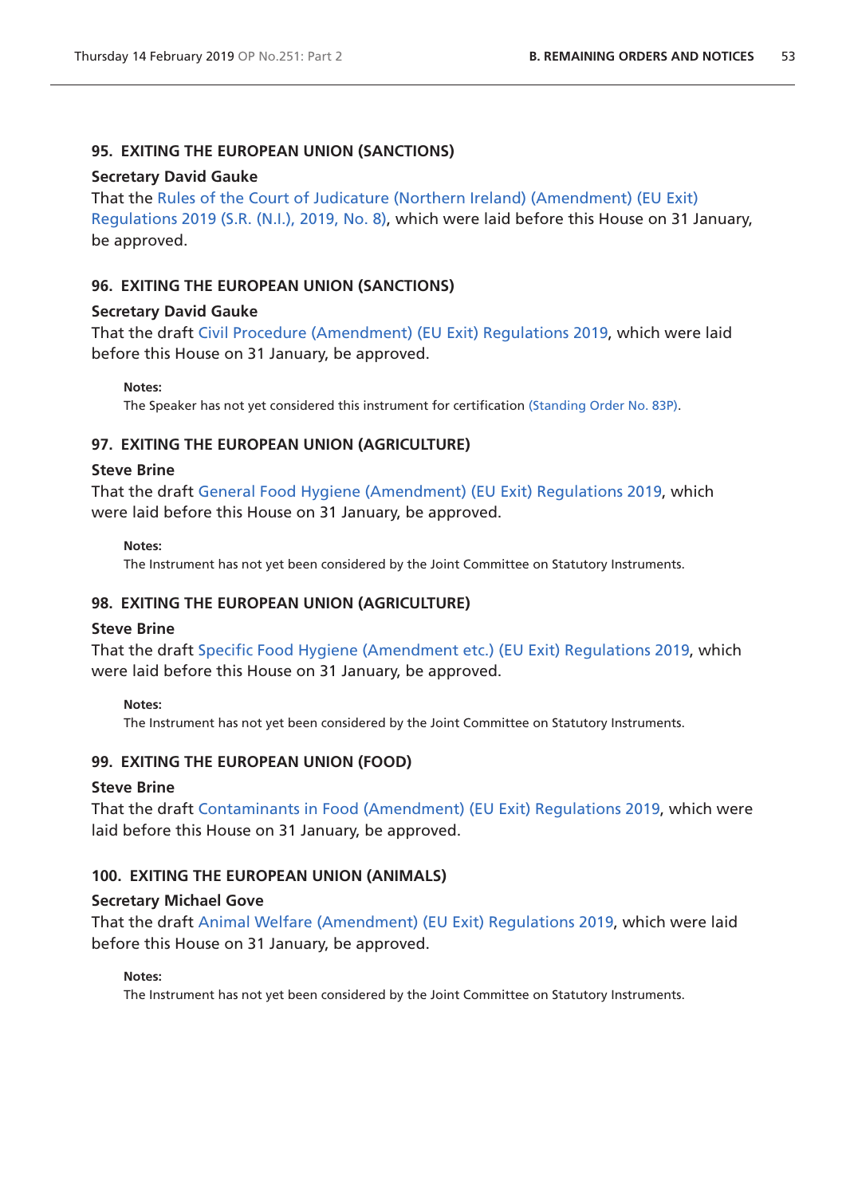### 95. EXITING THE EUROPEAN UNION (SANCTIONS)

**Secretary David Gauke**

That the Rules of the Court of Judicature (Northern Ireland) (Amendment) (EU Exit) Regulations 2019 (S.R. (N.I.), 2019, No. 8), which were laid before this House on 31 January, be approved.

### 96. EXITING THE EUROPEAN UNION (SANCTIONS)

**Secretary David Gauke**

That the draft Civil Procedure (Amendment) (EU Exit) Regulations 2019, which were laid before this House on 31 January, be approved.

**Notes:**

The Speaker has not yet considered this instrument for certification (Standing Order No. 83P).

### 97. EXITING THE EUROPEAN UNION (AGRICULTURE)

**Steve Brine**

That the draft General Food Hygiene (Amendment) (EU Exit) Regulations 2019, which were laid before this House on 31 January, be approved.

**Notes:**

The Instrument has not yet been considered by the Joint Committee on Statutory Instruments.

### 98. EXITING THE EUROPEAN UNION (AGRICULTURE)

**Steve Brine**

That the draft Specific Food Hygiene (Amendment etc.) (EU Exit) Regulations 2019, which were laid before this House on 31 January, be approved.

**Notes:**

The Instrument has not yet been considered by the Joint Committee on Statutory Instruments.

### 99. EXITING THE EUROPEAN UNION (FOOD)

**Steve Brine**

That the draft Contaminants in Food (Amendment) (EU Exit) Regulations 2019, which were laid before this House on 31 January, be approved.

### 100. EXITING THE EUROPEAN UNION (ANIMALS)

**Secretary Michael Gove**

That the draft Animal Welfare (Amendment) (EU Exit) Regulations 2019, which were laid before this House on 31 January, be approved.

**Notes:**

The Instrument has not yet been considered by the Joint Committee on Statutory Instruments.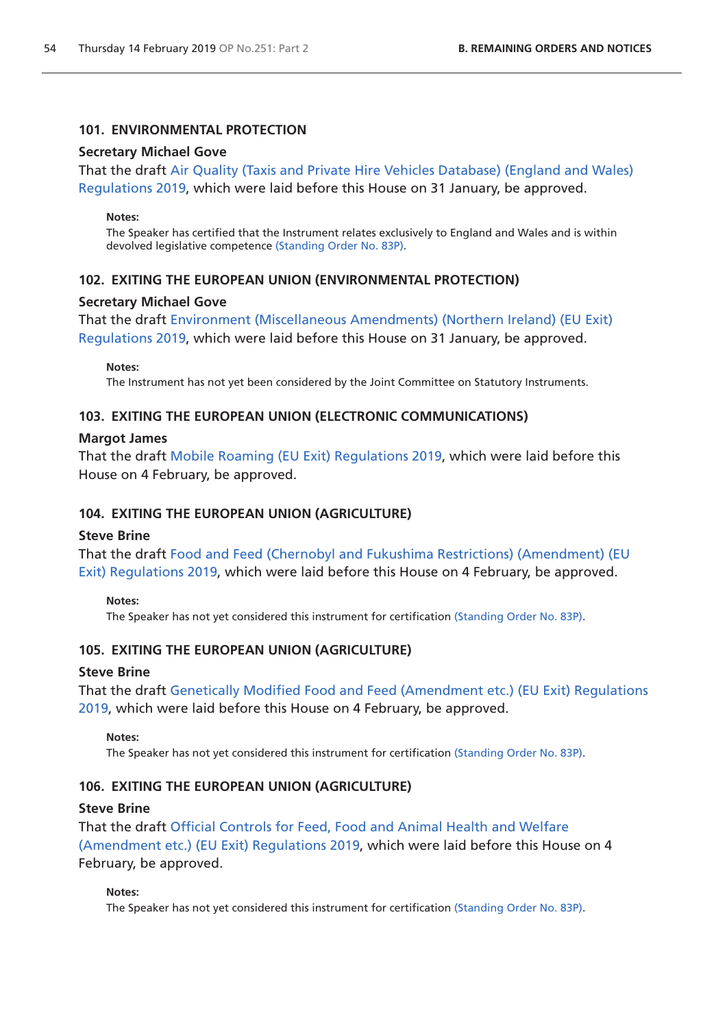### 101. ENVIRONMENTAL PROTECTION

**Secretary Michael Gove**

That the draft Air Quality (Taxis and Private Hire Vehicles Database) (England and Wales) Regulations 2019, which were laid before this House on 31 January, be approved.

**Notes:**

The Speaker has certified that the Instrument relates exclusively to England and Wales and is within devolved legislative competence (Standing Order No. 83P).

### 102. EXITING THE EUROPEAN UNION (ENVIRONMENTAL PROTECTION)

**Secretary Michael Gove**

That the draft Environment (Miscellaneous Amendments) (Northern Ireland) (EU Exit) Regulations 2019, which were laid before this House on 31 January, be approved.

**Notes:**

The Instrument has not yet been considered by the Joint Committee on Statutory Instruments.

### 103. EXITING THE EUROPEAN UNION (ELECTRONIC COMMUNICATIONS)

**Margot James**

That the draft Mobile Roaming (EU Exit) Regulations 2019, which were laid before this House on 4 February, be approved.

### 104. EXITING THE EUROPEAN UNION (AGRICULTURE)

**Steve Brine**

That the draft Food and Feed (Chernobyl and Fukushima Restrictions) (Amendment) (EU Exit) Regulations 2019, which were laid before this House on 4 February, be approved.

**Notes:**

The Speaker has not yet considered this instrument for certification (Standing Order No. 83P).

### 105. EXITING THE EUROPEAN UNION (AGRICULTURE)

**Steve Brine**

That the draft Genetically Modified Food and Feed (Amendment etc.) (EU Exit) Regulations 2019, which were laid before this House on 4 February, be approved.

**Notes:**

The Speaker has not yet considered this instrument for certification (Standing Order No. 83P).

### 106. EXITING THE EUROPEAN UNION (AGRICULTURE)

**Steve Brine**

That the draft Official Controls for Feed, Food and Animal Health and Welfare (Amendment etc.) (EU Exit) Regulations 2019, which were laid before this House on 4 February, be approved.

**Notes:**

The Speaker has not yet considered this instrument for certification (Standing Order No. 83P).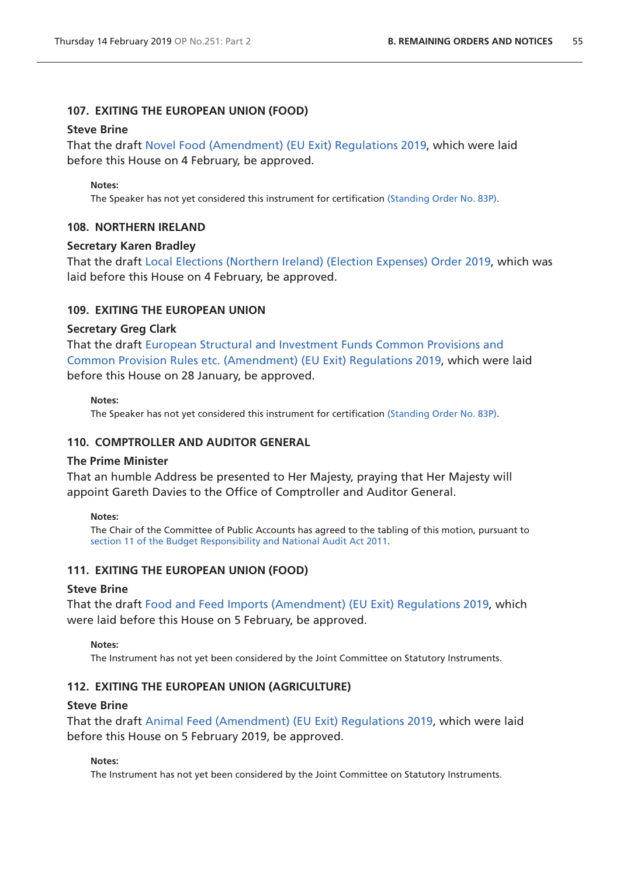### 107. EXITING THE EUROPEAN UNION (FOOD)

**Steve Brine**

That the draft Novel Food (Amendment) (EU Exit) Regulations 2019, which were laid before this House on 4 February, be approved.

**Notes:**

The Speaker has not yet considered this instrument for certification (Standing Order No. 83P).

### 108. NORTHERN IRELAND

**Secretary Karen Bradley**

That the draft Local Elections (Northern Ireland) (Election Expenses) Order 2019, which was laid before this House on 4 February, be approved.

### 109. EXITING THE EUROPEAN UNION

**Secretary Greg Clark**

That the draft European Structural and Investment Funds Common Provisions and Common Provision Rules etc. (Amendment) (EU Exit) Regulations 2019, which were laid before this House on 28 January, be approved.

**Notes:**

The Speaker has not yet considered this instrument for certification (Standing Order No. 83P).

### 110. COMPTROLLER AND AUDITOR GENERAL

**The Prime Minister**

That an humble Address be presented to Her Majesty, praying that Her Majesty will appoint Gareth Davies to the Office of Comptroller and Auditor General.

**Notes:**

The Chair of the Committee of Public Accounts has agreed to the tabling of this motion, pursuant to section 11 of the Budget Responsibility and National Audit Act 2011.

### 111. EXITING THE EUROPEAN UNION (FOOD)

**Steve Brine**

That the draft Food and Feed Imports (Amendment) (EU Exit) Regulations 2019, which were laid before this House on 5 February, be approved.

**Notes:**

The Instrument has not yet been considered by the Joint Committee on Statutory Instruments.

### 112. EXITING THE EUROPEAN UNION (AGRICULTURE)

**Steve Brine**

That the draft Animal Feed (Amendment) (EU Exit) Regulations 2019, which were laid before this House on 5 February 2019, be approved.

**Notes:**

The Instrument has not yet been considered by the Joint Committee on Statutory Instruments.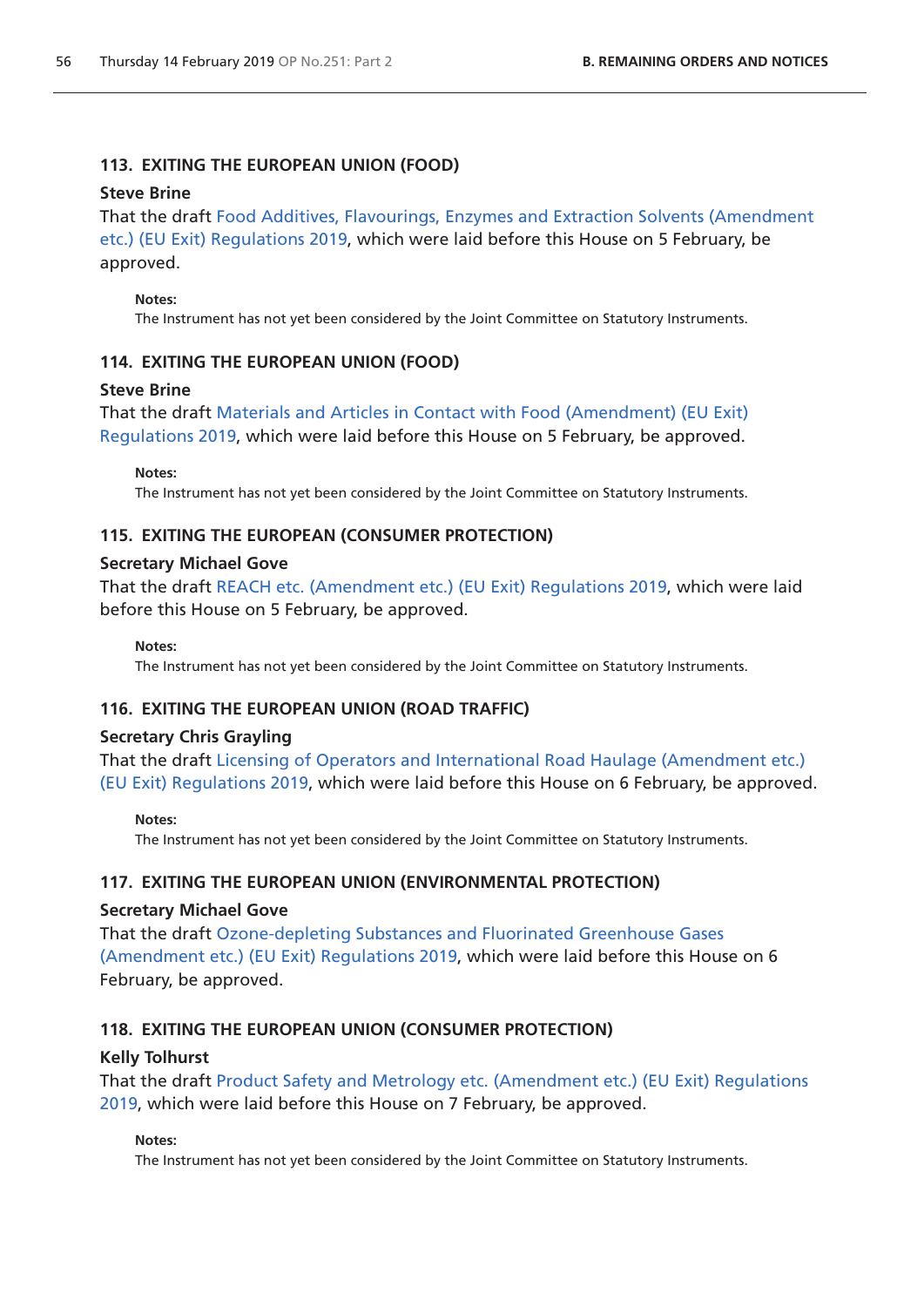### 113. EXITING THE EUROPEAN UNION (FOOD)

**Steve Brine**

That the draft Food Additives, Flavourings, Enzymes and Extraction Solvents (Amendment etc.) (EU Exit) Regulations 2019, which were laid before this House on 5 February, be approved.

**Notes:**

The Instrument has not yet been considered by the Joint Committee on Statutory Instruments.

### 114. EXITING THE EUROPEAN UNION (FOOD)

**Steve Brine**

That the draft Materials and Articles in Contact with Food (Amendment) (EU Exit) Regulations 2019, which were laid before this House on 5 February, be approved.

**Notes:**

The Instrument has not yet been considered by the Joint Committee on Statutory Instruments.

### 115. EXITING THE EUROPEAN (CONSUMER PROTECTION)

**Secretary Michael Gove**

That the draft REACH etc. (Amendment etc.) (EU Exit) Regulations 2019, which were laid before this House on 5 February, be approved.

**Notes:**

The Instrument has not yet been considered by the Joint Committee on Statutory Instruments.

### 116. EXITING THE EUROPEAN UNION (ROAD TRAFFIC)

**Secretary Chris Grayling**

That the draft Licensing of Operators and International Road Haulage (Amendment etc.) (EU Exit) Regulations 2019, which were laid before this House on 6 February, be approved.

**Notes:**

The Instrument has not yet been considered by the Joint Committee on Statutory Instruments.

### 117. EXITING THE EUROPEAN UNION (ENVIRONMENTAL PROTECTION)

**Secretary Michael Gove**

That the draft Ozone-depleting Substances and Fluorinated Greenhouse Gases (Amendment etc.) (EU Exit) Regulations 2019, which were laid before this House on 6 February, be approved.

### 118. EXITING THE EUROPEAN UNION (CONSUMER PROTECTION)

**Kelly Tolhurst**

That the draft Product Safety and Metrology etc. (Amendment etc.) (EU Exit) Regulations 2019, which were laid before this House on 7 February, be approved.

**Notes:**

The Instrument has not yet been considered by the Joint Committee on Statutory Instruments.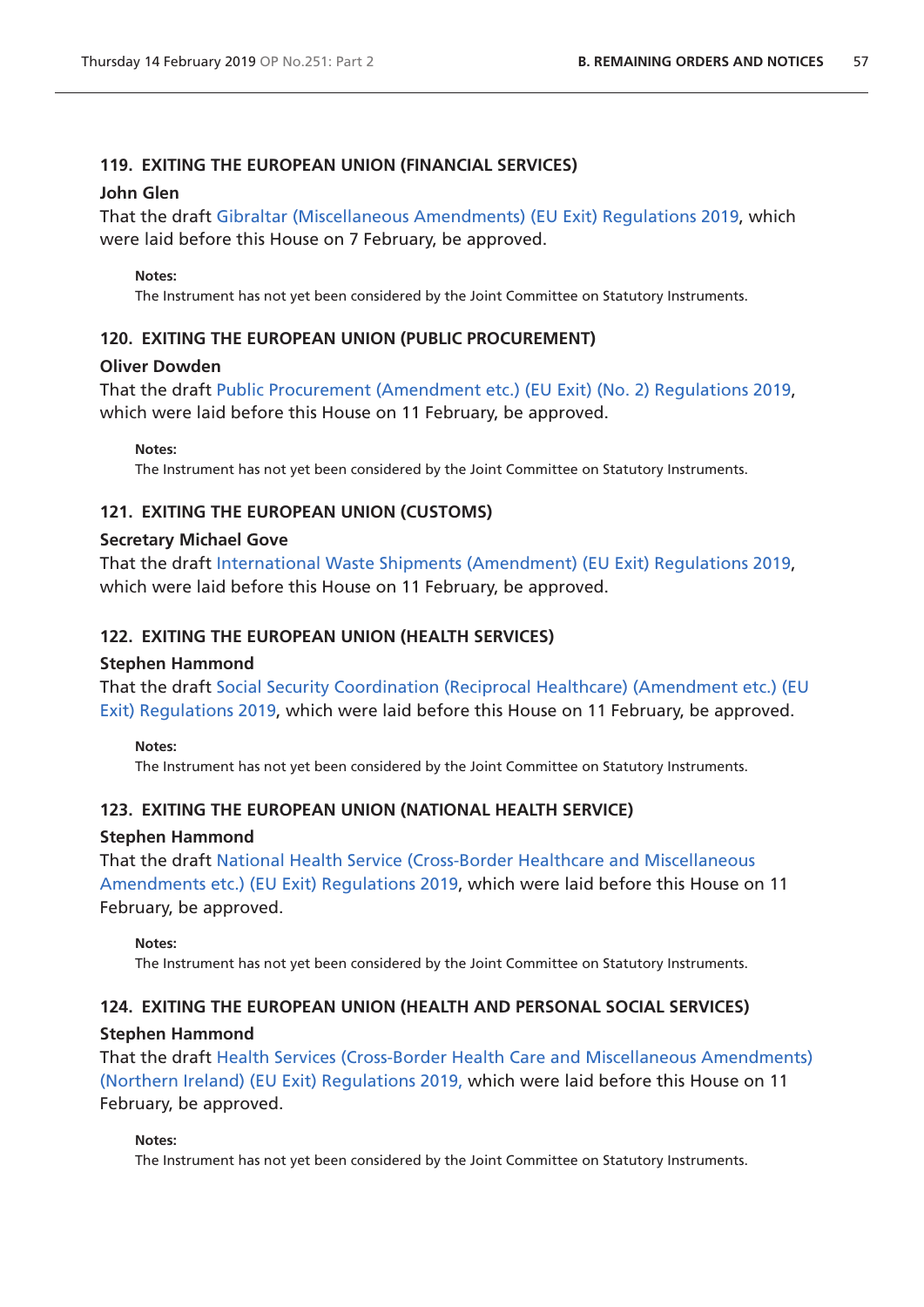### 119. EXITING THE EUROPEAN UNION (FINANCIAL SERVICES)

**John Glen**

That the draft Gibraltar (Miscellaneous Amendments) (EU Exit) Regulations 2019, which were laid before this House on 7 February, be approved.

**Notes:**

The Instrument has not yet been considered by the Joint Committee on Statutory Instruments.

### 120. EXITING THE EUROPEAN UNION (PUBLIC PROCUREMENT)

**Oliver Dowden**

That the draft Public Procurement (Amendment etc.) (EU Exit) (No. 2) Regulations 2019, which were laid before this House on 11 February, be approved.

**Notes:**

The Instrument has not yet been considered by the Joint Committee on Statutory Instruments.

### 121. EXITING THE EUROPEAN UNION (CUSTOMS)

**Secretary Michael Gove**

That the draft International Waste Shipments (Amendment) (EU Exit) Regulations 2019, which were laid before this House on 11 February, be approved.

### 122. EXITING THE EUROPEAN UNION (HEALTH SERVICES)

**Stephen Hammond**

That the draft Social Security Coordination (Reciprocal Healthcare) (Amendment etc.) (EU Exit) Regulations 2019, which were laid before this House on 11 February, be approved.

**Notes:**

The Instrument has not yet been considered by the Joint Committee on Statutory Instruments.

### 123. EXITING THE EUROPEAN UNION (NATIONAL HEALTH SERVICE)

**Stephen Hammond**

That the draft National Health Service (Cross-Border Healthcare and Miscellaneous Amendments etc.) (EU Exit) Regulations 2019, which were laid before this House on 11 February, be approved.

**Notes:**

The Instrument has not yet been considered by the Joint Committee on Statutory Instruments.

### 124. EXITING THE EUROPEAN UNION (HEALTH AND PERSONAL SOCIAL SERVICES)

**Stephen Hammond**

That the draft Health Services (Cross-Border Health Care and Miscellaneous Amendments) (Northern Ireland) (EU Exit) Regulations 2019, which were laid before this House on 11 February, be approved.

**Notes:**

The Instrument has not yet been considered by the Joint Committee on Statutory Instruments.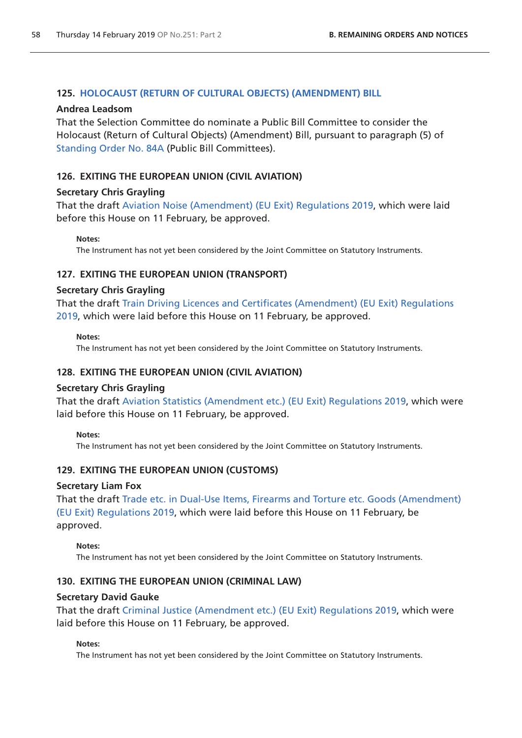### 125. HOLOCAUST (RETURN OF CULTURAL OBJECTS) (AMENDMENT) BILL

**Andrea Leadsom**

That the Selection Committee do nominate a Public Bill Committee to consider the Holocaust (Return of Cultural Objects) (Amendment) Bill, pursuant to paragraph (5) of Standing Order No. 84A (Public Bill Committees).

### 126. EXITING THE EUROPEAN UNION (CIVIL AVIATION)

**Secretary Chris Grayling**

That the draft Aviation Noise (Amendment) (EU Exit) Regulations 2019, which were laid before this House on 11 February, be approved.

**Notes:**

The Instrument has not yet been considered by the Joint Committee on Statutory Instruments.

### 127. EXITING THE EUROPEAN UNION (TRANSPORT)

**Secretary Chris Grayling**

That the draft Train Driving Licences and Certificates (Amendment) (EU Exit) Regulations 2019, which were laid before this House on 11 February, be approved.

**Notes:**

The Instrument has not yet been considered by the Joint Committee on Statutory Instruments.

### 128. EXITING THE EUROPEAN UNION (CIVIL AVIATION)

**Secretary Chris Grayling**

That the draft Aviation Statistics (Amendment etc.) (EU Exit) Regulations 2019, which were laid before this House on 11 February, be approved.

**Notes:**

The Instrument has not yet been considered by the Joint Committee on Statutory Instruments.

### 129. EXITING THE EUROPEAN UNION (CUSTOMS)

**Secretary Liam Fox**

That the draft Trade etc. in Dual-Use Items, Firearms and Torture etc. Goods (Amendment) (EU Exit) Regulations 2019, which were laid before this House on 11 February, be approved.

**Notes:**

The Instrument has not yet been considered by the Joint Committee on Statutory Instruments.

### 130. EXITING THE EUROPEAN UNION (CRIMINAL LAW)

**Secretary David Gauke**

That the draft Criminal Justice (Amendment etc.) (EU Exit) Regulations 2019, which were laid before this House on 11 February, be approved.

**Notes:**

The Instrument has not yet been considered by the Joint Committee on Statutory Instruments.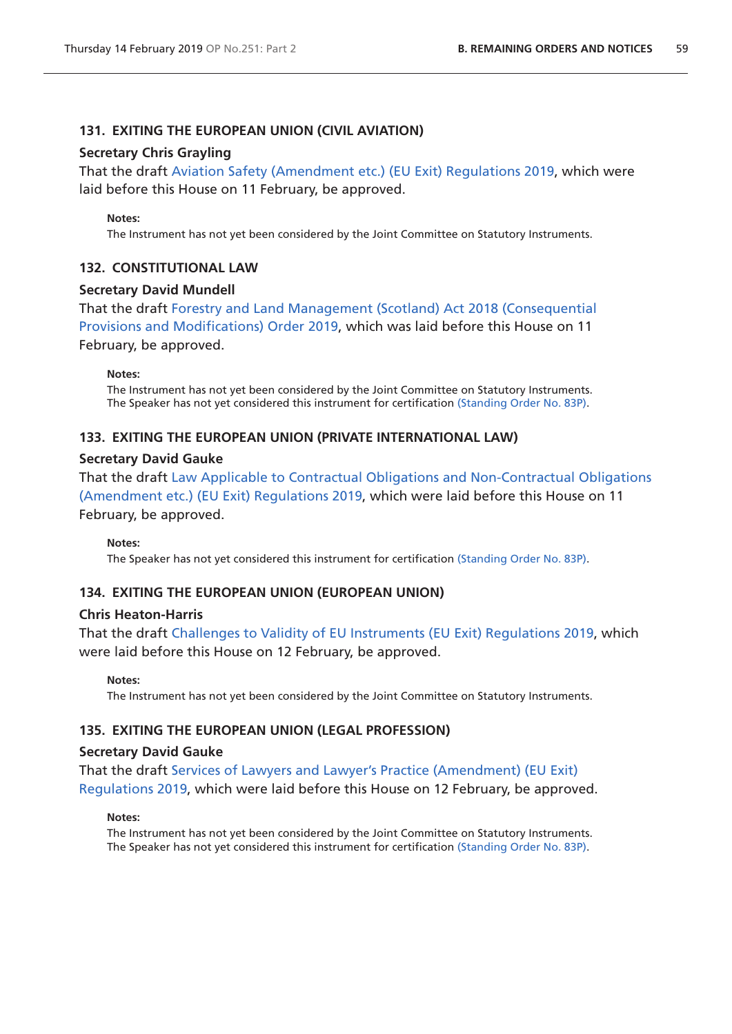### 131. EXITING THE EUROPEAN UNION (CIVIL AVIATION)

**Secretary Chris Grayling**

That the draft Aviation Safety (Amendment etc.) (EU Exit) Regulations 2019, which were laid before this House on 11 February, be approved.

**Notes:**

The Instrument has not yet been considered by the Joint Committee on Statutory Instruments.

### 132. CONSTITUTIONAL LAW

**Secretary David Mundell**

That the draft Forestry and Land Management (Scotland) Act 2018 (Consequential Provisions and Modifications) Order 2019, which was laid before this House on 11 February, be approved.

**Notes:**

The Instrument has not yet been considered by the Joint Committee on Statutory Instruments.
The Speaker has not yet considered this instrument for certification (Standing Order No. 83P).

### 133. EXITING THE EUROPEAN UNION (PRIVATE INTERNATIONAL LAW)

**Secretary David Gauke**

That the draft Law Applicable to Contractual Obligations and Non-Contractual Obligations (Amendment etc.) (EU Exit) Regulations 2019, which were laid before this House on 11 February, be approved.

**Notes:**

The Speaker has not yet considered this instrument for certification (Standing Order No. 83P).

### 134. EXITING THE EUROPEAN UNION (EUROPEAN UNION)

**Chris Heaton-Harris**

That the draft Challenges to Validity of EU Instruments (EU Exit) Regulations 2019, which were laid before this House on 12 February, be approved.

**Notes:**

The Instrument has not yet been considered by the Joint Committee on Statutory Instruments.

### 135. EXITING THE EUROPEAN UNION (LEGAL PROFESSION)

**Secretary David Gauke**

That the draft Services of Lawyers and Lawyer's Practice (Amendment) (EU Exit) Regulations 2019, which were laid before this House on 12 February, be approved.

**Notes:**

The Instrument has not yet been considered by the Joint Committee on Statutory Instruments.
The Speaker has not yet considered this instrument for certification (Standing Order No. 83P).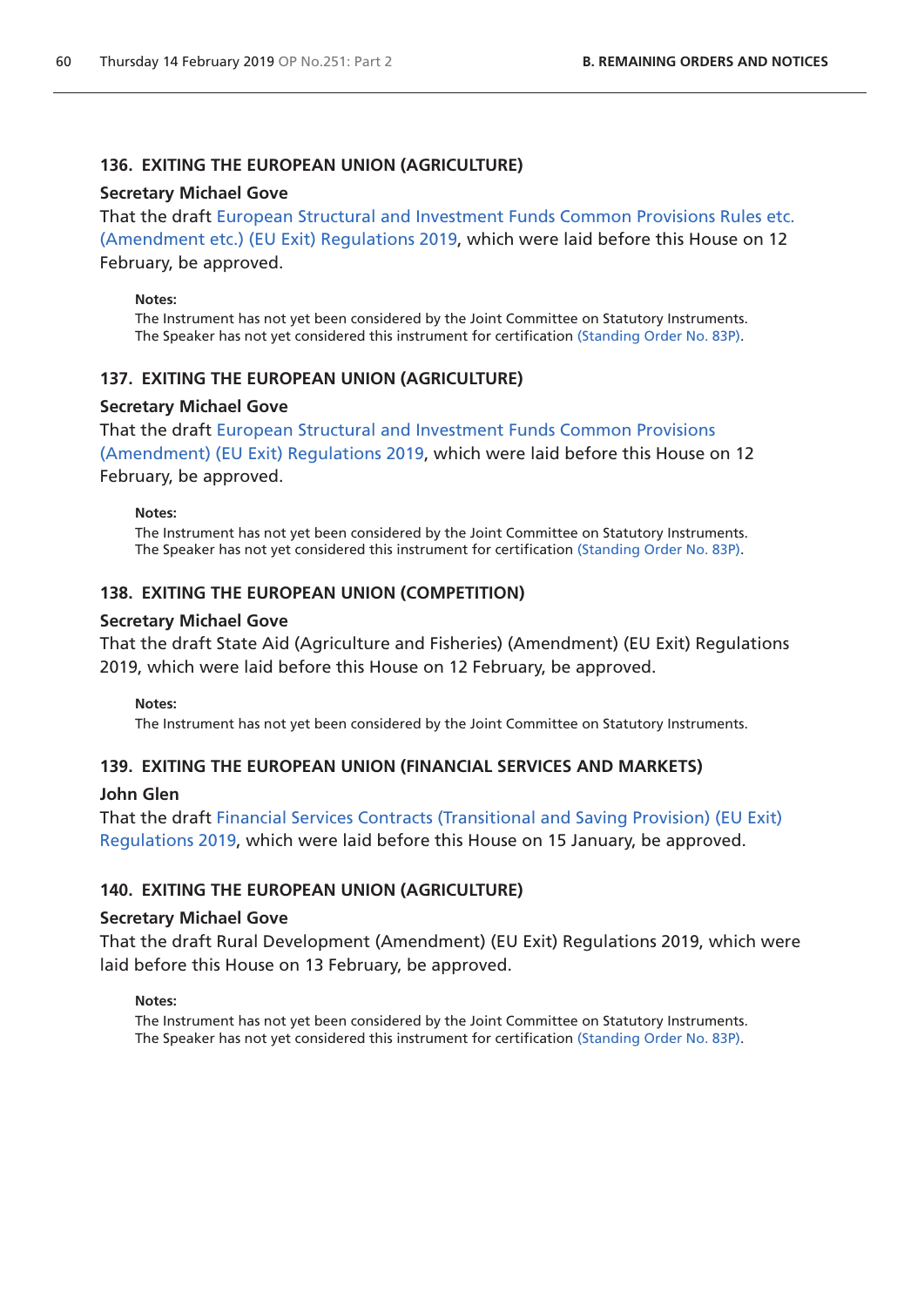### 136. EXITING THE EUROPEAN UNION (AGRICULTURE)

**Secretary Michael Gove**

That the draft European Structural and Investment Funds Common Provisions Rules etc. (Amendment etc.) (EU Exit) Regulations 2019, which were laid before this House on 12 February, be approved.

**Notes:**

The Instrument has not yet been considered by the Joint Committee on Statutory Instruments.
The Speaker has not yet considered this instrument for certification (Standing Order No. 83P).

### 137. EXITING THE EUROPEAN UNION (AGRICULTURE)

**Secretary Michael Gove**

That the draft European Structural and Investment Funds Common Provisions (Amendment) (EU Exit) Regulations 2019, which were laid before this House on 12 February, be approved.

**Notes:**

The Instrument has not yet been considered by the Joint Committee on Statutory Instruments.
The Speaker has not yet considered this instrument for certification (Standing Order No. 83P).

### 138. EXITING THE EUROPEAN UNION (COMPETITION)

**Secretary Michael Gove**

That the draft State Aid (Agriculture and Fisheries) (Amendment) (EU Exit) Regulations 2019, which were laid before this House on 12 February, be approved.

**Notes:**

The Instrument has not yet been considered by the Joint Committee on Statutory Instruments.

### 139. EXITING THE EUROPEAN UNION (FINANCIAL SERVICES AND MARKETS)

**John Glen**

That the draft Financial Services Contracts (Transitional and Saving Provision) (EU Exit) Regulations 2019, which were laid before this House on 15 January, be approved.

### 140. EXITING THE EUROPEAN UNION (AGRICULTURE)

**Secretary Michael Gove**

That the draft Rural Development (Amendment) (EU Exit) Regulations 2019, which were laid before this House on 13 February, be approved.

**Notes:**

The Instrument has not yet been considered by the Joint Committee on Statutory Instruments.
The Speaker has not yet considered this instrument for certification (Standing Order No. 83P).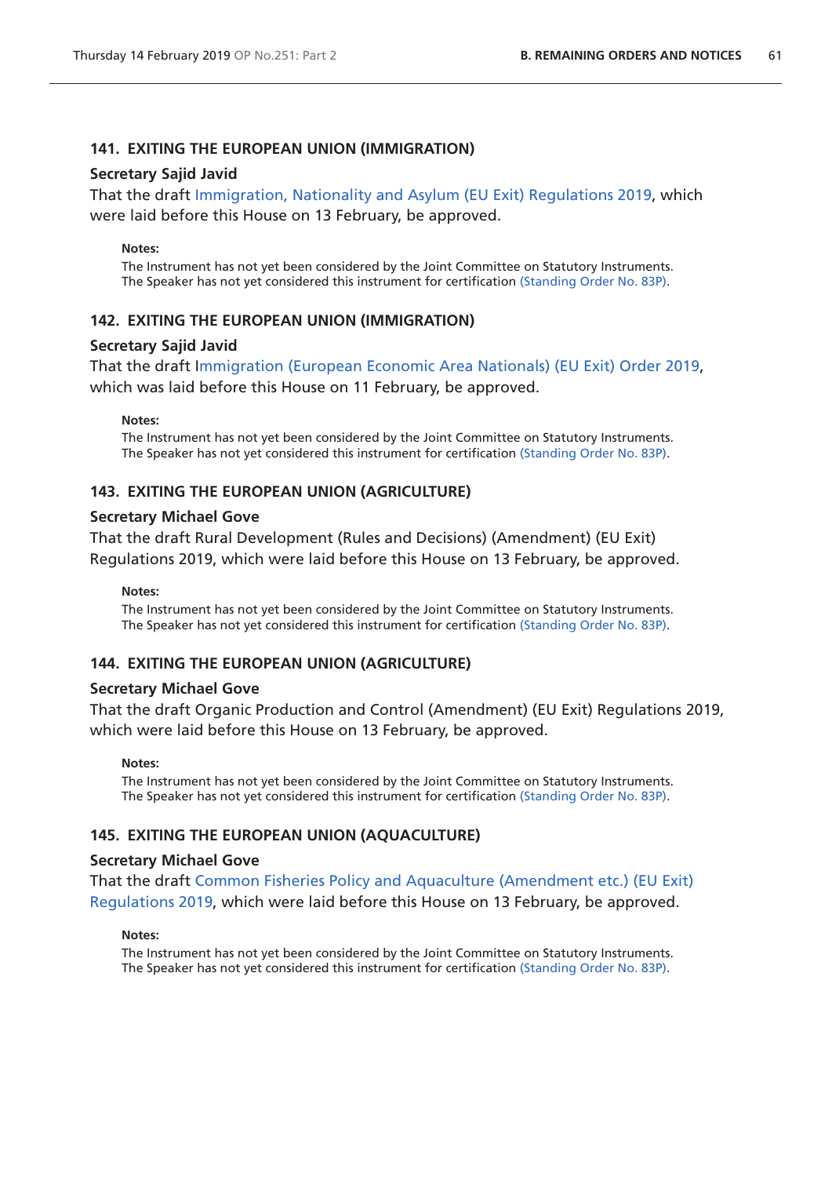### 141. EXITING THE EUROPEAN UNION (IMMIGRATION)

**Secretary Sajid Javid**

That the draft Immigration, Nationality and Asylum (EU Exit) Regulations 2019, which were laid before this House on 13 February, be approved.

**Notes:**

The Instrument has not yet been considered by the Joint Committee on Statutory Instruments.
The Speaker has not yet considered this instrument for certification (Standing Order No. 83P).

### 142. EXITING THE EUROPEAN UNION (IMMIGRATION)

**Secretary Sajid Javid**

That the draft Immigration (European Economic Area Nationals) (EU Exit) Order 2019, which was laid before this House on 11 February, be approved.

**Notes:**

The Instrument has not yet been considered by the Joint Committee on Statutory Instruments.
The Speaker has not yet considered this instrument for certification (Standing Order No. 83P).

### 143. EXITING THE EUROPEAN UNION (AGRICULTURE)

**Secretary Michael Gove**

That the draft Rural Development (Rules and Decisions) (Amendment) (EU Exit) Regulations 2019, which were laid before this House on 13 February, be approved.

**Notes:**

The Instrument has not yet been considered by the Joint Committee on Statutory Instruments.
The Speaker has not yet considered this instrument for certification (Standing Order No. 83P).

### 144. EXITING THE EUROPEAN UNION (AGRICULTURE)

**Secretary Michael Gove**

That the draft Organic Production and Control (Amendment) (EU Exit) Regulations 2019, which were laid before this House on 13 February, be approved.

**Notes:**

The Instrument has not yet been considered by the Joint Committee on Statutory Instruments.
The Speaker has not yet considered this instrument for certification (Standing Order No. 83P).

### 145. EXITING THE EUROPEAN UNION (AQUACULTURE)

**Secretary Michael Gove**

That the draft Common Fisheries Policy and Aquaculture (Amendment etc.) (EU Exit) Regulations 2019, which were laid before this House on 13 February, be approved.

**Notes:**

The Instrument has not yet been considered by the Joint Committee on Statutory Instruments.
The Speaker has not yet considered this instrument for certification (Standing Order No. 83P).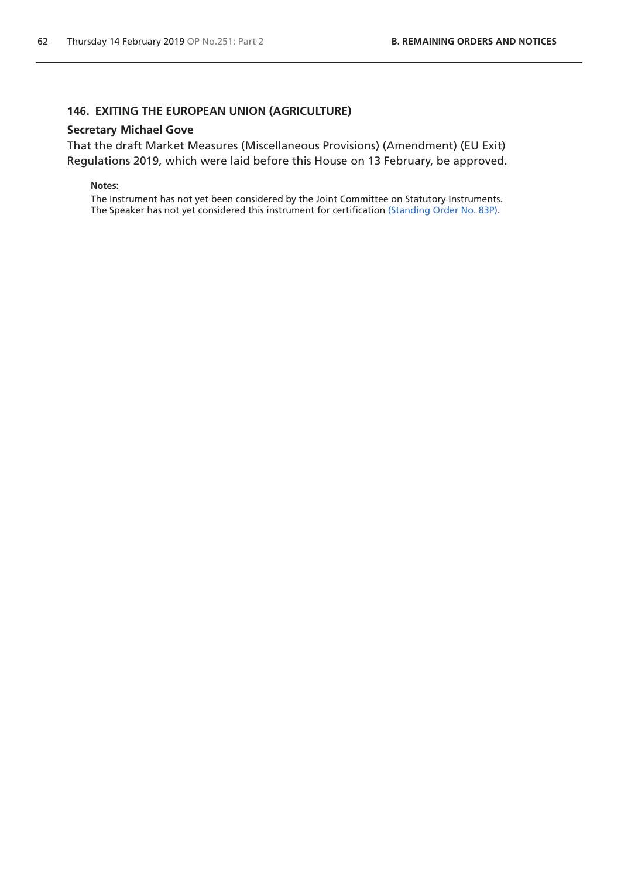### 146. EXITING THE EUROPEAN UNION (AGRICULTURE)

**Secretary Michael Gove**

That the draft Market Measures (Miscellaneous Provisions) (Amendment) (EU Exit) Regulations 2019, which were laid before this House on 13 February, be approved.

**Notes:**

The Instrument has not yet been considered by the Joint Committee on Statutory Instruments. The Speaker has not yet considered this instrument for certification (Standing Order No. 83P).